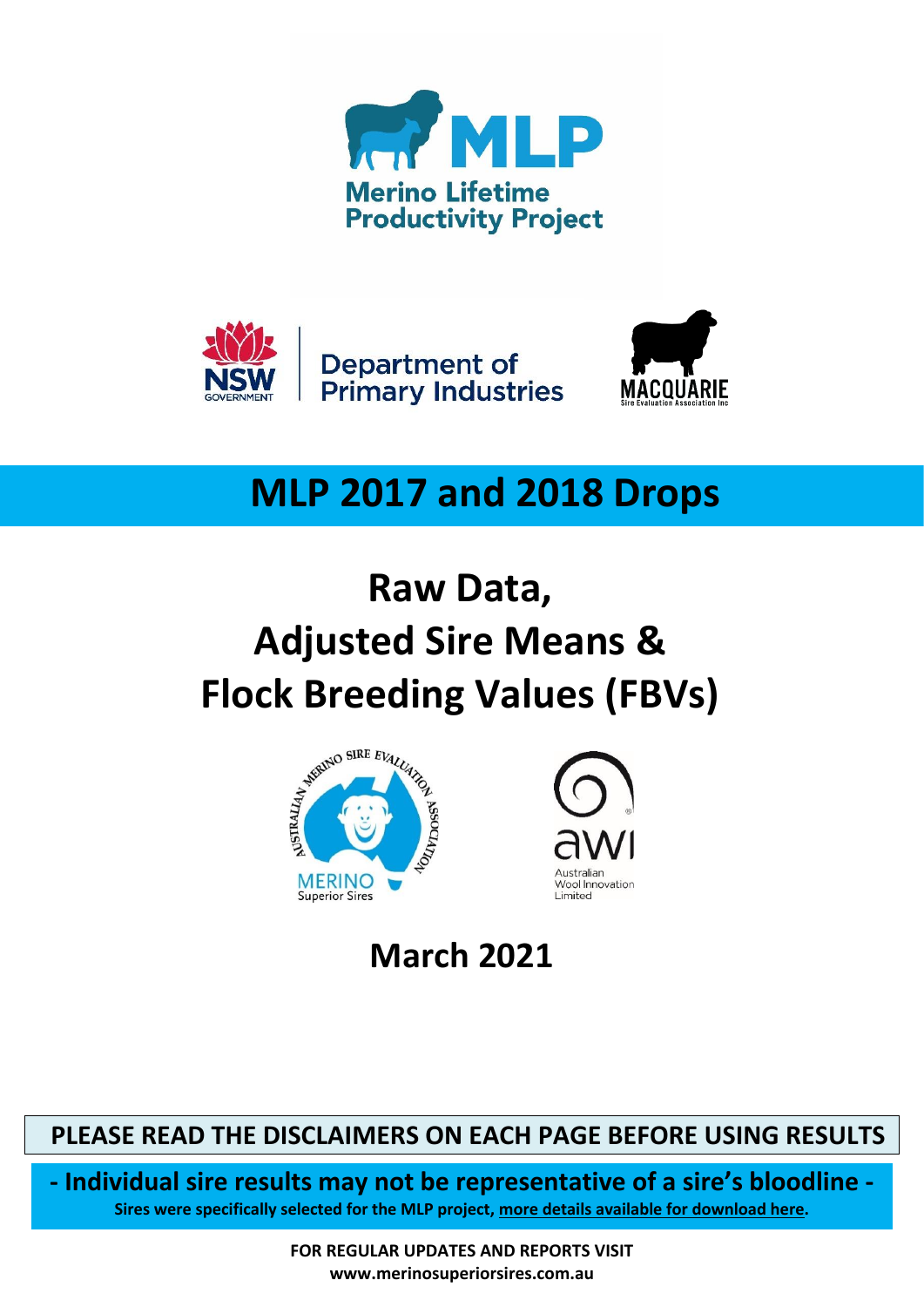MLP

Merino Lifetime Productivity Project

Department of Primary Industries

MACQUARIE Sire Evaluation Association Inc

# MLP 2017 and 2018 Drops

# Raw Data, Adjusted Sire Means & Flock Breeding Values (FBVs)

AUSTRALIAN MERINO SIRE EVALUATION ASSOCIATION

MERINO Superior Sires

awi Australian Wool Innovation Limited

## March 2021

**PLEASE READ THE DISCLAIMERS ON EACH PAGE BEFORE USING RESULTS**

**- Individual sire results may not be representative of a sire's bloodline -**

**Sires were specifically selected for the MLP project, more details available for download here.**

**FOR REGULAR UPDATES AND REPORTS VISIT**
**www.merinosuperiorsires.com.au**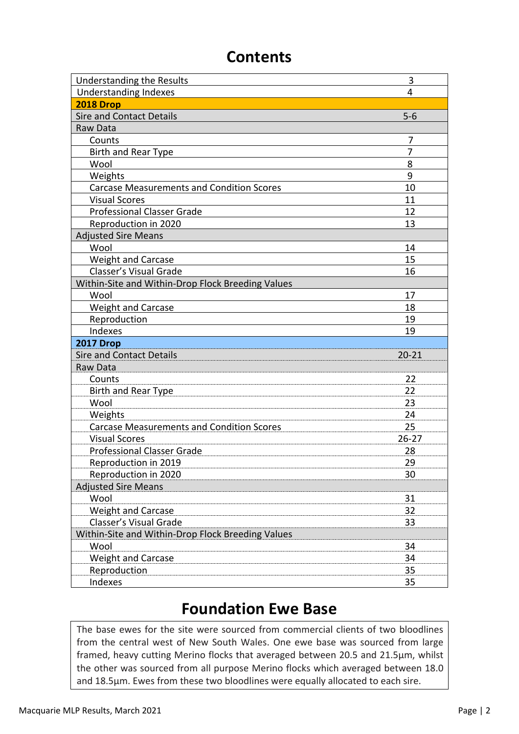# Contents

| | |
|---|---|
| Understanding the Results | 3 |
| Understanding Indexes | 4 |
| **2018 Drop** | |
| Sire and Contact Details | 5-6 |
| Raw Data | |
| Counts | 7 |
| Birth and Rear Type | 7 |
| Wool | 8 |
| Weights | 9 |
| Carcase Measurements and Condition Scores | 10 |
| Visual Scores | 11 |
| Professional Classer Grade | 12 |
| Reproduction in 2020 | 13 |
| Adjusted Sire Means | |
| Wool | 14 |
| Weight and Carcase | 15 |
| Classer's Visual Grade | 16 |
| Within-Site and Within-Drop Flock Breeding Values | |
| Wool | 17 |
| Weight and Carcase | 18 |
| Reproduction | 19 |
| Indexes | 19 |
| **2017 Drop** | |
| Sire and Contact Details | 20-21 |
| Raw Data | |
| Counts | 22 |
| Birth and Rear Type | 22 |
| Wool | 23 |
| Weights | 24 |
| Carcase Measurements and Condition Scores | 25 |
| Visual Scores | 26-27 |
| Professional Classer Grade | 28 |
| Reproduction in 2019 | 29 |
| Reproduction in 2020 | 30 |
| Adjusted Sire Means | |
| Wool | 31 |
| Weight and Carcase | 32 |
| Classer's Visual Grade | 33 |
| Within-Site and Within-Drop Flock Breeding Values | |
| Wool | 34 |
| Weight and Carcase | 34 |
| Reproduction | 35 |
| Indexes | 35 |

# Foundation Ewe Base

The base ewes for the site were sourced from commercial clients of two bloodlines from the central west of New South Wales. One ewe base was sourced from large framed, heavy cutting Merino flocks that averaged between 20.5 and 21.5µm, whilst the other was sourced from all purpose Merino flocks which averaged between 18.0 and 18.5µm. Ewes from these two bloodlines were equally allocated to each sire.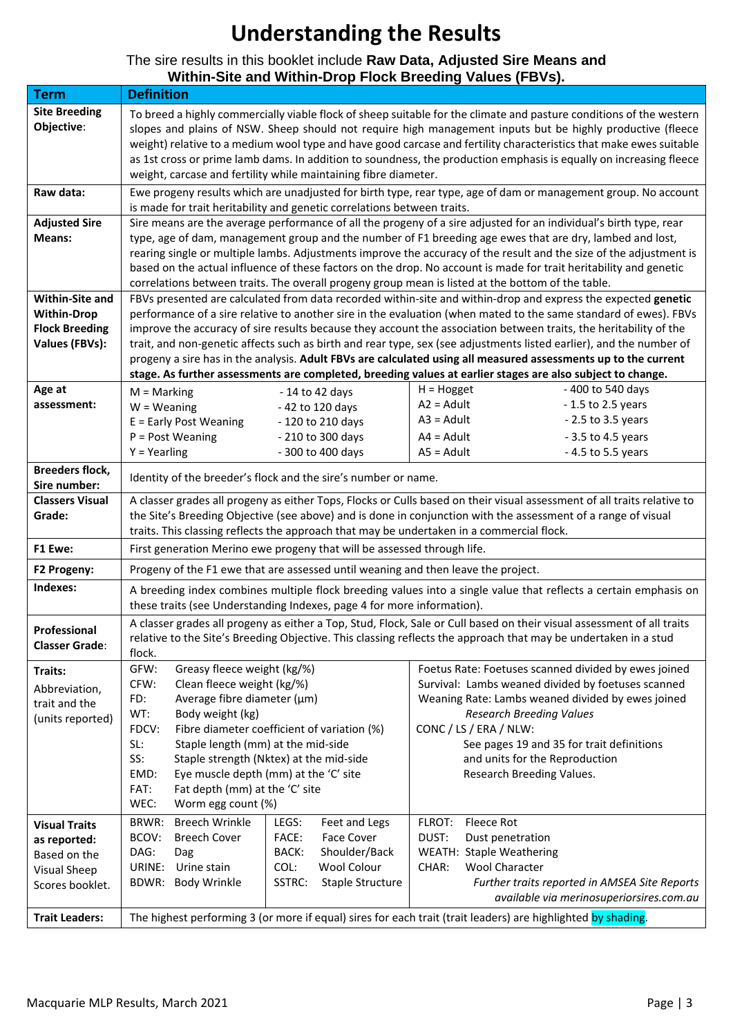# Understanding the Results

The sire results in this booklet include **Raw Data, Adjusted Sire Means and Within-Site and Within-Drop Flock Breeding Values (FBVs).**

| Term | Definition |
|---|---|
| **Site Breeding Objective**: | To breed a highly commercially viable flock of sheep suitable for the climate and pasture conditions of the western slopes and plains of NSW. Sheep should not require high management inputs but be highly productive (fleece weight) relative to a medium wool type and have good carcase and fertility characteristics that make ewes suitable as 1st cross or prime lamb dams. In addition to soundness, the production emphasis is equally on increasing fleece weight, carcase and fertility while maintaining fibre diameter. |
| **Raw data:** | Ewe progeny results which are unadjusted for birth type, rear type, age of dam or management group. No account is made for trait heritability and genetic correlations between traits. |
| **Adjusted Sire Means:** | Sire means are the average performance of all the progeny of a sire adjusted for an individual's birth type, rear type, age of dam, management group and the number of F1 breeding age ewes that are dry, lambed and lost, rearing single or multiple lambs. Adjustments improve the accuracy of the result and the size of the adjustment is based on the actual influence of these factors on the drop. No account is made for trait heritability and genetic correlations between traits. The overall progeny group mean is listed at the bottom of the table. |
| **Within-Site and Within-Drop Flock Breeding Values (FBVs):** | FBVs presented are calculated from data recorded within-site and within-drop and express the expected **genetic** performance of a sire relative to another sire in the evaluation (when mated to the same standard of ewes). FBVs improve the accuracy of sire results because they account the association between traits, the heritability of the trait, and non-genetic affects such as birth and rear type, sex (see adjustments listed earlier), and the number of progeny a sire has in the analysis. **Adult FBVs are calculated using all measured assessments up to the current stage. As further assessments are completed, breeding values at earlier stages are also subject to change.** |
| **Age at assessment:** | M = Marking - 14 to 42 days<br>W = Weaning - 42 to 120 days<br>E = Early Post Weaning - 120 to 210 days<br>P = Post Weaning - 210 to 300 days<br>Y = Yearling - 300 to 400 days<br>H = Hogget - 400 to 540 days<br>A2 = Adult - 1.5 to 2.5 years<br>A3 = Adult - 2.5 to 3.5 years<br>A4 = Adult - 3.5 to 4.5 years<br>A5 = Adult - 4.5 to 5.5 years |
| **Breeders flock, Sire number:** | Identity of the breeder's flock and the sire's number or name. |
| **Classers Visual Grade:** | A classer grades all progeny as either Tops, Flocks or Culls based on their visual assessment of all traits relative to the Site's Breeding Objective (see above) and is done in conjunction with the assessment of a range of visual traits. This classing reflects the approach that may be undertaken in a commercial flock. |
| **F1 Ewe:** | First generation Merino ewe progeny that will be assessed through life. |
| **F2 Progeny:** | Progeny of the F1 ewe that are assessed until weaning and then leave the project. |
| **Indexes:** | A breeding index combines multiple flock breeding values into a single value that reflects a certain emphasis on these traits (see Understanding Indexes, page 4 for more information). |
| **Professional Classer Grade**: | A classer grades all progeny as either a Top, Stud, Flock, Sale or Cull based on their visual assessment of all traits relative to the Site's Breeding Objective. This classing reflects the approach that may be undertaken in a stud flock. |
| **Traits:** Abbreviation, trait and the (units reported) | GFW: Greasy fleece weight (kg/%)<br>CFW: Clean fleece weight (kg/%)<br>FD: Average fibre diameter (µm)<br>WT: Body weight (kg)<br>FDCV: Fibre diameter coefficient of variation (%)<br>SL: Staple length (mm) at the mid-side<br>SS: Staple strength (Nktex) at the mid-side<br>EMD: Eye muscle depth (mm) at the 'C' site<br>FAT: Fat depth (mm) at the 'C' site<br>WEC: Worm egg count (%)<br>Foetus Rate: Foetuses scanned divided by ewes joined<br>Survival: Lambs weaned divided by foetuses scanned<br>Weaning Rate: Lambs weaned divided by ewes joined<br>*Research Breeding Values*<br>CONC / LS / ERA / NLW: See pages 19 and 35 for trait definitions and units for the Reproduction Research Breeding Values. |
| **Visual Traits as reported:** Based on the Visual Sheep Scores booklet. | BRWR: Breech Wrinkle<br>BCOV: Breech Cover<br>DAG: Dag<br>URINE: Urine stain<br>BDWR: Body Wrinkle<br>LEGS: Feet and Legs<br>FACE: Face Cover<br>BACK: Shoulder/Back<br>COL: Wool Colour<br>SSTRC: Staple Structure<br>FLROT: Fleece Rot<br>DUST: Dust penetration<br>WEATH: Staple Weathering<br>CHAR: Wool Character<br>*Further traits reported in AMSEA Site Reports available via merinosuperiorsires.com.au* |
| **Trait Leaders:** | The highest performing 3 (or more if equal) sires for each trait (trait leaders) are highlighted by shading. |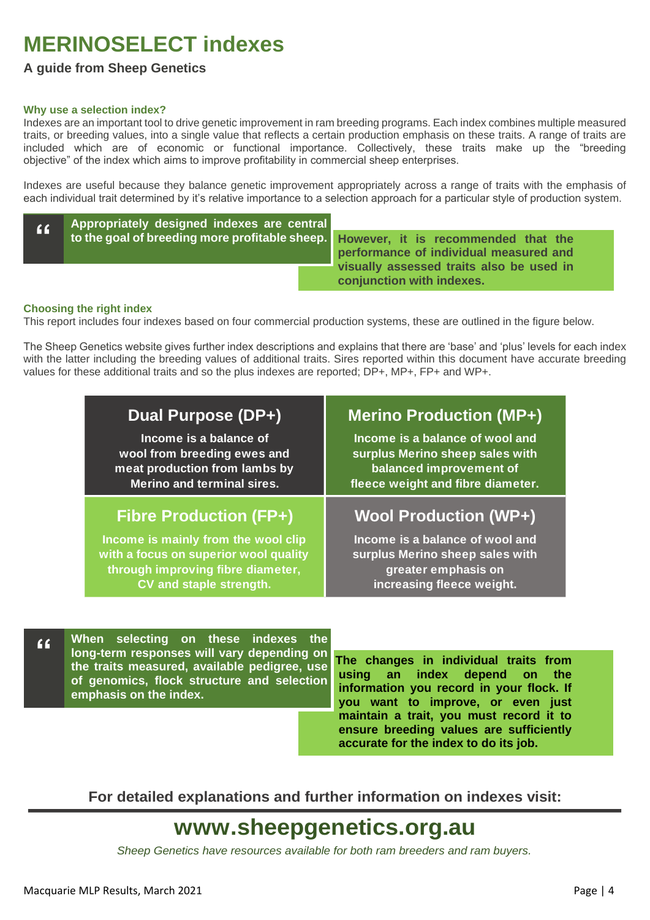// MERINOSELECT indexes

**A guide from Sheep Genetics**

### Why use a selection index?

Indexes are an important tool to drive genetic improvement in ram breeding programs. Each index combines multiple measured traits, or breeding values, into a single value that reflects a certain production emphasis on these traits. A range of traits are included which are of economic or functional importance. Collectively, these traits make up the "breeding objective" of the index which aims to improve profitability in commercial sheep enterprises.

Indexes are useful because they balance genetic improvement appropriately across a range of traits with the emphasis of each individual trait determined by it's relative importance to a selection approach for a particular style of production system.

> **Appropriately designed indexes are central to the goal of breeding more profitable sheep.**

**However, it is recommended that the performance of individual measured and visually assessed traits also be used in conjunction with indexes.**

### Choosing the right index

This report includes four indexes based on four commercial production systems, these are outlined in the figure below.

The Sheep Genetics website gives further index descriptions and explains that there are 'base' and 'plus' levels for each index with the latter including the breeding values of additional traits. Sires reported within this document have accurate breeding values for these additional traits and so the plus indexes are reported; DP+, MP+, FP+ and WP+.

**Dual Purpose (DP+)**
Income is a balance of wool from breeding ewes and meat production from lambs by Merino and terminal sires.

**Merino Production (MP+)**
Income is a balance of wool and surplus Merino sheep sales with balanced improvement of fleece weight and fibre diameter.

**Fibre Production (FP+)**
Income is mainly from the wool clip with a focus on superior wool quality through improving fibre diameter, CV and staple strength.

**Wool Production (WP+)**
Income is a balance of wool and surplus Merino sheep sales with greater emphasis on increasing fleece weight.

> **When selecting on these indexes the long-term responses will vary depending on the traits measured, available pedigree, use of genomics, flock structure and selection emphasis on the index.**

**The changes in individual traits from using an index depend on the information you record in your flock. If you want to improve, or even just maintain a trait, you must record it to ensure breeding values are sufficiently accurate for the index to do its job.**

**For detailed explanations and further information on indexes visit:**

## www.sheepgenetics.org.au

*Sheep Genetics have resources available for both ram breeders and ram buyers.*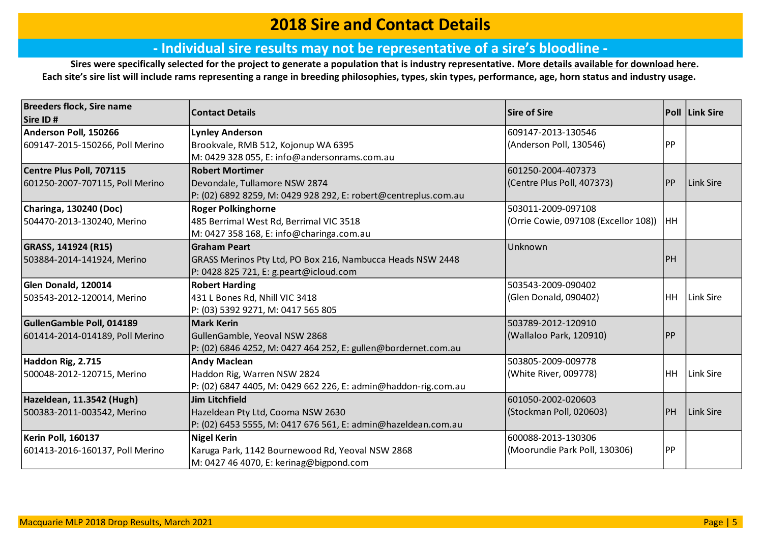# 2018 Sire and Contact Details

## - Individual sire results may not be representative of a sire's bloodline -

**Sires were specifically selected for the project to generate a population that is industry representative. More details available for download here.**
**Each site's sire list will include rams representing a range in breeding philosophies, types, skin types, performance, age, horn status and industry usage.**

| Breeders flock, Sire name<br>Sire ID # | Contact Details | Sire of Sire | Poll | Link Sire |
|---|---|---|---|---|
| **Anderson Poll, 150266**<br>609147-2015-150266, Poll Merino | **Lynley Anderson**<br>Brookvale, RMB 512, Kojonup WA 6395<br>M: 0429 328 055, E: info@andersonrams.com.au | 609147-2013-130546<br>(Anderson Poll, 130546) | PP | |
| **Centre Plus Poll, 707115**<br>601250-2007-707115, Poll Merino | **Robert Mortimer**<br>Devondale, Tullamore NSW 2874<br>P: (02) 6892 8259, M: 0429 928 292, E: robert@centreplus.com.au | 601250-2004-407373<br>(Centre Plus Poll, 407373) | PP | Link Sire |
| **Charinga, 130240 (Doc)**<br>504470-2013-130240, Merino | **Roger Polkinghorne**<br>485 Berrimal West Rd, Berrimal VIC 3518<br>M: 0427 358 168, E: info@charinga.com.au | 503011-2009-097108<br>(Orrie Cowie, 097108 (Excellor 108)) | HH | |
| **GRASS, 141924 (R15)**<br>503884-2014-141924, Merino | **Graham Peart**<br>GRASS Merinos Pty Ltd, PO Box 216, Nambucca Heads NSW 2448<br>P: 0428 825 721, E: g.peart@icloud.com | Unknown | PH | |
| **Glen Donald, 120014**<br>503543-2012-120014, Merino | **Robert Harding**<br>431 L Bones Rd, Nhill VIC 3418<br>P: (03) 5392 9271, M: 0417 565 805 | 503543-2009-090402<br>(Glen Donald, 090402) | HH | Link Sire |
| **GullenGamble Poll, 014189**<br>601414-2014-014189, Poll Merino | **Mark Kerin**<br>GullenGamble, Yeoval NSW 2868<br>P: (02) 6846 4252, M: 0427 464 252, E: gullen@bordernet.com.au | 503789-2012-120910<br>(Wallaloo Park, 120910) | PP | |
| **Haddon Rig, 2.715**<br>500048-2012-120715, Merino | **Andy Maclean**<br>Haddon Rig, Warren NSW 2824<br>P: (02) 6847 4405, M: 0429 662 226, E: admin@haddon-rig.com.au | 503805-2009-009778<br>(White River, 009778) | HH | Link Sire |
| **Hazeldean, 11.3542 (Hugh)**<br>500383-2011-003542, Merino | **Jim Litchfield**<br>Hazeldean Pty Ltd, Cooma NSW 2630<br>P: (02) 6453 5555, M: 0417 676 561, E: admin@hazeldean.com.au | 601050-2002-020603<br>(Stockman Poll, 020603) | PH | Link Sire |
| **Kerin Poll, 160137**<br>601413-2016-160137, Poll Merino | **Nigel Kerin**<br>Karuga Park, 1142 Bournewood Rd, Yeoval NSW 2868<br>M: 0427 46 4070, E: kerinag@bigpond.com | 600088-2013-130306<br>(Moorundie Park Poll, 130306) | PP | |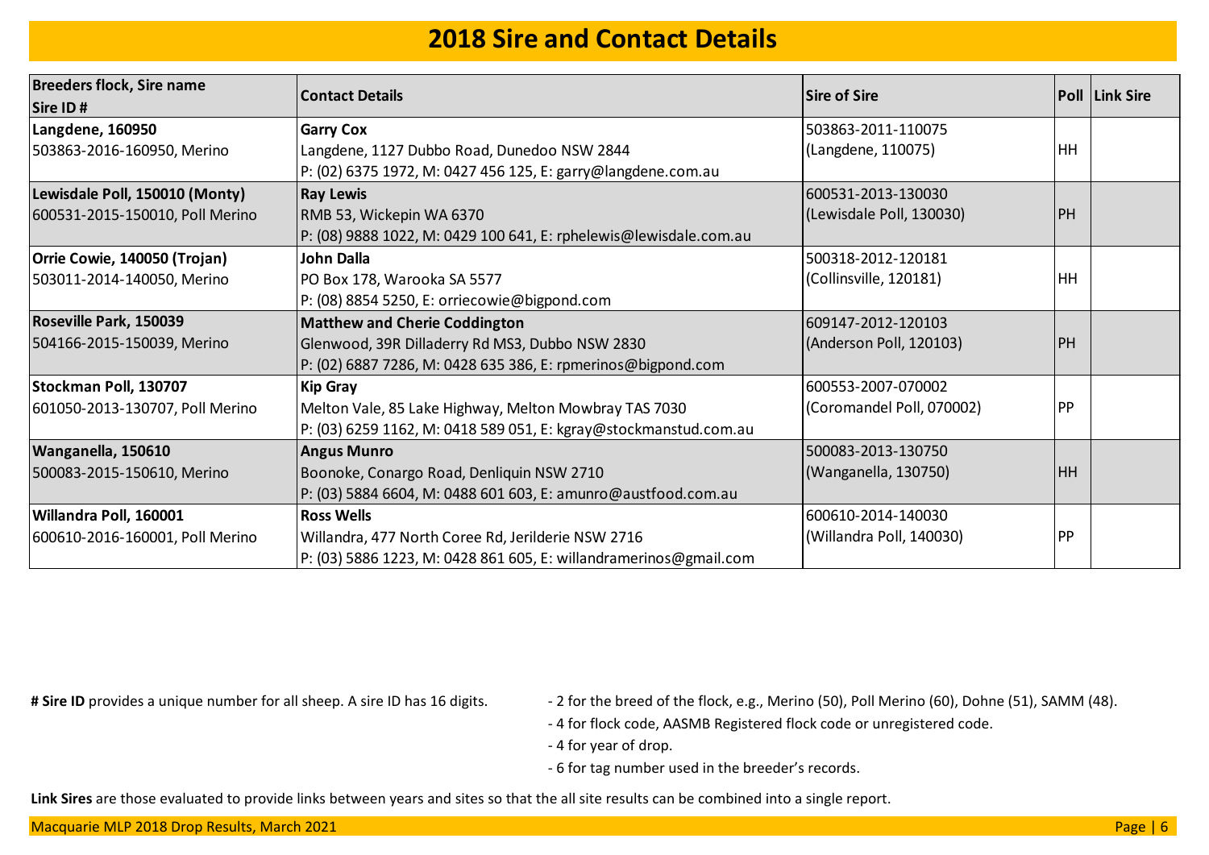# 2018 Sire and Contact Details

| Breeders flock, Sire name<br>Sire ID # | Contact Details | Sire of Sire | Poll | Link Sire |
|---|---|---|---|---|
| **Langdene, 160950**<br>503863-2016-160950, Merino | **Garry Cox**<br>Langdene, 1127 Dubbo Road, Dunedoo NSW 2844<br>P: (02) 6375 1972, M: 0427 456 125, E: garry@langdene.com.au | 503863-2011-110075<br>(Langdene, 110075) | HH | |
| **Lewisdale Poll, 150010 (Monty)**<br>600531-2015-150010, Poll Merino | **Ray Lewis**<br>RMB 53, Wickepin WA 6370<br>P: (08) 9888 1022, M: 0429 100 641, E: rphelewis@lewisdale.com.au | 600531-2013-130030<br>(Lewisdale Poll, 130030) | PH | |
| **Orrie Cowie, 140050 (Trojan)**<br>503011-2014-140050, Merino | **John Dalla**<br>PO Box 178, Warooka SA 5577<br>P: (08) 8854 5250, E: orriecowie@bigpond.com | 500318-2012-120181<br>(Collinsville, 120181) | HH | |
| **Roseville Park, 150039**<br>504166-2015-150039, Merino | **Matthew and Cherie Coddington**<br>Glenwood, 39R Dilladerry Rd MS3, Dubbo NSW 2830<br>P: (02) 6887 7286, M: 0428 635 386, E: rpmerinos@bigpond.com | 609147-2012-120103<br>(Anderson Poll, 120103) | PH | |
| **Stockman Poll, 130707**<br>601050-2013-130707, Poll Merino | **Kip Gray**<br>Melton Vale, 85 Lake Highway, Melton Mowbray TAS 7030<br>P: (03) 6259 1162, M: 0418 589 051, E: kgray@stockmanstud.com.au | 600553-2007-070002<br>(Coromandel Poll, 070002) | PP | |
| **Wanganella, 150610**<br>500083-2015-150610, Merino | **Angus Munro**<br>Boonoke, Conargo Road, Denliquin NSW 2710<br>P: (03) 5884 6604, M: 0488 601 603, E: amunro@austfood.com.au | 500083-2013-130750<br>(Wanganella, 130750) | HH | |
| **Willandra Poll, 160001**<br>600610-2016-160001, Poll Merino | **Ross Wells**<br>Willandra, 477 North Coree Rd, Jerilderie NSW 2716<br>P: (03) 5886 1223, M: 0428 861 605, E: willandramerinos@gmail.com | 600610-2014-140030<br>(Willandra Poll, 140030) | PP | |

**# Sire ID** provides a unique number for all sheep. A sire ID has 16 digits.

- 2 for the breed of the flock, e.g., Merino (50), Poll Merino (60), Dohne (51), SAMM (48).
- 4 for flock code, AASMB Registered flock code or unregistered code.
- 4 for year of drop.
- 6 for tag number used in the breeder's records.

**Link Sires** are those evaluated to provide links between years and sites so that the all site results can be combined into a single report.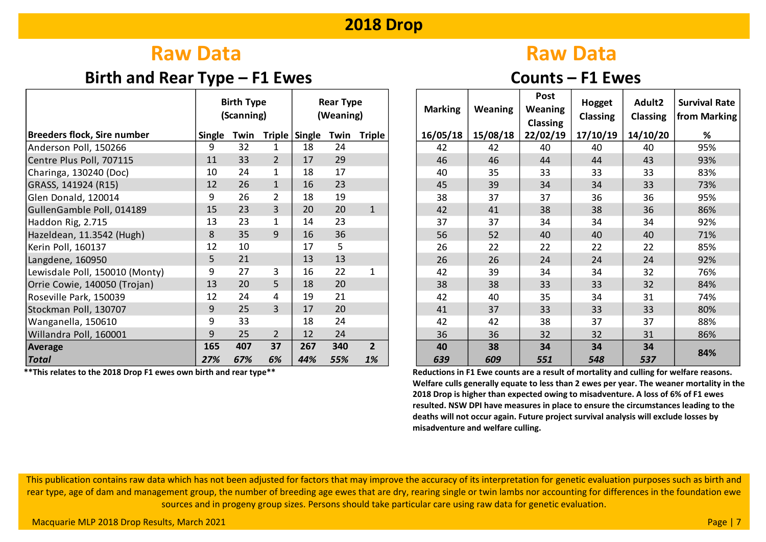# 2018 Drop

## Raw Data

### Birth and Rear Type – F1 Ewes

| Breeders flock, Sire number | Birth Type (Scanning) | | | Rear Type (Weaning) | | |
|---|---|---|---|---|---|---|
| | Single | Twin | Triple | Single | Twin | Triple |
| Anderson Poll, 150266 | 9 | 32 | 1 | 18 | 24 | |
| Centre Plus Poll, 707115 | 11 | 33 | 2 | 17 | 29 | |
| Charinga, 130240 (Doc) | 10 | 24 | 1 | 18 | 17 | |
| GRASS, 141924 (R15) | 12 | 26 | 1 | 16 | 23 | |
| Glen Donald, 120014 | 9 | 26 | 2 | 18 | 19 | |
| GullenGamble Poll, 014189 | 15 | 23 | 3 | 20 | 20 | 1 |
| Haddon Rig, 2.715 | 13 | 23 | 1 | 14 | 23 | |
| Hazeldean, 11.3542 (Hugh) | 8 | 35 | 9 | 16 | 36 | |
| Kerin Poll, 160137 | 12 | 10 | | 17 | 5 | |
| Langdene, 160950 | 5 | 21 | | 13 | 13 | |
| Lewisdale Poll, 150010 (Monty) | 9 | 27 | 3 | 16 | 22 | 1 |
| Orrie Cowie, 140050 (Trojan) | 13 | 20 | 5 | 18 | 20 | |
| Roseville Park, 150039 | 12 | 24 | 4 | 19 | 21 | |
| Stockman Poll, 130707 | 9 | 25 | 3 | 17 | 20 | |
| Wanganella, 150610 | 9 | 33 | | 18 | 24 | |
| Willandra Poll, 160001 | 9 | 25 | 2 | 12 | 24 | |
| **Average** | **165** | **407** | **37** | **267** | **340** | **2** |
| ***Total*** | ***27%*** | ***67%*** | ***6%*** | ***44%*** | ***55%*** | ***1%*** |

**\*\*This relates to the 2018 Drop F1 ewes own birth and rear type\*\***

## Raw Data

### Counts – F1 Ewes

| Marking | Weaning | Post Weaning Classing | Hogget Classing | Adult2 Classing | Survival Rate from Marking |
|---|---|---|---|---|---|
| 16/05/18 | 15/08/18 | 22/02/19 | 17/10/19 | 14/10/20 | % |
| 42 | 42 | 40 | 40 | 40 | 95% |
| 46 | 46 | 44 | 44 | 43 | 93% |
| 40 | 35 | 33 | 33 | 33 | 83% |
| 45 | 39 | 34 | 34 | 33 | 73% |
| 38 | 37 | 37 | 36 | 36 | 95% |
| 42 | 41 | 38 | 38 | 36 | 86% |
| 37 | 37 | 34 | 34 | 34 | 92% |
| 56 | 52 | 40 | 40 | 40 | 71% |
| 26 | 22 | 22 | 22 | 22 | 85% |
| 26 | 26 | 24 | 24 | 24 | 92% |
| 42 | 39 | 34 | 34 | 32 | 76% |
| 38 | 38 | 33 | 33 | 32 | 84% |
| 42 | 40 | 35 | 34 | 31 | 74% |
| 41 | 37 | 33 | 33 | 33 | 80% |
| 42 | 42 | 38 | 37 | 37 | 88% |
| 36 | 36 | 32 | 32 | 31 | 86% |
| **40** | **38** | **34** | **34** | **34** | **84%** |
| ***639*** | ***609*** | ***551*** | ***548*** | ***537*** | |

**Reductions in F1 Ewe counts are a result of mortality and culling for welfare reasons. Welfare culls generally equate to less than 2 ewes per year. The weaner mortality in the 2018 Drop is higher than expected owing to misadventure. A loss of 6% of F1 ewes resulted. NSW DPI have measures in place to ensure the circumstances leading to the deaths will not occur again. Future project survival analysis will exclude losses by misadventure and welfare culling.**

This publication contains raw data which has not been adjusted for factors that may improve the accuracy of its interpretation for genetic evaluation purposes such as birth and rear type, age of dam and management group, the number of breeding age ewes that are dry, rearing single or twin lambs nor accounting for differences in the foundation ewe sources and in progeny group sizes. Persons should take particular care using raw data for genetic evaluation.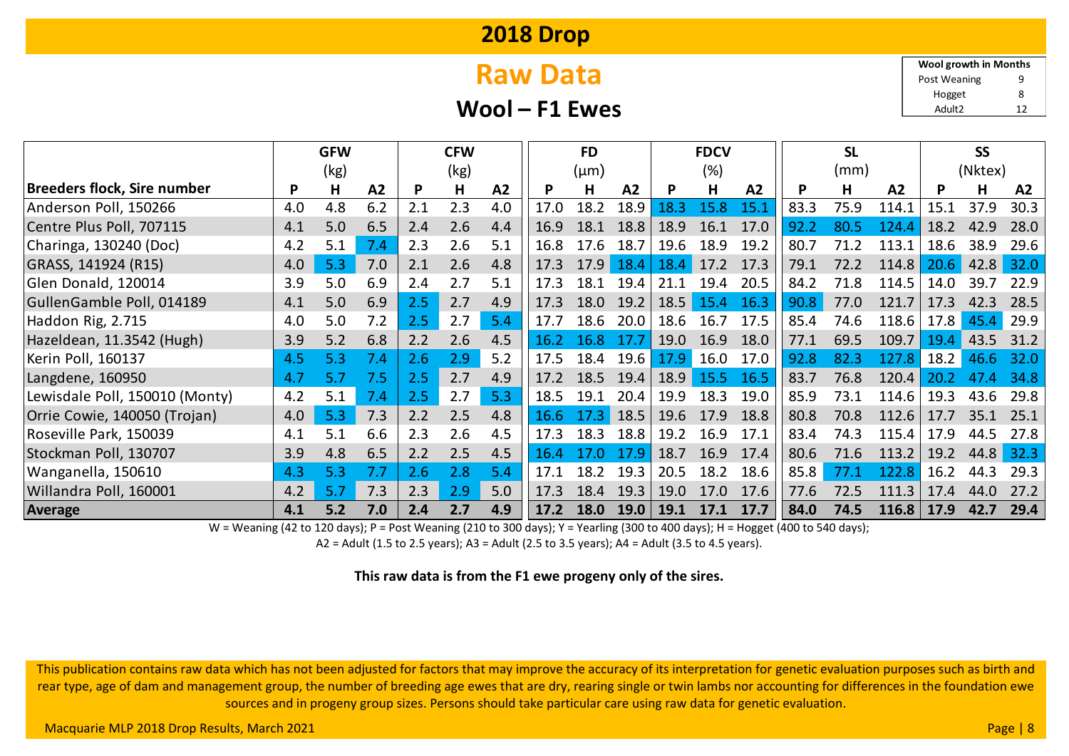# 2018 Drop

## Raw Data

### Wool – F1 Ewes

| Wool growth in Months | |
|---|---|
| Post Weaning | 9 |
| Hogget | 8 |
| Adult2 | 12 |

| | GFW (kg) | | | CFW (kg) | | | FD (µm) | | | FDCV (%) | | | SL (mm) | | | SS (Nktex) | | |
|---|---|---|---|---|---|---|---|---|---|---|---|---|---|---|---|---|---|---|
| **Breeders flock, Sire number** | **P** | **H** | **A2** | **P** | **H** | **A2** | **P** | **H** | **A2** | **P** | **H** | **A2** | **P** | **H** | **A2** | **P** | **H** | **A2** |
| Anderson Poll, 150266 | 4.0 | 4.8 | 6.2 | 2.1 | 2.3 | 4.0 | 17.0 | 18.2 | 18.9 | 18.3 | 15.8 | 15.1 | 83.3 | 75.9 | 114.1 | 15.1 | 37.9 | 30.3 |
| Centre Plus Poll, 707115 | 4.1 | 5.0 | 6.5 | 2.4 | 2.6 | 4.4 | 16.9 | 18.1 | 18.8 | 18.9 | 16.1 | 17.0 | 92.2 | 80.5 | 124.4 | 18.2 | 42.9 | 28.0 |
| Charinga, 130240 (Doc) | 4.2 | 5.1 | 7.4 | 2.3 | 2.6 | 5.1 | 16.8 | 17.6 | 18.7 | 19.6 | 18.9 | 19.2 | 80.7 | 71.2 | 113.1 | 18.6 | 38.9 | 29.6 |
| GRASS, 141924 (R15) | 4.0 | 5.3 | 7.0 | 2.1 | 2.6 | 4.8 | 17.3 | 17.9 | 18.4 | 18.4 | 17.2 | 17.3 | 79.1 | 72.2 | 114.8 | 20.6 | 42.8 | 32.0 |
| Glen Donald, 120014 | 3.9 | 5.0 | 6.9 | 2.4 | 2.7 | 5.1 | 17.3 | 18.1 | 19.4 | 21.1 | 19.4 | 20.5 | 84.2 | 71.8 | 114.5 | 14.0 | 39.7 | 22.9 |
| GullenGamble Poll, 014189 | 4.1 | 5.0 | 6.9 | 2.5 | 2.7 | 4.9 | 17.3 | 18.0 | 19.2 | 18.5 | 15.4 | 16.3 | 90.8 | 77.0 | 121.7 | 17.3 | 42.3 | 28.5 |
| Haddon Rig, 2.715 | 4.0 | 5.0 | 7.2 | 2.5 | 2.7 | 5.4 | 17.7 | 18.6 | 20.0 | 18.6 | 16.7 | 17.5 | 85.4 | 74.6 | 118.6 | 17.8 | 45.4 | 29.9 |
| Hazeldean, 11.3542 (Hugh) | 3.9 | 5.2 | 6.8 | 2.2 | 2.6 | 4.5 | 16.2 | 16.8 | 17.7 | 19.0 | 16.9 | 18.0 | 77.1 | 69.5 | 109.7 | 19.4 | 43.5 | 31.2 |
| Kerin Poll, 160137 | 4.5 | 5.3 | 7.4 | 2.6 | 2.9 | 5.2 | 17.5 | 18.4 | 19.6 | 17.9 | 16.0 | 17.0 | 92.8 | 82.3 | 127.8 | 18.2 | 46.6 | 32.0 |
| Langdene, 160950 | 4.7 | 5.7 | 7.5 | 2.5 | 2.7 | 4.9 | 17.2 | 18.5 | 19.4 | 18.9 | 15.5 | 16.5 | 83.7 | 76.8 | 120.4 | 20.2 | 47.4 | 34.8 |
| Lewisdale Poll, 150010 (Monty) | 4.2 | 5.1 | 7.4 | 2.5 | 2.7 | 5.3 | 18.5 | 19.1 | 20.4 | 19.9 | 18.3 | 19.0 | 85.9 | 73.1 | 114.6 | 19.3 | 43.6 | 29.8 |
| Orrie Cowie, 140050 (Trojan) | 4.0 | 5.3 | 7.3 | 2.2 | 2.5 | 4.8 | 16.6 | 17.3 | 18.5 | 19.6 | 17.9 | 18.8 | 80.8 | 70.8 | 112.6 | 17.7 | 35.1 | 25.1 |
| Roseville Park, 150039 | 4.1 | 5.1 | 6.6 | 2.3 | 2.6 | 4.5 | 17.3 | 18.3 | 18.8 | 19.2 | 16.9 | 17.1 | 83.4 | 74.3 | 115.4 | 17.9 | 44.5 | 27.8 |
| Stockman Poll, 130707 | 3.9 | 4.8 | 6.5 | 2.2 | 2.5 | 4.5 | 16.4 | 17.0 | 17.9 | 18.7 | 16.9 | 17.4 | 80.6 | 71.6 | 113.2 | 19.2 | 44.8 | 32.3 |
| Wanganella, 150610 | 4.3 | 5.3 | 7.7 | 2.6 | 2.8 | 5.4 | 17.1 | 18.2 | 19.3 | 20.5 | 18.2 | 18.6 | 85.8 | 77.1 | 122.8 | 16.2 | 44.3 | 29.3 |
| Willandra Poll, 160001 | 4.2 | 5.7 | 7.3 | 2.3 | 2.9 | 5.0 | 17.3 | 18.4 | 19.3 | 19.0 | 17.0 | 17.6 | 77.6 | 72.5 | 111.3 | 17.4 | 44.0 | 27.2 |
| **Average** | **4.1** | **5.2** | **7.0** | **2.4** | **2.7** | **4.9** | **17.2** | **18.0** | **19.0** | **19.1** | **17.1** | **17.7** | **84.0** | **74.5** | **116.8** | **17.9** | **42.7** | **29.4** |

W = Weaning (42 to 120 days); P = Post Weaning (210 to 300 days); Y = Yearling (300 to 400 days); H = Hogget (400 to 540 days);
A2 = Adult (1.5 to 2.5 years); A3 = Adult (2.5 to 3.5 years); A4 = Adult (3.5 to 4.5 years).

**This raw data is from the F1 ewe progeny only of the sires.**

This publication contains raw data which has not been adjusted for factors that may improve the accuracy of its interpretation for genetic evaluation purposes such as birth and rear type, age of dam and management group, the number of breeding age ewes that are dry, rearing single or twin lambs nor accounting for differences in the foundation ewe sources and in progeny group sizes. Persons should take particular care using raw data for genetic evaluation.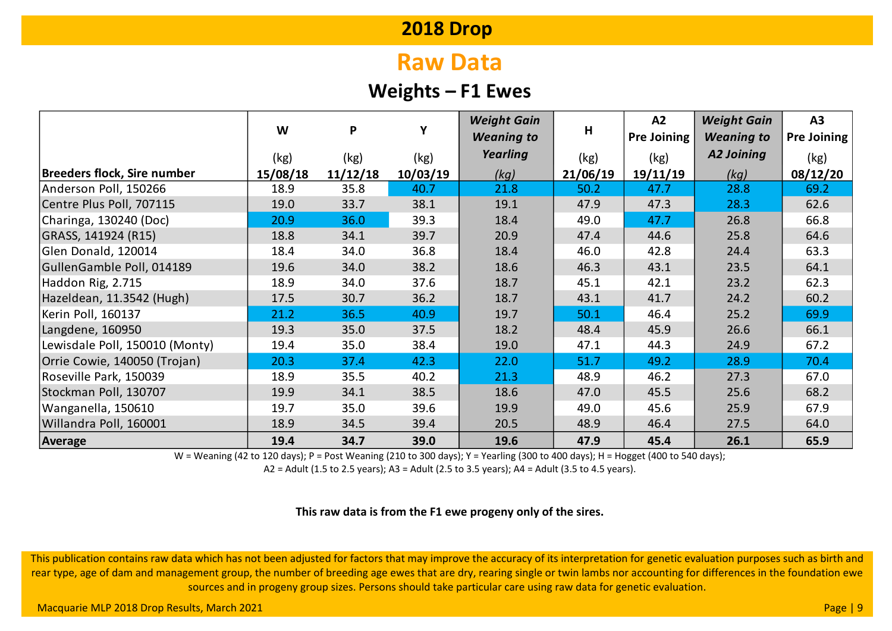# 2018 Drop

## Raw Data

### Weights – F1 Ewes

| Breeders flock, Sire number | W (kg) 15/08/18 | P (kg) 11/12/18 | Y (kg) 10/03/19 | *Weight Gain Weaning to Yearling (kg)* | H (kg) 21/06/19 | A2 Pre Joining (kg) 19/11/19 | *Weight Gain Weaning to A2 Joining (kg)* | A3 Pre Joining (kg) 08/12/20 |
|---|---|---|---|---|---|---|---|---|
| Anderson Poll, 150266 | 18.9 | 35.8 | 40.7 | 21.8 | 50.2 | 47.7 | 28.8 | 69.2 |
| Centre Plus Poll, 707115 | 19.0 | 33.7 | 38.1 | 19.1 | 47.9 | 47.3 | 28.3 | 62.6 |
| Charinga, 130240 (Doc) | 20.9 | 36.0 | 39.3 | 18.4 | 49.0 | 47.7 | 26.8 | 66.8 |
| GRASS, 141924 (R15) | 18.8 | 34.1 | 39.7 | 20.9 | 47.4 | 44.6 | 25.8 | 64.6 |
| Glen Donald, 120014 | 18.4 | 34.0 | 36.8 | 18.4 | 46.0 | 42.8 | 24.4 | 63.3 |
| GullenGamble Poll, 014189 | 19.6 | 34.0 | 38.2 | 18.6 | 46.3 | 43.1 | 23.5 | 64.1 |
| Haddon Rig, 2.715 | 18.9 | 34.0 | 37.6 | 18.7 | 45.1 | 42.1 | 23.2 | 62.3 |
| Hazeldean, 11.3542 (Hugh) | 17.5 | 30.7 | 36.2 | 18.7 | 43.1 | 41.7 | 24.2 | 60.2 |
| Kerin Poll, 160137 | 21.2 | 36.5 | 40.9 | 19.7 | 50.1 | 46.4 | 25.2 | 69.9 |
| Langdene, 160950 | 19.3 | 35.0 | 37.5 | 18.2 | 48.4 | 45.9 | 26.6 | 66.1 |
| Lewisdale Poll, 150010 (Monty) | 19.4 | 35.0 | 38.4 | 19.0 | 47.1 | 44.3 | 24.9 | 67.2 |
| Orrie Cowie, 140050 (Trojan) | 20.3 | 37.4 | 42.3 | 22.0 | 51.7 | 49.2 | 28.9 | 70.4 |
| Roseville Park, 150039 | 18.9 | 35.5 | 40.2 | 21.3 | 48.9 | 46.2 | 27.3 | 67.0 |
| Stockman Poll, 130707 | 19.9 | 34.1 | 38.5 | 18.6 | 47.0 | 45.5 | 25.6 | 68.2 |
| Wanganella, 150610 | 19.7 | 35.0 | 39.6 | 19.9 | 49.0 | 45.6 | 25.9 | 67.9 |
| Willandra Poll, 160001 | 18.9 | 34.5 | 39.4 | 20.5 | 48.9 | 46.4 | 27.5 | 64.0 |
| **Average** | **19.4** | **34.7** | **39.0** | **19.6** | **47.9** | **45.4** | **26.1** | **65.9** |

W = Weaning (42 to 120 days); P = Post Weaning (210 to 300 days); Y = Yearling (300 to 400 days); H = Hogget (400 to 540 days); A2 = Adult (1.5 to 2.5 years); A3 = Adult (2.5 to 3.5 years); A4 = Adult (3.5 to 4.5 years).

**This raw data is from the F1 ewe progeny only of the sires.**

This publication contains raw data which has not been adjusted for factors that may improve the accuracy of its interpretation for genetic evaluation purposes such as birth and rear type, age of dam and management group, the number of breeding age ewes that are dry, rearing single or twin lambs nor accounting for differences in the foundation ewe sources and in progeny group sizes. Persons should take particular care using raw data for genetic evaluation.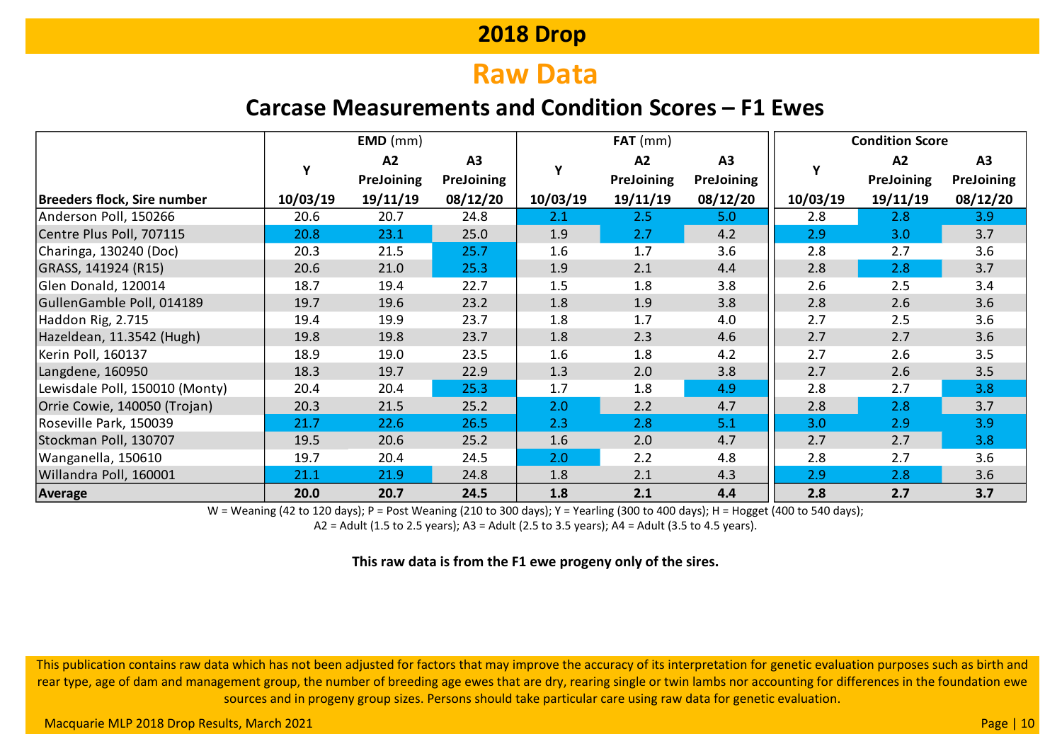# 2018 Drop

## Raw Data

### Carcase Measurements and Condition Scores – F1 Ewes

| Breeders flock, Sire number | EMD (mm) | | | FAT (mm) | | | Condition Score | | |
|---|---|---|---|---|---|---|---|---|---|
| | Y | A2 PreJoining | A3 PreJoining | Y | A2 PreJoining | A3 PreJoining | Y | A2 PreJoining | A3 PreJoining |
| | 10/03/19 | 19/11/19 | 08/12/20 | 10/03/19 | 19/11/19 | 08/12/20 | 10/03/19 | 19/11/19 | 08/12/20 |
| Anderson Poll, 150266 | 20.6 | 20.7 | 24.8 | 2.1 | 2.5 | 5.0 | 2.8 | 2.8 | 3.9 |
| Centre Plus Poll, 707115 | 20.8 | 23.1 | 25.0 | 1.9 | 2.7 | 4.2 | 2.9 | 3.0 | 3.7 |
| Charinga, 130240 (Doc) | 20.3 | 21.5 | 25.7 | 1.6 | 1.7 | 3.6 | 2.8 | 2.7 | 3.6 |
| GRASS, 141924 (R15) | 20.6 | 21.0 | 25.3 | 1.9 | 2.1 | 4.4 | 2.8 | 2.8 | 3.7 |
| Glen Donald, 120014 | 18.7 | 19.4 | 22.7 | 1.5 | 1.8 | 3.8 | 2.6 | 2.5 | 3.4 |
| GullenGamble Poll, 014189 | 19.7 | 19.6 | 23.2 | 1.8 | 1.9 | 3.8 | 2.8 | 2.6 | 3.6 |
| Haddon Rig, 2.715 | 19.4 | 19.9 | 23.7 | 1.8 | 1.7 | 4.0 | 2.7 | 2.5 | 3.6 |
| Hazeldean, 11.3542 (Hugh) | 19.8 | 19.8 | 23.7 | 1.8 | 2.3 | 4.6 | 2.7 | 2.7 | 3.6 |
| Kerin Poll, 160137 | 18.9 | 19.0 | 23.5 | 1.6 | 1.8 | 4.2 | 2.7 | 2.6 | 3.5 |
| Langdene, 160950 | 18.3 | 19.7 | 22.9 | 1.3 | 2.0 | 3.8 | 2.7 | 2.6 | 3.5 |
| Lewisdale Poll, 150010 (Monty) | 20.4 | 20.4 | 25.3 | 1.7 | 1.8 | 4.9 | 2.8 | 2.7 | 3.8 |
| Orrie Cowie, 140050 (Trojan) | 20.3 | 21.5 | 25.2 | 2.0 | 2.2 | 4.7 | 2.8 | 2.8 | 3.7 |
| Roseville Park, 150039 | 21.7 | 22.6 | 26.5 | 2.3 | 2.8 | 5.1 | 3.0 | 2.9 | 3.9 |
| Stockman Poll, 130707 | 19.5 | 20.6 | 25.2 | 1.6 | 2.0 | 4.7 | 2.7 | 2.7 | 3.8 |
| Wanganella, 150610 | 19.7 | 20.4 | 24.5 | 2.0 | 2.2 | 4.8 | 2.8 | 2.7 | 3.6 |
| Willandra Poll, 160001 | 21.1 | 21.9 | 24.8 | 1.8 | 2.1 | 4.3 | 2.9 | 2.8 | 3.6 |
| **Average** | **20.0** | **20.7** | **24.5** | **1.8** | **2.1** | **4.4** | **2.8** | **2.7** | **3.7** |

W = Weaning (42 to 120 days); P = Post Weaning (210 to 300 days); Y = Yearling (300 to 400 days); H = Hogget (400 to 540 days);
A2 = Adult (1.5 to 2.5 years); A3 = Adult (2.5 to 3.5 years); A4 = Adult (3.5 to 4.5 years).

**This raw data is from the F1 ewe progeny only of the sires.**

This publication contains raw data which has not been adjusted for factors that may improve the accuracy of its interpretation for genetic evaluation purposes such as birth and rear type, age of dam and management group, the number of breeding age ewes that are dry, rearing single or twin lambs nor accounting for differences in the foundation ewe sources and in progeny group sizes. Persons should take particular care using raw data for genetic evaluation.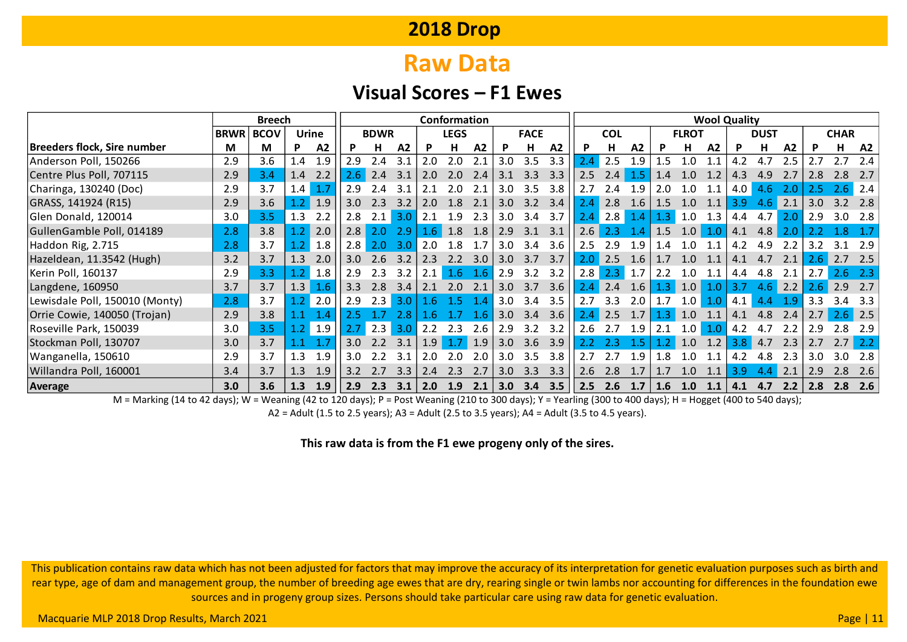# 2018 Drop

## Raw Data

### Visual Scores – F1 Ewes

| | Breech | | | | Conformation | | | | | | | | | Wool Quality | | | | | | | | | | | |
|---|---|---|---|---|---|---|---|---|---|---|---|---|---|---|---|---|---|---|---|---|---|---|---|---|---|
| | BRWR | BCOV | Urine | | BDWR | | | LEGS | | | FACE | | | COL | | | FLROT | | | DUST | | | CHAR | | |
| Breeders flock, Sire number | M | M | P | A2 | P | H | A2 | P | H | A2 | P | H | A2 | P | H | A2 | P | H | A2 | P | H | A2 | P | H | A2 |
| Anderson Poll, 150266 | 2.9 | 3.6 | 1.4 | 1.9 | 2.9 | 2.4 | 3.1 | 2.0 | 2.0 | 2.1 | 3.0 | 3.5 | 3.3 | 2.4 | 2.5 | 1.9 | 1.5 | 1.0 | 1.1 | 4.2 | 4.7 | 2.5 | 2.7 | 2.7 | 2.4 |
| Centre Plus Poll, 707115 | 2.9 | 3.4 | 1.4 | 2.2 | 2.6 | 2.4 | 3.1 | 2.0 | 2.0 | 2.4 | 3.1 | 3.3 | 3.3 | 2.5 | 2.4 | 1.5 | 1.4 | 1.0 | 1.2 | 4.3 | 4.9 | 2.7 | 2.8 | 2.8 | 2.7 |
| Charinga, 130240 (Doc) | 2.9 | 3.7 | 1.4 | 1.7 | 2.9 | 2.4 | 3.1 | 2.1 | 2.0 | 2.1 | 3.0 | 3.5 | 3.8 | 2.7 | 2.4 | 1.9 | 2.0 | 1.0 | 1.1 | 4.0 | 4.6 | 2.0 | 2.5 | 2.6 | 2.4 |
| GRASS, 141924 (R15) | 2.9 | 3.6 | 1.2 | 1.9 | 3.0 | 2.3 | 3.2 | 2.0 | 1.8 | 2.1 | 3.0 | 3.2 | 3.4 | 2.4 | 2.8 | 1.6 | 1.5 | 1.0 | 1.1 | 3.9 | 4.6 | 2.1 | 3.0 | 3.2 | 2.8 |
| Glen Donald, 120014 | 3.0 | 3.5 | 1.3 | 2.2 | 2.8 | 2.1 | 3.0 | 2.1 | 1.9 | 2.3 | 3.0 | 3.4 | 3.7 | 2.4 | 2.8 | 1.4 | 1.3 | 1.0 | 1.3 | 4.4 | 4.7 | 2.0 | 2.9 | 3.0 | 2.8 |
| GullenGamble Poll, 014189 | 2.8 | 3.8 | 1.2 | 2.0 | 2.8 | 2.0 | 2.9 | 1.6 | 1.8 | 1.8 | 2.9 | 3.1 | 3.1 | 2.6 | 2.3 | 1.4 | 1.5 | 1.0 | 1.0 | 4.1 | 4.8 | 2.0 | 2.2 | 1.8 | 1.7 |
| Haddon Rig, 2.715 | 2.8 | 3.7 | 1.2 | 1.8 | 2.8 | 2.0 | 3.0 | 2.0 | 1.8 | 1.7 | 3.0 | 3.4 | 3.6 | 2.5 | 2.9 | 1.9 | 1.4 | 1.0 | 1.1 | 4.2 | 4.9 | 2.2 | 3.2 | 3.1 | 2.9 |
| Hazeldean, 11.3542 (Hugh) | 3.2 | 3.7 | 1.3 | 2.0 | 3.0 | 2.6 | 3.2 | 2.3 | 2.2 | 3.0 | 3.0 | 3.7 | 3.7 | 2.0 | 2.5 | 1.6 | 1.7 | 1.0 | 1.1 | 4.1 | 4.7 | 2.1 | 2.6 | 2.7 | 2.5 |
| Kerin Poll, 160137 | 2.9 | 3.3 | 1.2 | 1.8 | 2.9 | 2.3 | 3.2 | 2.1 | 1.6 | 1.6 | 2.9 | 3.2 | 3.2 | 2.8 | 2.3 | 1.7 | 2.2 | 1.0 | 1.1 | 4.4 | 4.8 | 2.1 | 2.7 | 2.6 | 2.3 |
| Langdene, 160950 | 3.7 | 3.7 | 1.3 | 1.6 | 3.3 | 2.8 | 3.4 | 2.1 | 2.0 | 2.1 | 3.0 | 3.7 | 3.6 | 2.4 | 2.4 | 1.6 | 1.3 | 1.0 | 1.0 | 3.7 | 4.6 | 2.2 | 2.6 | 2.9 | 2.7 |
| Lewisdale Poll, 150010 (Monty) | 2.8 | 3.7 | 1.2 | 2.0 | 2.9 | 2.3 | 3.0 | 1.6 | 1.5 | 1.4 | 3.0 | 3.4 | 3.5 | 2.7 | 3.3 | 2.0 | 1.7 | 1.0 | 1.0 | 4.1 | 4.4 | 1.9 | 3.3 | 3.4 | 3.3 |
| Orrie Cowie, 140050 (Trojan) | 2.9 | 3.8 | 1.1 | 1.4 | 2.5 | 1.7 | 2.8 | 1.6 | 1.7 | 1.6 | 3.0 | 3.4 | 3.6 | 2.4 | 2.5 | 1.7 | 1.3 | 1.0 | 1.1 | 4.1 | 4.8 | 2.4 | 2.7 | 2.6 | 2.5 |
| Roseville Park, 150039 | 3.0 | 3.5 | 1.2 | 1.9 | 2.7 | 2.3 | 3.0 | 2.2 | 2.3 | 2.6 | 2.9 | 3.2 | 3.2 | 2.6 | 2.7 | 1.9 | 2.1 | 1.0 | 1.0 | 4.2 | 4.7 | 2.2 | 2.9 | 2.8 | 2.9 |
| Stockman Poll, 130707 | 3.0 | 3.7 | 1.1 | 1.7 | 3.0 | 2.2 | 3.1 | 1.9 | 1.7 | 1.9 | 3.0 | 3.6 | 3.9 | 2.2 | 2.3 | 1.5 | 1.2 | 1.0 | 1.2 | 3.8 | 4.7 | 2.3 | 2.7 | 2.7 | 2.2 |
| Wanganella, 150610 | 2.9 | 3.7 | 1.3 | 1.9 | 3.0 | 2.2 | 3.1 | 2.0 | 2.0 | 2.0 | 3.0 | 3.5 | 3.8 | 2.7 | 2.7 | 1.9 | 1.8 | 1.0 | 1.1 | 4.2 | 4.8 | 2.3 | 3.0 | 3.0 | 2.8 |
| Willandra Poll, 160001 | 3.4 | 3.7 | 1.3 | 1.9 | 3.2 | 2.7 | 3.3 | 2.4 | 2.3 | 2.7 | 3.0 | 3.3 | 3.3 | 2.6 | 2.8 | 1.7 | 1.7 | 1.0 | 1.1 | 3.9 | 4.4 | 2.1 | 2.9 | 2.8 | 2.6 |
| **Average** | **3.0** | **3.6** | **1.3** | **1.9** | **2.9** | **2.3** | **3.1** | **2.0** | **1.9** | **2.1** | **3.0** | **3.4** | **3.5** | **2.5** | **2.6** | **1.7** | **1.6** | **1.0** | **1.1** | **4.1** | **4.7** | **2.2** | **2.8** | **2.8** | **2.6** |

M = Marking (14 to 42 days); W = Weaning (42 to 120 days); P = Post Weaning (210 to 300 days); Y = Yearling (300 to 400 days); H = Hogget (400 to 540 days); A2 = Adult (1.5 to 2.5 years); A3 = Adult (2.5 to 3.5 years); A4 = Adult (3.5 to 4.5 years).

**This raw data is from the F1 ewe progeny only of the sires.**

This publication contains raw data which has not been adjusted for factors that may improve the accuracy of its interpretation for genetic evaluation purposes such as birth and rear type, age of dam and management group, the number of breeding age ewes that are dry, rearing single or twin lambs nor accounting for differences in the foundation ewe sources and in progeny group sizes. Persons should take particular care using raw data for genetic evaluation.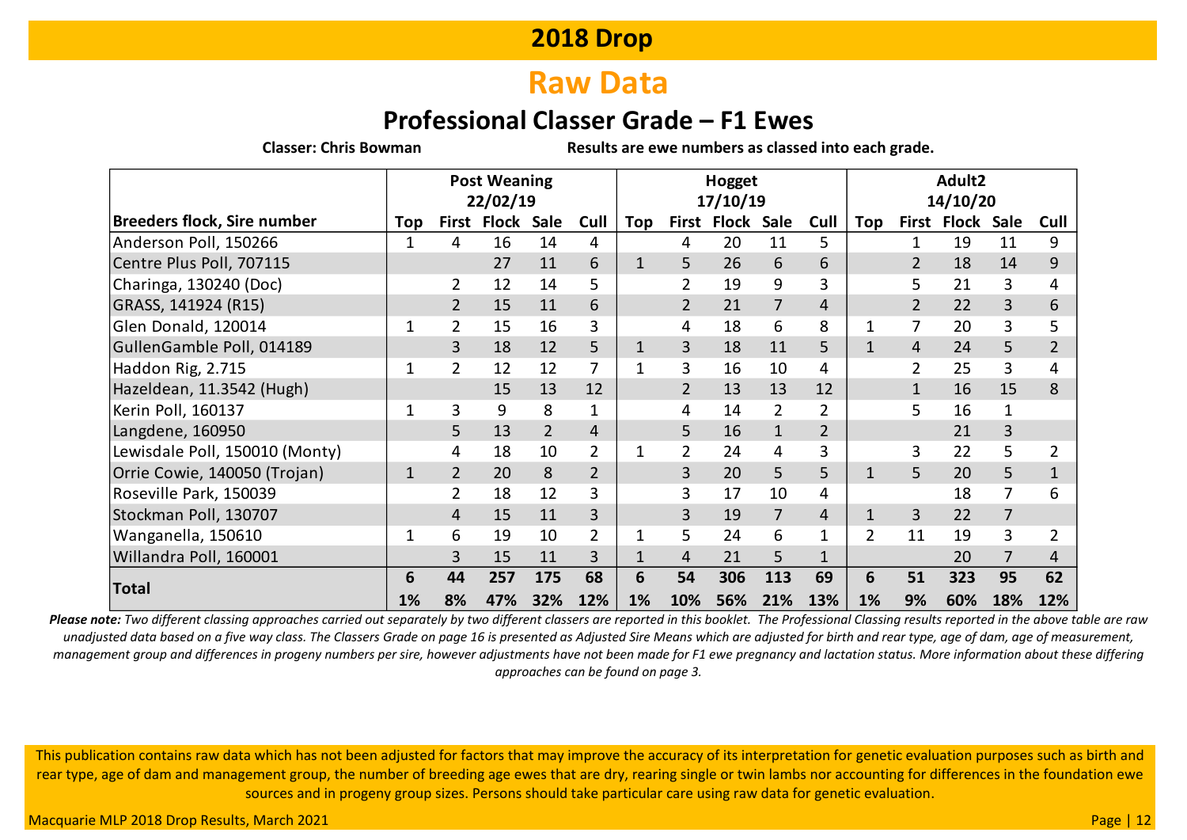# 2018 Drop

## Raw Data

### Professional Classer Grade – F1 Ewes

**Classer: Chris Bowman** **Results are ewe numbers as classed into each grade.**

| | Post Weaning 22/02/19 | | | | | Hogget 17/10/19 | | | | | Adult2 14/10/20 | | | | |
|---|---|---|---|---|---|---|---|---|---|---|---|---|---|---|---|
| **Breeders flock, Sire number** | **Top** | **First** | **Flock** | **Sale** | **Cull** | **Top** | **First** | **Flock** | **Sale** | **Cull** | **Top** | **First** | **Flock** | **Sale** | **Cull** |
| Anderson Poll, 150266 | 1 | 4 | 16 | 14 | 4 | | 4 | 20 | 11 | 5 | | 1 | 19 | 11 | 9 |
| Centre Plus Poll, 707115 | | | 27 | 11 | 6 | 1 | 5 | 26 | 6 | 6 | | 2 | 18 | 14 | 9 |
| Charinga, 130240 (Doc) | | 2 | 12 | 14 | 5 | | 2 | 19 | 9 | 3 | | 5 | 21 | 3 | 4 |
| GRASS, 141924 (R15) | | 2 | 15 | 11 | 6 | | 2 | 21 | 7 | 4 | | 2 | 22 | 3 | 6 |
| Glen Donald, 120014 | 1 | 2 | 15 | 16 | 3 | | 4 | 18 | 6 | 8 | 1 | 7 | 20 | 3 | 5 |
| GullenGamble Poll, 014189 | | 3 | 18 | 12 | 5 | 1 | 3 | 18 | 11 | 5 | 1 | 4 | 24 | 5 | 2 |
| Haddon Rig, 2.715 | 1 | 2 | 12 | 12 | 7 | 1 | 3 | 16 | 10 | 4 | | 2 | 25 | 3 | 4 |
| Hazeldean, 11.3542 (Hugh) | | | 15 | 13 | 12 | | 2 | 13 | 13 | 12 | | 1 | 16 | 15 | 8 |
| Kerin Poll, 160137 | 1 | 3 | 9 | 8 | 1 | | 4 | 14 | 2 | 2 | | 5 | 16 | 1 | |
| Langdene, 160950 | | 5 | 13 | 2 | 4 | | 5 | 16 | 1 | 2 | | | 21 | 3 | |
| Lewisdale Poll, 150010 (Monty) | | 4 | 18 | 10 | 2 | 1 | 2 | 24 | 4 | 3 | | 3 | 22 | 5 | 2 |
| Orrie Cowie, 140050 (Trojan) | 1 | 2 | 20 | 8 | 2 | | 3 | 20 | 5 | 5 | 1 | 5 | 20 | 5 | 1 |
| Roseville Park, 150039 | | 2 | 18 | 12 | 3 | | 3 | 17 | 10 | 4 | | | 18 | 7 | 6 |
| Stockman Poll, 130707 | | 4 | 15 | 11 | 3 | | 3 | 19 | 7 | 4 | 1 | 3 | 22 | 7 | |
| Wanganella, 150610 | 1 | 6 | 19 | 10 | 2 | 1 | 5 | 24 | 6 | 1 | 2 | 11 | 19 | 3 | 2 |
| Willandra Poll, 160001 | | 3 | 15 | 11 | 3 | 1 | 4 | 21 | 5 | 1 | | | 20 | 7 | 4 |
| **Total** | **6** | **44** | **257** | **175** | **68** | **6** | **54** | **306** | **113** | **69** | **6** | **51** | **323** | **95** | **62** |
| | **1%** | **8%** | **47%** | **32%** | **12%** | **1%** | **10%** | **56%** | **21%** | **13%** | **1%** | **9%** | **60%** | **18%** | **12%** |

***Please note:*** *Two different classing approaches carried out separately by two different classers are reported in this booklet. The Professional Classing results reported in the above table are raw unadjusted data based on a five way class. The Classers Grade on page 16 is presented as Adjusted Sire Means which are adjusted for birth and rear type, age of dam, age of measurement, management group and differences in progeny numbers per sire, however adjustments have not been made for F1 ewe pregnancy and lactation status. More information about these differing approaches can be found on page 3.*

This publication contains raw data which has not been adjusted for factors that may improve the accuracy of its interpretation for genetic evaluation purposes such as birth and rear type, age of dam and management group, the number of breeding age ewes that are dry, rearing single or twin lambs nor accounting for differences in the foundation ewe sources and in progeny group sizes. Persons should take particular care using raw data for genetic evaluation.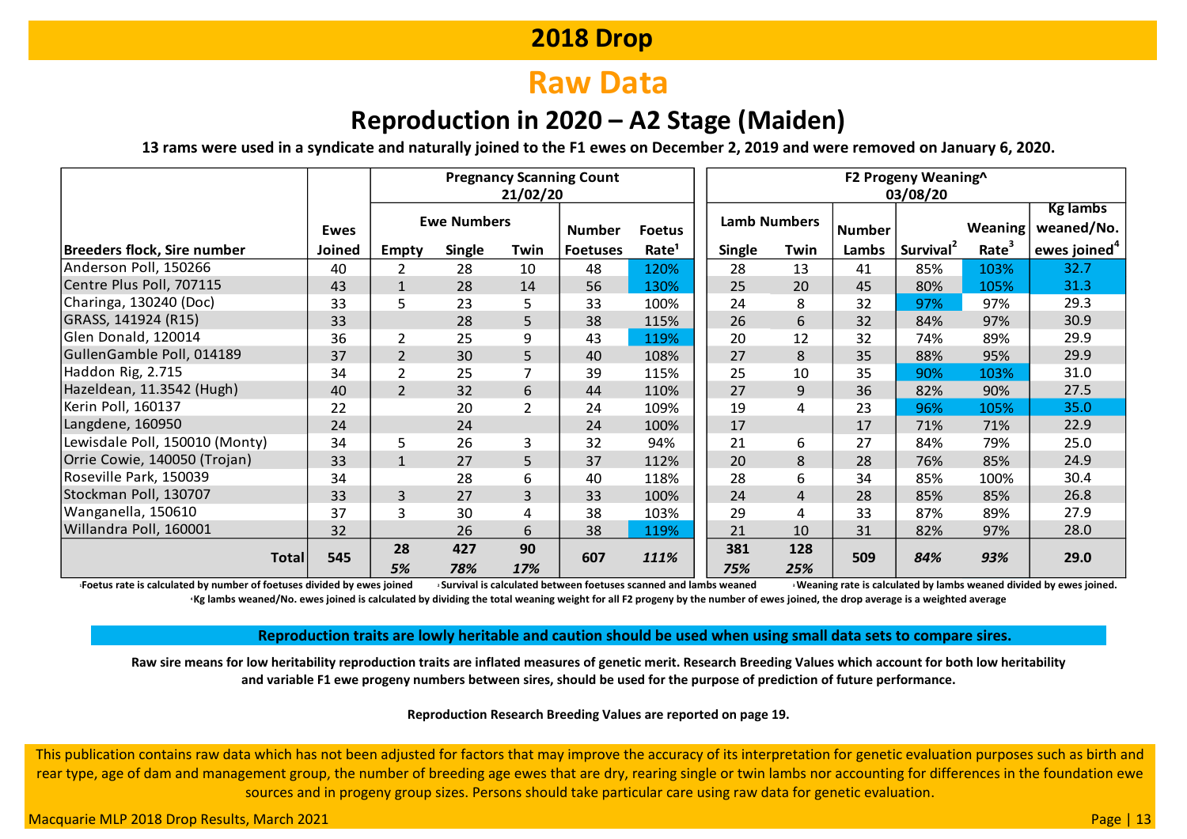# 2018 Drop

## Raw Data

### Reproduction in 2020 – A2 Stage (Maiden)

**13 rams were used in a syndicate and naturally joined to the F1 ewes on December 2, 2019 and were removed on January 6, 2020.**

| | | Pregnancy Scanning Count 21/02/20 | | | | | F2 Progeny Weaning^ 03/08/20 | | | | | |
|---|---|---|---|---|---|---|---|---|---|---|---|---|
| | | Ewe Numbers | | | | | Lamb Numbers | | | | | |
| **Breeders flock, Sire number** | **Ewes Joined** | **Empty** | **Single** | **Twin** | **Number Foetuses** | **Foetus Rate[1]** | **Single** | **Twin** | **Number Lambs** | **Survival[2]** | **Weaning Rate[3]** | **Kg lambs weaned/No. ewes joined[4]** |
| Anderson Poll, 150266 | 40 | 2 | 28 | 10 | 48 | 120% | 28 | 13 | 41 | 85% | 103% | 32.7 |
| Centre Plus Poll, 707115 | 43 | 1 | 28 | 14 | 56 | 130% | 25 | 20 | 45 | 80% | 105% | 31.3 |
| Charinga, 130240 (Doc) | 33 | 5 | 23 | 5 | 33 | 100% | 24 | 8 | 32 | 97% | 97% | 29.3 |
| GRASS, 141924 (R15) | 33 | | 28 | 5 | 38 | 115% | 26 | 6 | 32 | 84% | 97% | 30.9 |
| Glen Donald, 120014 | 36 | 2 | 25 | 9 | 43 | 119% | 20 | 12 | 32 | 74% | 89% | 29.9 |
| GullenGamble Poll, 014189 | 37 | 2 | 30 | 5 | 40 | 108% | 27 | 8 | 35 | 88% | 95% | 29.9 |
| Haddon Rig, 2.715 | 34 | 2 | 25 | 7 | 39 | 115% | 25 | 10 | 35 | 90% | 103% | 31.0 |
| Hazeldean, 11.3542 (Hugh) | 40 | 2 | 32 | 6 | 44 | 110% | 27 | 9 | 36 | 82% | 90% | 27.5 |
| Kerin Poll, 160137 | 22 | | 20 | 2 | 24 | 109% | 19 | 4 | 23 | 96% | 105% | 35.0 |
| Langdene, 160950 | 24 | | 24 | | 24 | 100% | 17 | | 17 | 71% | 71% | 22.9 |
| Lewisdale Poll, 150010 (Monty) | 34 | 5 | 26 | 3 | 32 | 94% | 21 | 6 | 27 | 84% | 79% | 25.0 |
| Orrie Cowie, 140050 (Trojan) | 33 | 1 | 27 | 5 | 37 | 112% | 20 | 8 | 28 | 76% | 85% | 24.9 |
| Roseville Park, 150039 | 34 | | 28 | 6 | 40 | 118% | 28 | 6 | 34 | 85% | 100% | 30.4 |
| Stockman Poll, 130707 | 33 | 3 | 27 | 3 | 33 | 100% | 24 | 4 | 28 | 85% | 85% | 26.8 |
| Wanganella, 150610 | 37 | 3 | 30 | 4 | 38 | 103% | 29 | 4 | 33 | 87% | 89% | 27.9 |
| Willandra Poll, 160001 | 32 | | 26 | 6 | 38 | 119% | 21 | 10 | 31 | 82% | 97% | 28.0 |
| **Total** | **545** | **28** *5%* | **427** *78%* | **90** *17%* | **607** | ***111%*** | **381** *75%* | **128** *25%* | **509** | ***84%*** | ***93%*** | **29.0** |

[1]Foetus rate is calculated by number of foetuses divided by ewes joined [2]Survival is calculated between foetuses scanned and lambs weaned [3]Weaning rate is calculated by lambs weaned divided by ewes joined.
[4]Kg lambs weaned/No. ewes joined is calculated by dividing the total weaning weight for all F2 progeny by the number of ewes joined, the drop average is a weighted average

**Reproduction traits are lowly heritable and caution should be used when using small data sets to compare sires.**

**Raw sire means for low heritability reproduction traits are inflated measures of genetic merit. Research Breeding Values which account for both low heritability and variable F1 ewe progeny numbers between sires, should be used for the purpose of prediction of future performance.**

**Reproduction Research Breeding Values are reported on page 19.**

This publication contains raw data which has not been adjusted for factors that may improve the accuracy of its interpretation for genetic evaluation purposes such as birth and rear type, age of dam and management group, the number of breeding age ewes that are dry, rearing single or twin lambs nor accounting for differences in the foundation ewe sources and in progeny group sizes. Persons should take particular care using raw data for genetic evaluation.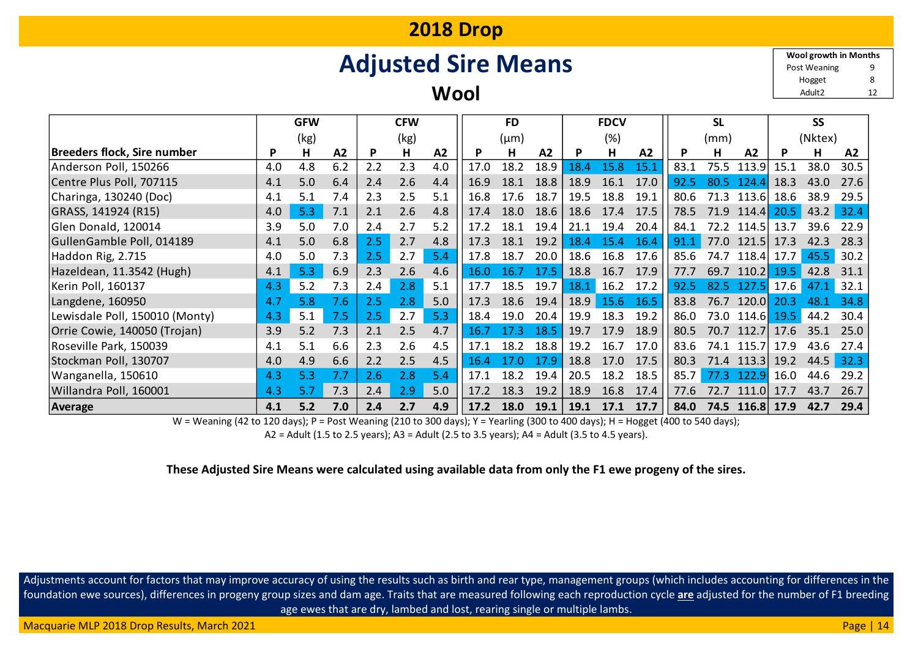# 2018 Drop

## Adjusted Sire Means

### Wool

| Wool growth in Months | |
|---|---|
| Post Weaning | 9 |
| Hogget | 8 |
| Adult2 | 12 |

| Breeders flock, Sire number | GFW (kg) | | | CFW (kg) | | | FD (µm) | | | FDCV (%) | | | SL (mm) | | | SS (Nktex) | | |
|---|---|---|---|---|---|---|---|---|---|---|---|---|---|---|---|---|---|---|
| | P | H | A2 | P | H | A2 | P | H | A2 | P | H | A2 | P | H | A2 | P | H | A2 |
| Anderson Poll, 150266 | 4.0 | 4.8 | 6.2 | 2.2 | 2.3 | 4.0 | 17.0 | 18.2 | 18.9 | 18.4 | 15.8 | 15.1 | 83.1 | 75.5 | 113.9 | 15.1 | 38.0 | 30.5 |
| Centre Plus Poll, 707115 | 4.1 | 5.0 | 6.4 | 2.4 | 2.6 | 4.4 | 16.9 | 18.1 | 18.8 | 18.9 | 16.1 | 17.0 | 92.5 | 80.5 | 124.4 | 18.3 | 43.0 | 27.6 |
| Charinga, 130240 (Doc) | 4.1 | 5.1 | 7.4 | 2.3 | 2.5 | 5.1 | 16.8 | 17.6 | 18.7 | 19.5 | 18.8 | 19.1 | 80.6 | 71.3 | 113.6 | 18.6 | 38.9 | 29.5 |
| GRASS, 141924 (R15) | 4.0 | 5.3 | 7.1 | 2.1 | 2.6 | 4.8 | 17.4 | 18.0 | 18.6 | 18.6 | 17.4 | 17.5 | 78.5 | 71.9 | 114.4 | 20.5 | 43.2 | 32.4 |
| Glen Donald, 120014 | 3.9 | 5.0 | 7.0 | 2.4 | 2.7 | 5.2 | 17.2 | 18.1 | 19.4 | 21.1 | 19.4 | 20.4 | 84.1 | 72.2 | 114.5 | 13.7 | 39.6 | 22.9 |
| GullenGamble Poll, 014189 | 4.1 | 5.0 | 6.8 | 2.5 | 2.7 | 4.8 | 17.3 | 18.1 | 19.2 | 18.4 | 15.4 | 16.4 | 91.1 | 77.0 | 121.5 | 17.3 | 42.3 | 28.3 |
| Haddon Rig, 2.715 | 4.0 | 5.0 | 7.3 | 2.5 | 2.7 | 5.4 | 17.8 | 18.7 | 20.0 | 18.6 | 16.8 | 17.6 | 85.6 | 74.7 | 118.4 | 17.7 | 45.5 | 30.2 |
| Hazeldean, 11.3542 (Hugh) | 4.1 | 5.3 | 6.9 | 2.3 | 2.6 | 4.6 | 16.0 | 16.7 | 17.5 | 18.8 | 16.7 | 17.9 | 77.7 | 69.7 | 110.2 | 19.5 | 42.8 | 31.1 |
| Kerin Poll, 160137 | 4.3 | 5.2 | 7.3 | 2.4 | 2.8 | 5.1 | 17.7 | 18.5 | 19.7 | 18.1 | 16.2 | 17.2 | 92.5 | 82.5 | 127.5 | 17.6 | 47.1 | 32.1 |
| Langdene, 160950 | 4.7 | 5.8 | 7.6 | 2.5 | 2.8 | 5.0 | 17.3 | 18.6 | 19.4 | 18.9 | 15.6 | 16.5 | 83.8 | 76.7 | 120.0 | 20.3 | 48.1 | 34.8 |
| Lewisdale Poll, 150010 (Monty) | 4.3 | 5.1 | 7.5 | 2.5 | 2.7 | 5.3 | 18.4 | 19.0 | 20.4 | 19.9 | 18.3 | 19.2 | 86.0 | 73.0 | 114.6 | 19.5 | 44.2 | 30.4 |
| Orrie Cowie, 140050 (Trojan) | 3.9 | 5.2 | 7.3 | 2.1 | 2.5 | 4.7 | 16.7 | 17.3 | 18.5 | 19.7 | 17.9 | 18.9 | 80.5 | 70.7 | 112.7 | 17.6 | 35.1 | 25.0 |
| Roseville Park, 150039 | 4.1 | 5.1 | 6.6 | 2.3 | 2.6 | 4.5 | 17.1 | 18.2 | 18.8 | 19.2 | 16.7 | 17.0 | 83.6 | 74.1 | 115.7 | 17.9 | 43.6 | 27.4 |
| Stockman Poll, 130707 | 4.0 | 4.9 | 6.6 | 2.2 | 2.5 | 4.5 | 16.4 | 17.0 | 17.9 | 18.8 | 17.0 | 17.5 | 80.3 | 71.4 | 113.3 | 19.2 | 44.5 | 32.3 |
| Wanganella, 150610 | 4.3 | 5.3 | 7.7 | 2.6 | 2.8 | 5.4 | 17.1 | 18.2 | 19.4 | 20.5 | 18.2 | 18.5 | 85.7 | 77.3 | 122.9 | 16.0 | 44.6 | 29.2 |
| Willandra Poll, 160001 | 4.3 | 5.7 | 7.3 | 2.4 | 2.9 | 5.0 | 17.2 | 18.3 | 19.2 | 18.9 | 16.8 | 17.4 | 77.6 | 72.7 | 111.0 | 17.7 | 43.7 | 26.7 |
| **Average** | **4.1** | **5.2** | **7.0** | **2.4** | **2.7** | **4.9** | **17.2** | **18.0** | **19.1** | **19.1** | **17.1** | **17.7** | **84.0** | **74.5** | **116.8** | **17.9** | **42.7** | **29.4** |

W = Weaning (42 to 120 days); P = Post Weaning (210 to 300 days); Y = Yearling (300 to 400 days); H = Hogget (400 to 540 days);
A2 = Adult (1.5 to 2.5 years); A3 = Adult (2.5 to 3.5 years); A4 = Adult (3.5 to 4.5 years).

**These Adjusted Sire Means were calculated using available data from only the F1 ewe progeny of the sires.**

Adjustments account for factors that may improve accuracy of using the results such as birth and rear type, management groups (which includes accounting for differences in the foundation ewe sources), differences in progeny group sizes and dam age. Traits that are measured following each reproduction cycle **are** adjusted for the number of F1 breeding age ewes that are dry, lambed and lost, rearing single or multiple lambs.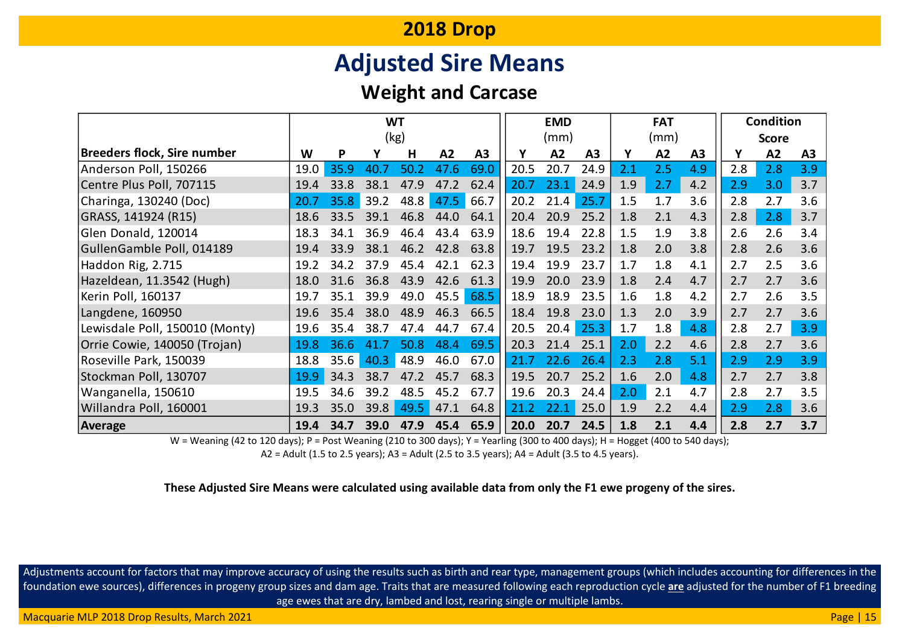# 2018 Drop

## Adjusted Sire Means

### Weight and Carcase

| Breeders flock, Sire number | WT (kg) | | | | | | EMD (mm) | | | FAT (mm) | | | Condition Score | | |
|---|---|---|---|---|---|---|---|---|---|---|---|---|---|---|---|
| | W | P | Y | H | A2 | A3 | Y | A2 | A3 | Y | A2 | A3 | Y | A2 | A3 |
| Anderson Poll, 150266 | 19.0 | 35.9 | 40.7 | 50.2 | 47.6 | 69.0 | 20.5 | 20.7 | 24.9 | 2.1 | 2.5 | 4.9 | 2.8 | 2.8 | 3.9 |
| Centre Plus Poll, 707115 | 19.4 | 33.8 | 38.1 | 47.9 | 47.2 | 62.4 | 20.7 | 23.1 | 24.9 | 1.9 | 2.7 | 4.2 | 2.9 | 3.0 | 3.7 |
| Charinga, 130240 (Doc) | 20.7 | 35.8 | 39.2 | 48.8 | 47.5 | 66.7 | 20.2 | 21.4 | 25.7 | 1.5 | 1.7 | 3.6 | 2.8 | 2.7 | 3.6 |
| GRASS, 141924 (R15) | 18.6 | 33.5 | 39.1 | 46.8 | 44.0 | 64.1 | 20.4 | 20.9 | 25.2 | 1.8 | 2.1 | 4.3 | 2.8 | 2.8 | 3.7 |
| Glen Donald, 120014 | 18.3 | 34.1 | 36.9 | 46.4 | 43.4 | 63.9 | 18.6 | 19.4 | 22.8 | 1.5 | 1.9 | 3.8 | 2.6 | 2.6 | 3.4 |
| GullenGamble Poll, 014189 | 19.4 | 33.9 | 38.1 | 46.2 | 42.8 | 63.8 | 19.7 | 19.5 | 23.2 | 1.8 | 2.0 | 3.8 | 2.8 | 2.6 | 3.6 |
| Haddon Rig, 2.715 | 19.2 | 34.2 | 37.9 | 45.4 | 42.1 | 62.3 | 19.4 | 19.9 | 23.7 | 1.7 | 1.8 | 4.1 | 2.7 | 2.5 | 3.6 |
| Hazeldean, 11.3542 (Hugh) | 18.0 | 31.6 | 36.8 | 43.9 | 42.6 | 61.3 | 19.9 | 20.0 | 23.9 | 1.8 | 2.4 | 4.7 | 2.7 | 2.7 | 3.6 |
| Kerin Poll, 160137 | 19.7 | 35.1 | 39.9 | 49.0 | 45.5 | 68.5 | 18.9 | 18.9 | 23.5 | 1.6 | 1.8 | 4.2 | 2.7 | 2.6 | 3.5 |
| Langdene, 160950 | 19.6 | 35.4 | 38.0 | 48.9 | 46.3 | 66.5 | 18.4 | 19.8 | 23.0 | 1.3 | 2.0 | 3.9 | 2.7 | 2.7 | 3.6 |
| Lewisdale Poll, 150010 (Monty) | 19.6 | 35.4 | 38.7 | 47.4 | 44.7 | 67.4 | 20.5 | 20.4 | 25.3 | 1.7 | 1.8 | 4.8 | 2.8 | 2.7 | 3.9 |
| Orrie Cowie, 140050 (Trojan) | 19.8 | 36.6 | 41.7 | 50.8 | 48.4 | 69.5 | 20.3 | 21.4 | 25.1 | 2.0 | 2.2 | 4.6 | 2.8 | 2.7 | 3.6 |
| Roseville Park, 150039 | 18.8 | 35.6 | 40.3 | 48.9 | 46.0 | 67.0 | 21.7 | 22.6 | 26.4 | 2.3 | 2.8 | 5.1 | 2.9 | 2.9 | 3.9 |
| Stockman Poll, 130707 | 19.9 | 34.3 | 38.7 | 47.2 | 45.7 | 68.3 | 19.5 | 20.7 | 25.2 | 1.6 | 2.0 | 4.8 | 2.7 | 2.7 | 3.8 |
| Wanganella, 150610 | 19.5 | 34.6 | 39.2 | 48.5 | 45.2 | 67.7 | 19.6 | 20.3 | 24.4 | 2.0 | 2.1 | 4.7 | 2.8 | 2.7 | 3.5 |
| Willandra Poll, 160001 | 19.3 | 35.0 | 39.8 | 49.5 | 47.1 | 64.8 | 21.2 | 22.1 | 25.0 | 1.9 | 2.2 | 4.4 | 2.9 | 2.8 | 3.6 |
| **Average** | **19.4** | **34.7** | **39.0** | **47.9** | **45.4** | **65.9** | **20.0** | **20.7** | **24.5** | **1.8** | **2.1** | **4.4** | **2.8** | **2.7** | **3.7** |

W = Weaning (42 to 120 days); P = Post Weaning (210 to 300 days); Y = Yearling (300 to 400 days); H = Hogget (400 to 540 days); A2 = Adult (1.5 to 2.5 years); A3 = Adult (2.5 to 3.5 years); A4 = Adult (3.5 to 4.5 years).

**These Adjusted Sire Means were calculated using available data from only the F1 ewe progeny of the sires.**

Adjustments account for factors that may improve accuracy of using the results such as birth and rear type, management groups (which includes accounting for differences in the foundation ewe sources), differences in progeny group sizes and dam age. Traits that are measured following each reproduction cycle **are** adjusted for the number of F1 breeding age ewes that are dry, lambed and lost, rearing single or multiple lambs.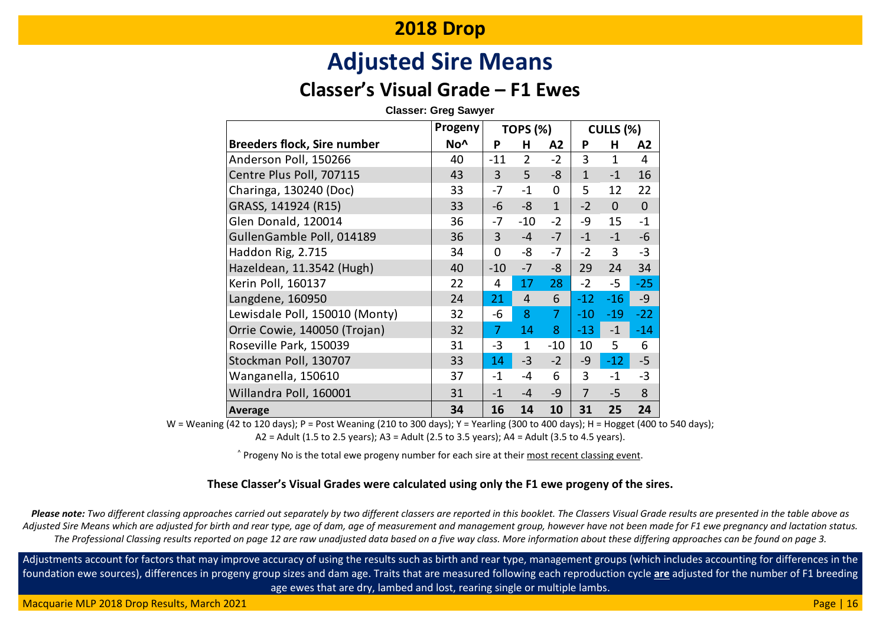## 2018 Drop

# Adjusted Sire Means

### Classer's Visual Grade – F1 Ewes

**Classer: Greg Sawyer**

| Breeders flock, Sire number | Progeny No^ | TOPS (%) | | | CULLS (%) | | |
|---|---|---|---|---|---|---|---|
| | | P | H | A2 | P | H | A2 |
| Anderson Poll, 150266 | 40 | -11 | 2 | -2 | 3 | 1 | 4 |
| Centre Plus Poll, 707115 | 43 | 3 | 5 | -8 | 1 | -1 | 16 |
| Charinga, 130240 (Doc) | 33 | -7 | -1 | 0 | 5 | 12 | 22 |
| GRASS, 141924 (R15) | 33 | -6 | -8 | 1 | -2 | 0 | 0 |
| Glen Donald, 120014 | 36 | -7 | -10 | -2 | -9 | 15 | -1 |
| GullenGamble Poll, 014189 | 36 | 3 | -4 | -7 | -1 | -1 | -6 |
| Haddon Rig, 2.715 | 34 | 0 | -8 | -7 | -2 | 3 | -3 |
| Hazeldean, 11.3542 (Hugh) | 40 | -10 | -7 | -8 | 29 | 24 | 34 |
| Kerin Poll, 160137 | 22 | 4 | 17 | 28 | -2 | -5 | -25 |
| Langdene, 160950 | 24 | 21 | 4 | 6 | -12 | -16 | -9 |
| Lewisdale Poll, 150010 (Monty) | 32 | -6 | 8 | 7 | -10 | -19 | -22 |
| Orrie Cowie, 140050 (Trojan) | 32 | 7 | 14 | 8 | -13 | -1 | -14 |
| Roseville Park, 150039 | 31 | -3 | 1 | -10 | 10 | 5 | 6 |
| Stockman Poll, 130707 | 33 | 14 | -3 | -2 | -9 | -12 | -5 |
| Wanganella, 150610 | 37 | -1 | -4 | 6 | 3 | -1 | -3 |
| Willandra Poll, 160001 | 31 | -1 | -4 | -9 | 7 | -5 | 8 |
| **Average** | **34** | **16** | **14** | **10** | **31** | **25** | **24** |

W = Weaning (42 to 120 days); P = Post Weaning (210 to 300 days); Y = Yearling (300 to 400 days); H = Hogget (400 to 540 days); A2 = Adult (1.5 to 2.5 years); A3 = Adult (2.5 to 3.5 years); A4 = Adult (3.5 to 4.5 years).

^ Progeny No is the total ewe progeny number for each sire at their most recent classing event.

**These Classer's Visual Grades were calculated using only the F1 ewe progeny of the sires.**

***Please note:*** *Two different classing approaches carried out separately by two different classers are reported in this booklet. The Classers Visual Grade results are presented in the table above as Adjusted Sire Means which are adjusted for birth and rear type, age of dam, age of measurement and management group, however have not been made for F1 ewe pregnancy and lactation status. The Professional Classing results reported on page 12 are raw unadjusted data based on a five way class. More information about these differing approaches can be found on page 3.*

Adjustments account for factors that may improve accuracy of using the results such as birth and rear type, management groups (which includes accounting for differences in the foundation ewe sources), differences in progeny group sizes and dam age. Traits that are measured following each reproduction cycle **are** adjusted for the number of F1 breeding age ewes that are dry, lambed and lost, rearing single or multiple lambs.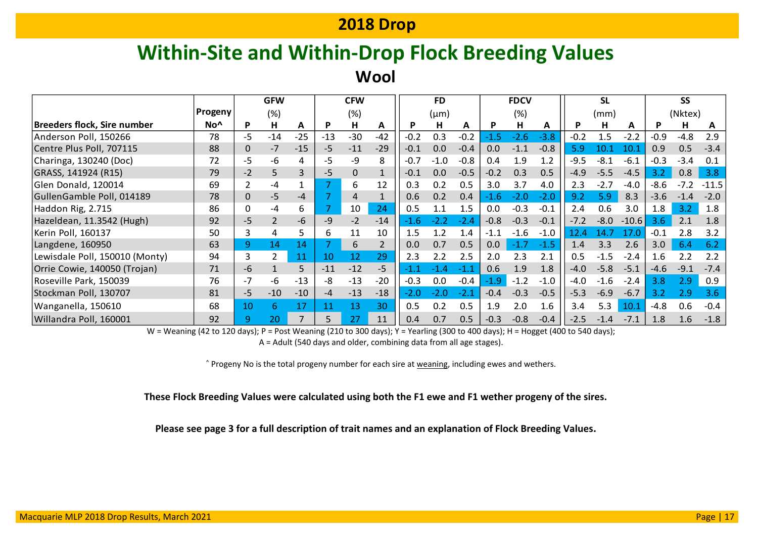## 2018 Drop

# Within-Site and Within-Drop Flock Breeding Values

### Wool

| | Progeny | GFW | | | CFW | | | FD | | | FDCV | | | SL | | | SS | | |
|---|---|---|---|---|---|---|---|---|---|---|---|---|---|---|---|---|---|---|---|
| | | (%) | | | (%) | | | (µm) | | | (%) | | | (mm) | | | (Nktex) | | |
| **Breeders flock, Sire number** | **No^** | **P** | **H** | **A** | **P** | **H** | **A** | **P** | **H** | **A** | **P** | **H** | **A** | **P** | **H** | **A** | **P** | **H** | **A** |
| Anderson Poll, 150266 | 78 | -5 | -14 | -25 | -13 | -30 | -42 | -0.2 | 0.3 | -0.2 | -1.5 | -2.6 | -3.8 | -0.2 | 1.5 | -2.2 | -0.9 | -4.8 | 2.9 |
| Centre Plus Poll, 707115 | 88 | 0 | -7 | -15 | -5 | -11 | -29 | -0.1 | 0.0 | -0.4 | 0.0 | -1.1 | -0.8 | 5.9 | 10.1 | 10.1 | 0.9 | 0.5 | -3.4 |
| Charinga, 130240 (Doc) | 72 | -5 | -6 | 4 | -5 | -9 | 8 | -0.7 | -1.0 | -0.8 | 0.4 | 1.9 | 1.2 | -9.5 | -8.1 | -6.1 | -0.3 | -3.4 | 0.1 |
| GRASS, 141924 (R15) | 79 | -2 | 5 | 3 | -5 | 0 | 1 | -0.1 | 0.0 | -0.5 | -0.2 | 0.3 | 0.5 | -4.9 | -5.5 | -4.5 | 3.2 | 0.8 | 3.8 |
| Glen Donald, 120014 | 69 | 2 | -4 | 1 | 7 | 6 | 12 | 0.3 | 0.2 | 0.5 | 3.0 | 3.7 | 4.0 | 2.3 | -2.7 | -4.0 | -8.6 | -7.2 | -11.5 |
| GullenGamble Poll, 014189 | 78 | 0 | -5 | -4 | 7 | 4 | 1 | 0.6 | 0.2 | 0.4 | -1.6 | -2.0 | -2.0 | 9.2 | 5.9 | 8.3 | -3.6 | -1.4 | -2.0 |
| Haddon Rig, 2.715 | 86 | 0 | -4 | 6 | 7 | 10 | 24 | 0.5 | 1.1 | 1.5 | 0.0 | -0.3 | -0.1 | 2.4 | 0.6 | 3.0 | 1.8 | 3.2 | 1.8 |
| Hazeldean, 11.3542 (Hugh) | 92 | -5 | 2 | -6 | -9 | -2 | -14 | -1.6 | -2.2 | -2.4 | -0.8 | -0.3 | -0.1 | -7.2 | -8.0 | -10.6 | 3.6 | 2.1 | 1.8 |
| Kerin Poll, 160137 | 50 | 3 | 4 | 5 | 6 | 11 | 10 | 1.5 | 1.2 | 1.4 | -1.1 | -1.6 | -1.0 | 12.4 | 14.7 | 17.0 | -0.1 | 2.8 | 3.2 |
| Langdene, 160950 | 63 | 9 | 14 | 14 | 7 | 6 | 2 | 0.0 | 0.7 | 0.5 | 0.0 | -1.7 | -1.5 | 1.4 | 3.3 | 2.6 | 3.0 | 6.4 | 6.2 |
| Lewisdale Poll, 150010 (Monty) | 94 | 3 | 2 | 11 | 10 | 12 | 29 | 2.3 | 2.2 | 2.5 | 2.0 | 2.3 | 2.1 | 0.5 | -1.5 | -2.4 | 1.6 | 2.2 | 2.2 |
| Orrie Cowie, 140050 (Trojan) | 71 | -6 | 1 | 5 | -11 | -12 | -5 | -1.1 | -1.4 | -1.1 | 0.6 | 1.9 | 1.8 | -4.0 | -5.8 | -5.1 | -4.6 | -9.1 | -7.4 |
| Roseville Park, 150039 | 76 | -7 | -6 | -13 | -8 | -13 | -20 | -0.3 | 0.0 | -0.4 | -1.9 | -1.2 | -1.0 | -4.0 | -1.6 | -2.4 | 3.8 | 2.9 | 0.9 |
| Stockman Poll, 130707 | 81 | -5 | -10 | -10 | -4 | -13 | -18 | -2.0 | -2.0 | -2.1 | -0.4 | -0.3 | -0.5 | -5.3 | -6.9 | -6.7 | 3.2 | 2.9 | 3.6 |
| Wanganella, 150610 | 68 | 10 | 6 | 17 | 11 | 13 | 30 | 0.5 | 0.2 | 0.5 | 1.9 | 2.0 | 1.6 | 3.4 | 5.3 | 10.1 | -4.8 | 0.6 | -0.4 |
| Willandra Poll, 160001 | 92 | 9 | 20 | 7 | 5 | 27 | 11 | 0.4 | 0.7 | 0.5 | -0.3 | -0.8 | -0.4 | -2.5 | -1.4 | -7.1 | 1.8 | 1.6 | -1.8 |

W = Weaning (42 to 120 days); P = Post Weaning (210 to 300 days); Y = Yearling (300 to 400 days); H = Hogget (400 to 540 days);
A = Adult (540 days and older, combining data from all age stages).

^ Progeny No is the total progeny number for each sire at weaning, including ewes and wethers.

**These Flock Breeding Values were calculated using both the F1 ewe and F1 wether progeny of the sires.**

**Please see page 3 for a full description of trait names and an explanation of Flock Breeding Values.**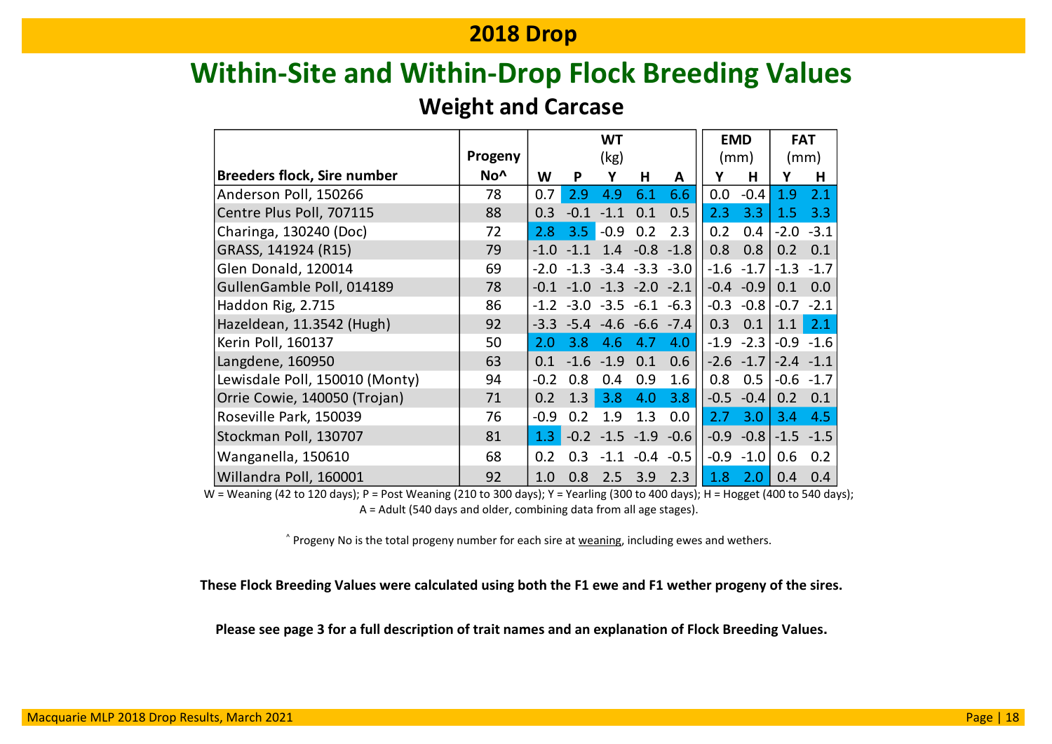## 2018 Drop

# Within-Site and Within-Drop Flock Breeding Values

### Weight and Carcase

| Breeders flock, Sire number | Progeny No^ | WT (kg) W | P | Y | H | A | EMD (mm) Y | H | FAT (mm) Y | H |
|---|---|---|---|---|---|---|---|---|---|---|
| Anderson Poll, 150266 | 78 | 0.7 | 2.9 | 4.9 | 6.1 | 6.6 | 0.0 | -0.4 | 1.9 | 2.1 |
| Centre Plus Poll, 707115 | 88 | 0.3 | -0.1 | -1.1 | 0.1 | 0.5 | 2.3 | 3.3 | 1.5 | 3.3 |
| Charinga, 130240 (Doc) | 72 | 2.8 | 3.5 | -0.9 | 0.2 | 2.3 | 0.2 | 0.4 | -2.0 | -3.1 |
| GRASS, 141924 (R15) | 79 | -1.0 | -1.1 | 1.4 | -0.8 | -1.8 | 0.8 | 0.8 | 0.2 | 0.1 |
| Glen Donald, 120014 | 69 | -2.0 | -1.3 | -3.4 | -3.3 | -3.0 | -1.6 | -1.7 | -1.3 | -1.7 |
| GullenGamble Poll, 014189 | 78 | -0.1 | -1.0 | -1.3 | -2.0 | -2.1 | -0.4 | -0.9 | 0.1 | 0.0 |
| Haddon Rig, 2.715 | 86 | -1.2 | -3.0 | -3.5 | -6.1 | -6.3 | -0.3 | -0.8 | -0.7 | -2.1 |
| Hazeldean, 11.3542 (Hugh) | 92 | -3.3 | -5.4 | -4.6 | -6.6 | -7.4 | 0.3 | 0.1 | 1.1 | 2.1 |
| Kerin Poll, 160137 | 50 | 2.0 | 3.8 | 4.6 | 4.7 | 4.0 | -1.9 | -2.3 | -0.9 | -1.6 |
| Langdene, 160950 | 63 | 0.1 | -1.6 | -1.9 | 0.1 | 0.6 | -2.6 | -1.7 | -2.4 | -1.1 |
| Lewisdale Poll, 150010 (Monty) | 94 | -0.2 | 0.8 | 0.4 | 0.9 | 1.6 | 0.8 | 0.5 | -0.6 | -1.7 |
| Orrie Cowie, 140050 (Trojan) | 71 | 0.2 | 1.3 | 3.8 | 4.0 | 3.8 | -0.5 | -0.4 | 0.2 | 0.1 |
| Roseville Park, 150039 | 76 | -0.9 | 0.2 | 1.9 | 1.3 | 0.0 | 2.7 | 3.0 | 3.4 | 4.5 |
| Stockman Poll, 130707 | 81 | 1.3 | -0.2 | -1.5 | -1.9 | -0.6 | -0.9 | -0.8 | -1.5 | -1.5 |
| Wanganella, 150610 | 68 | 0.2 | 0.3 | -1.1 | -0.4 | -0.5 | -0.9 | -1.0 | 0.6 | 0.2 |
| Willandra Poll, 160001 | 92 | 1.0 | 0.8 | 2.5 | 3.9 | 2.3 | 1.8 | 2.0 | 0.4 | 0.4 |

W = Weaning (42 to 120 days); P = Post Weaning (210 to 300 days); Y = Yearling (300 to 400 days); H = Hogget (400 to 540 days); A = Adult (540 days and older, combining data from all age stages).

^ Progeny No is the total progeny number for each sire at weaning, including ewes and wethers.

**These Flock Breeding Values were calculated using both the F1 ewe and F1 wether progeny of the sires.**

**Please see page 3 for a full description of trait names and an explanation of Flock Breeding Values.**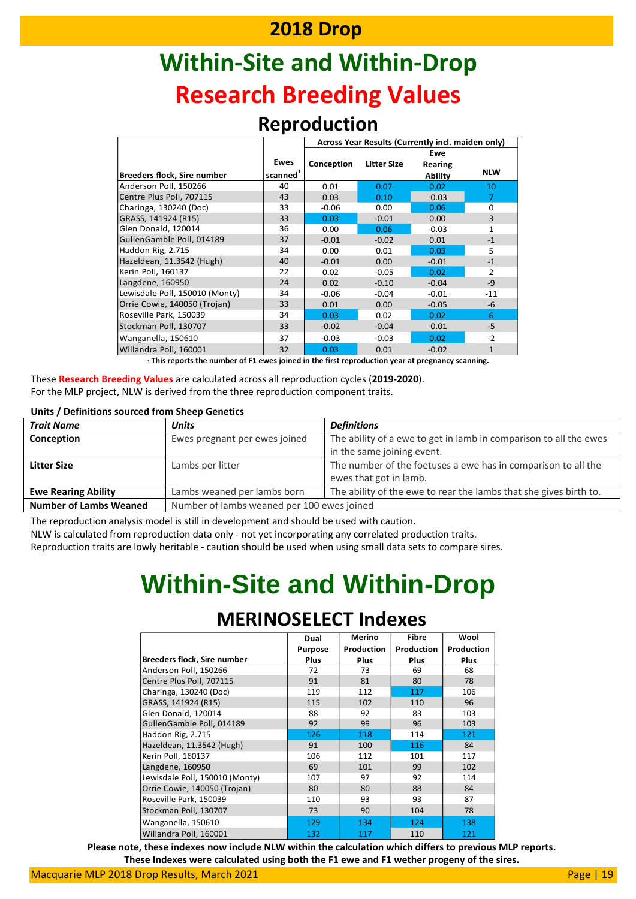# 2018 Drop

# Within-Site and Within-Drop

# Research Breeding Values

## Reproduction

| Breeders flock, Sire number | Ewes scanned[1] | Across Year Results (Currently incl. maiden only) | | | |
|---|---|---|---|---|---|
| | | Conception | Litter Size | Ewe Rearing Ability | NLW |
| Anderson Poll, 150266 | 40 | 0.01 | 0.07 | 0.02 | 10 |
| Centre Plus Poll, 707115 | 43 | 0.03 | 0.10 | -0.03 | 7 |
| Charinga, 130240 (Doc) | 33 | -0.06 | 0.00 | 0.06 | 0 |
| GRASS, 141924 (R15) | 33 | 0.03 | -0.01 | 0.00 | 3 |
| Glen Donald, 120014 | 36 | 0.00 | 0.06 | -0.03 | 1 |
| GullenGamble Poll, 014189 | 37 | -0.01 | -0.02 | 0.01 | -1 |
| Haddon Rig, 2.715 | 34 | 0.00 | 0.01 | 0.03 | 5 |
| Hazeldean, 11.3542 (Hugh) | 40 | -0.01 | 0.00 | -0.01 | -1 |
| Kerin Poll, 160137 | 22 | 0.02 | -0.05 | 0.02 | 2 |
| Langdene, 160950 | 24 | 0.02 | -0.10 | -0.04 | -9 |
| Lewisdale Poll, 150010 (Monty) | 34 | -0.06 | -0.04 | -0.01 | -11 |
| Orrie Cowie, 140050 (Trojan) | 33 | 0.01 | 0.00 | -0.05 | -6 |
| Roseville Park, 150039 | 34 | 0.03 | 0.02 | 0.02 | 6 |
| Stockman Poll, 130707 | 33 | -0.02 | -0.04 | -0.01 | -5 |
| Wanganella, 150610 | 37 | -0.03 | -0.03 | 0.02 | -2 |
| Willandra Poll, 160001 | 32 | 0.03 | 0.01 | -0.02 | 1 |

[1] This reports the number of F1 ewes joined in the first reproduction year at pregnancy scanning.

These **Research Breeding Values** are calculated across all reproduction cycles (**2019-2020**).
For the MLP project, NLW is derived from the three reproduction component traits.

**Units / Definitions sourced from Sheep Genetics**

| *Trait Name* | *Units* | *Definitions* |
|---|---|---|
| **Conception** | Ewes pregnant per ewes joined | The ability of a ewe to get in lamb in comparison to all the ewes in the same joining event. |
| **Litter Size** | Lambs per litter | The number of the foetuses a ewe has in comparison to all the ewes that got in lamb. |
| **Ewe Rearing Ability** | Lambs weaned per lambs born | The ability of the ewe to rear the lambs that she gives birth to. |
| **Number of Lambs Weaned** | Number of lambs weaned per 100 ewes joined | |

The reproduction analysis model is still in development and should be used with caution.
NLW is calculated from reproduction data only - not yet incorporating any correlated production traits.
Reproduction traits are lowly heritable - caution should be used when using small data sets to compare sires.

# Within-Site and Within-Drop

## MERINOSELECT Indexes

| Breeders flock, Sire number | Dual Purpose Plus | Merino Production Plus | Fibre Production Plus | Wool Production Plus |
|---|---|---|---|---|
| Anderson Poll, 150266 | 72 | 73 | 69 | 68 |
| Centre Plus Poll, 707115 | 91 | 81 | 80 | 78 |
| Charinga, 130240 (Doc) | 119 | 112 | 117 | 106 |
| GRASS, 141924 (R15) | 115 | 102 | 110 | 96 |
| Glen Donald, 120014 | 88 | 92 | 83 | 103 |
| GullenGamble Poll, 014189 | 92 | 99 | 96 | 103 |
| Haddon Rig, 2.715 | 126 | 118 | 114 | 121 |
| Hazeldean, 11.3542 (Hugh) | 91 | 100 | 116 | 84 |
| Kerin Poll, 160137 | 106 | 112 | 101 | 117 |
| Langdene, 160950 | 69 | 101 | 99 | 102 |
| Lewisdale Poll, 150010 (Monty) | 107 | 97 | 92 | 114 |
| Orrie Cowie, 140050 (Trojan) | 80 | 80 | 88 | 84 |
| Roseville Park, 150039 | 110 | 93 | 93 | 87 |
| Stockman Poll, 130707 | 73 | 90 | 104 | 78 |
| Wanganella, 150610 | 129 | 134 | 124 | 138 |
| Willandra Poll, 160001 | 132 | 117 | 110 | 121 |

**Please note, these indexes now include NLW within the calculation which differs to previous MLP reports.**
**These Indexes were calculated using both the F1 ewe and F1 wether progeny of the sires.**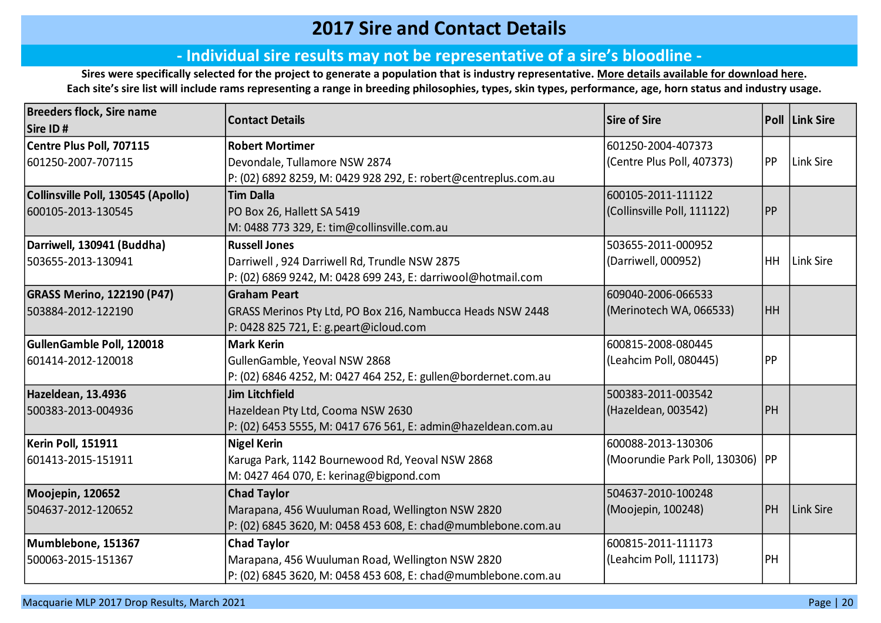# 2017 Sire and Contact Details

## - Individual sire results may not be representative of a sire's bloodline -

**Sires were specifically selected for the project to generate a population that is industry representative. More details available for download here.**
**Each site's sire list will include rams representing a range in breeding philosophies, types, skin types, performance, age, horn status and industry usage.**

| Breeders flock, Sire name Sire ID # | Contact Details | Sire of Sire | Poll | Link Sire |
|---|---|---|---|---|
| **Centre Plus Poll, 707115** 601250-2007-707115 | **Robert Mortimer** Devondale, Tullamore NSW 2874 P: (02) 6892 8259, M: 0429 928 292, E: robert@centreplus.com.au | 601250-2004-407373 (Centre Plus Poll, 407373) | PP | Link Sire |
| **Collinsville Poll, 130545 (Apollo)** 600105-2013-130545 | **Tim Dalla** PO Box 26, Hallett SA 5419 M: 0488 773 329, E: tim@collinsville.com.au | 600105-2011-111122 (Collinsville Poll, 111122) | PP | |
| **Darriwell, 130941 (Buddha)** 503655-2013-130941 | **Russell Jones** Darriwell , 924 Darriwell Rd, Trundle NSW 2875 P: (02) 6869 9242, M: 0428 699 243, E: darriwool@hotmail.com | 503655-2011-000952 (Darriwell, 000952) | HH | Link Sire |
| **GRASS Merino, 122190 (P47)** 503884-2012-122190 | **Graham Peart** GRASS Merinos Pty Ltd, PO Box 216, Nambucca Heads NSW 2448 P: 0428 825 721, E: g.peart@icloud.com | 609040-2006-066533 (Merinotech WA, 066533) | HH | |
| **GullenGamble Poll, 120018** 601414-2012-120018 | **Mark Kerin** GullenGamble, Yeoval NSW 2868 P: (02) 6846 4252, M: 0427 464 252, E: gullen@bordernet.com.au | 600815-2008-080445 (Leahcim Poll, 080445) | PP | |
| **Hazeldean, 13.4936** 500383-2013-004936 | **Jim Litchfield** Hazeldean Pty Ltd, Cooma NSW 2630 P: (02) 6453 5555, M: 0417 676 561, E: admin@hazeldean.com.au | 500383-2011-003542 (Hazeldean, 003542) | PH | |
| **Kerin Poll, 151911** 601413-2015-151911 | **Nigel Kerin** Karuga Park, 1142 Bournewood Rd, Yeoval NSW 2868 M: 0427 464 070, E: kerinag@bigpond.com | 600088-2013-130306 (Moorundie Park Poll, 130306) | PP | |
| **Moojepin, 120652** 504637-2012-120652 | **Chad Taylor** Marapana, 456 Wuuluman Road, Wellington NSW 2820 P: (02) 6845 3620, M: 0458 453 608, E: chad@mumblebone.com.au | 504637-2010-100248 (Moojepin, 100248) | PH | Link Sire |
| **Mumblebone, 151367** 500063-2015-151367 | **Chad Taylor** Marapana, 456 Wuuluman Road, Wellington NSW 2820 P: (02) 6845 3620, M: 0458 453 608, E: chad@mumblebone.com.au | 600815-2011-111173 (Leahcim Poll, 111173) | PH | |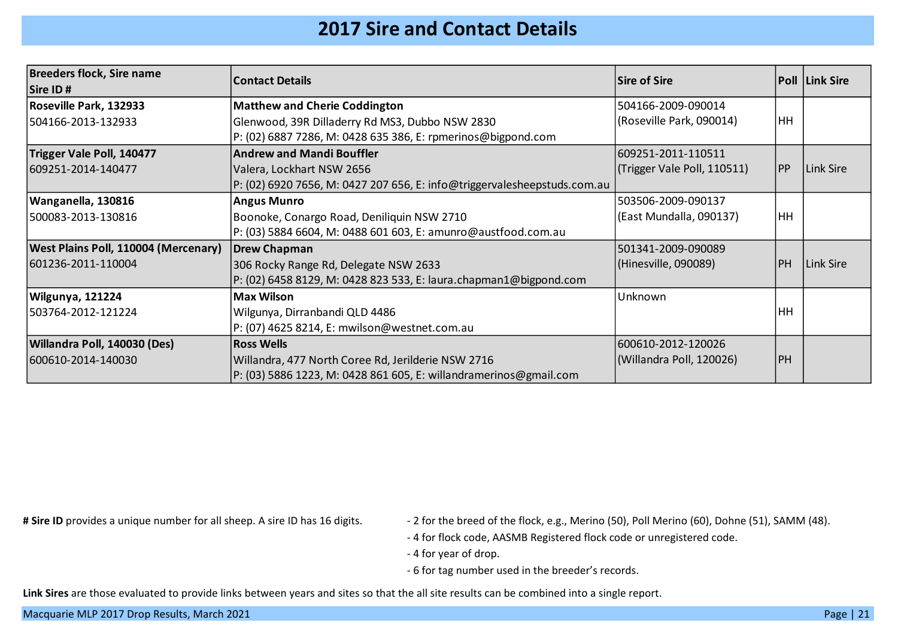# 2017 Sire and Contact Details

| Breeders flock, Sire name<br>Sire ID # | Contact Details | Sire of Sire | Poll | Link Sire |
|---|---|---|---|---|
| **Roseville Park, 132933**<br>504166-2013-132933 | **Matthew and Cherie Coddington**<br>Glenwood, 39R Dilladerry Rd MS3, Dubbo NSW 2830<br>P: (02) 6887 7286, M: 0428 635 386, E: rpmerinos@bigpond.com | 504166-2009-090014<br>(Roseville Park, 090014) | HH | |
| **Trigger Vale Poll, 140477**<br>609251-2014-140477 | **Andrew and Mandi Bouffler**<br>Valera, Lockhart NSW 2656<br>P: (02) 6920 7656, M: 0427 207 656, E: info@triggervalesheepstuds.com.au | 609251-2011-110511<br>(Trigger Vale Poll, 110511) | PP | Link Sire |
| **Wanganella, 130816**<br>500083-2013-130816 | **Angus Munro**<br>Boonoke, Conargo Road, Deniliquin NSW 2710<br>P: (03) 5884 6604, M: 0488 601 603, E: amunro@austfood.com.au | 503506-2009-090137<br>(East Mundalla, 090137) | HH | |
| **West Plains Poll, 110004 (Mercenary)**<br>601236-2011-110004 | **Drew Chapman**<br>306 Rocky Range Rd, Delegate NSW 2633<br>P: (02) 6458 8129, M: 0428 823 533, E: laura.chapman1@bigpond.com | 501341-2009-090089<br>(Hinesville, 090089) | PH | Link Sire |
| **Wilgunya, 121224**<br>503764-2012-121224 | **Max Wilson**<br>Wilgunya, Dirranbandi QLD 4486<br>P: (07) 4625 8214, E: mwilson@westnet.com.au | Unknown | HH | |
| **Willandra Poll, 140030 (Des)**<br>600610-2014-140030 | **Ross Wells**<br>Willandra, 477 North Coree Rd, Jerilderie NSW 2716<br>P: (03) 5886 1223, M: 0428 861 605, E: willandramerinos@gmail.com | 600610-2012-120026<br>(Willandra Poll, 120026) | PH | |

**# Sire ID** provides a unique number for all sheep. A sire ID has 16 digits.

- 2 for the breed of the flock, e.g., Merino (50), Poll Merino (60), Dohne (51), SAMM (48).
- 4 for flock code, AASMB Registered flock code or unregistered code.
- 4 for year of drop.
- 6 for tag number used in the breeder's records.

**Link Sires** are those evaluated to provide links between years and sites so that the all site results can be combined into a single report.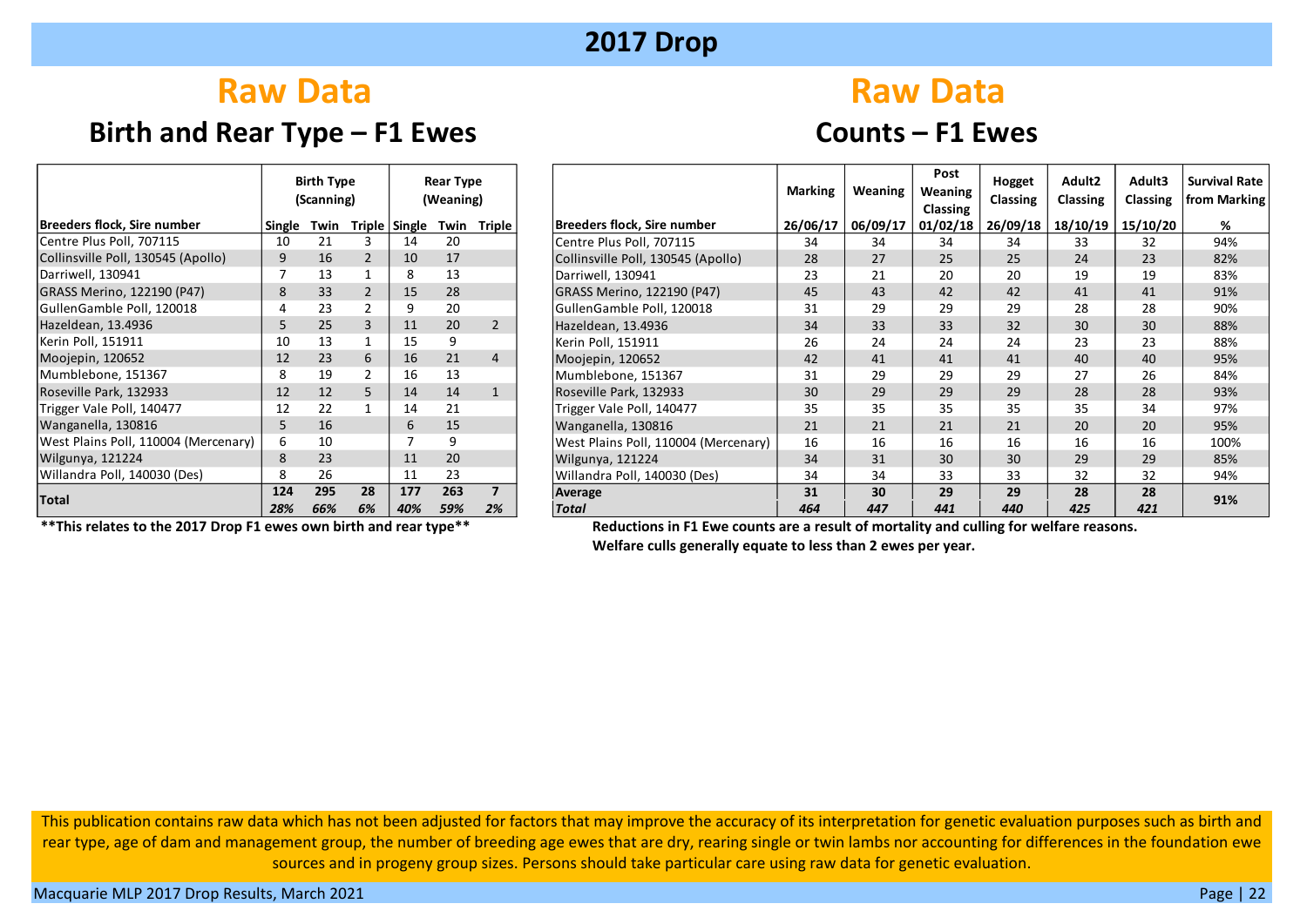# 2017 Drop

## Raw Data

### Birth and Rear Type – F1 Ewes

| Breeders flock, Sire number | Birth Type (Scanning) | | | Rear Type (Weaning) | | |
|---|---|---|---|---|---|---|
| | Single | Twin | Triple | Single | Twin | Triple |
| Centre Plus Poll, 707115 | 10 | 21 | 3 | 14 | 20 | |
| Collinsville Poll, 130545 (Apollo) | 9 | 16 | 2 | 10 | 17 | |
| Darriwell, 130941 | 7 | 13 | 1 | 8 | 13 | |
| GRASS Merino, 122190 (P47) | 8 | 33 | 2 | 15 | 28 | |
| GullenGamble Poll, 120018 | 4 | 23 | 2 | 9 | 20 | |
| Hazeldean, 13.4936 | 5 | 25 | 3 | 11 | 20 | 2 |
| Kerin Poll, 151911 | 10 | 13 | 1 | 15 | 9 | |
| Moojepin, 120652 | 12 | 23 | 6 | 16 | 21 | 4 |
| Mumblebone, 151367 | 8 | 19 | 2 | 16 | 13 | |
| Roseville Park, 132933 | 12 | 12 | 5 | 14 | 14 | 1 |
| Trigger Vale Poll, 140477 | 12 | 22 | 1 | 14 | 21 | |
| Wanganella, 130816 | 5 | 16 | | 6 | 15 | |
| West Plains Poll, 110004 (Mercenary) | 6 | 10 | | 7 | 9 | |
| Wilgunya, 121224 | 8 | 23 | | 11 | 20 | |
| Willandra Poll, 140030 (Des) | 8 | 26 | | 11 | 23 | |
| **Total** | **124** | **295** | **28** | **177** | **263** | **7** |
| | ***28%*** | ***66%*** | ***6%*** | ***40%*** | ***59%*** | ***2%*** |

**\*\*This relates to the 2017 Drop F1 ewes own birth and rear type\*\***

## Raw Data

### Counts – F1 Ewes

| Breeders flock, Sire number | Marking | Weaning | Post Weaning Classing | Hogget Classing | Adult2 Classing | Adult3 Classing | Survival Rate from Marking |
|---|---|---|---|---|---|---|---|
| | 26/06/17 | 06/09/17 | 01/02/18 | 26/09/18 | 18/10/19 | 15/10/20 | % |
| Centre Plus Poll, 707115 | 34 | 34 | 34 | 34 | 33 | 32 | 94% |
| Collinsville Poll, 130545 (Apollo) | 28 | 27 | 25 | 25 | 24 | 23 | 82% |
| Darriwell, 130941 | 23 | 21 | 20 | 20 | 19 | 19 | 83% |
| GRASS Merino, 122190 (P47) | 45 | 43 | 42 | 42 | 41 | 41 | 91% |
| GullenGamble Poll, 120018 | 31 | 29 | 29 | 29 | 28 | 28 | 90% |
| Hazeldean, 13.4936 | 34 | 33 | 33 | 32 | 30 | 30 | 88% |
| Kerin Poll, 151911 | 26 | 24 | 24 | 24 | 23 | 23 | 88% |
| Moojepin, 120652 | 42 | 41 | 41 | 41 | 40 | 40 | 95% |
| Mumblebone, 151367 | 31 | 29 | 29 | 29 | 27 | 26 | 84% |
| Roseville Park, 132933 | 30 | 29 | 29 | 29 | 28 | 28 | 93% |
| Trigger Vale Poll, 140477 | 35 | 35 | 35 | 35 | 35 | 34 | 97% |
| Wanganella, 130816 | 21 | 21 | 21 | 21 | 20 | 20 | 95% |
| West Plains Poll, 110004 (Mercenary) | 16 | 16 | 16 | 16 | 16 | 16 | 100% |
| Wilgunya, 121224 | 34 | 31 | 30 | 30 | 29 | 29 | 85% |
| Willandra Poll, 140030 (Des) | 34 | 34 | 33 | 33 | 32 | 32 | 94% |
| **Average** | **31** | **30** | **29** | **29** | **28** | **28** | **91%** |
| ***Total*** | ***464*** | ***447*** | ***441*** | ***440*** | ***425*** | ***421*** | |

**Reductions in F1 Ewe counts are a result of mortality and culling for welfare reasons.**
**Welfare culls generally equate to less than 2 ewes per year.**

This publication contains raw data which has not been adjusted for factors that may improve the accuracy of its interpretation for genetic evaluation purposes such as birth and rear type, age of dam and management group, the number of breeding age ewes that are dry, rearing single or twin lambs nor accounting for differences in the foundation ewe sources and in progeny group sizes. Persons should take particular care using raw data for genetic evaluation.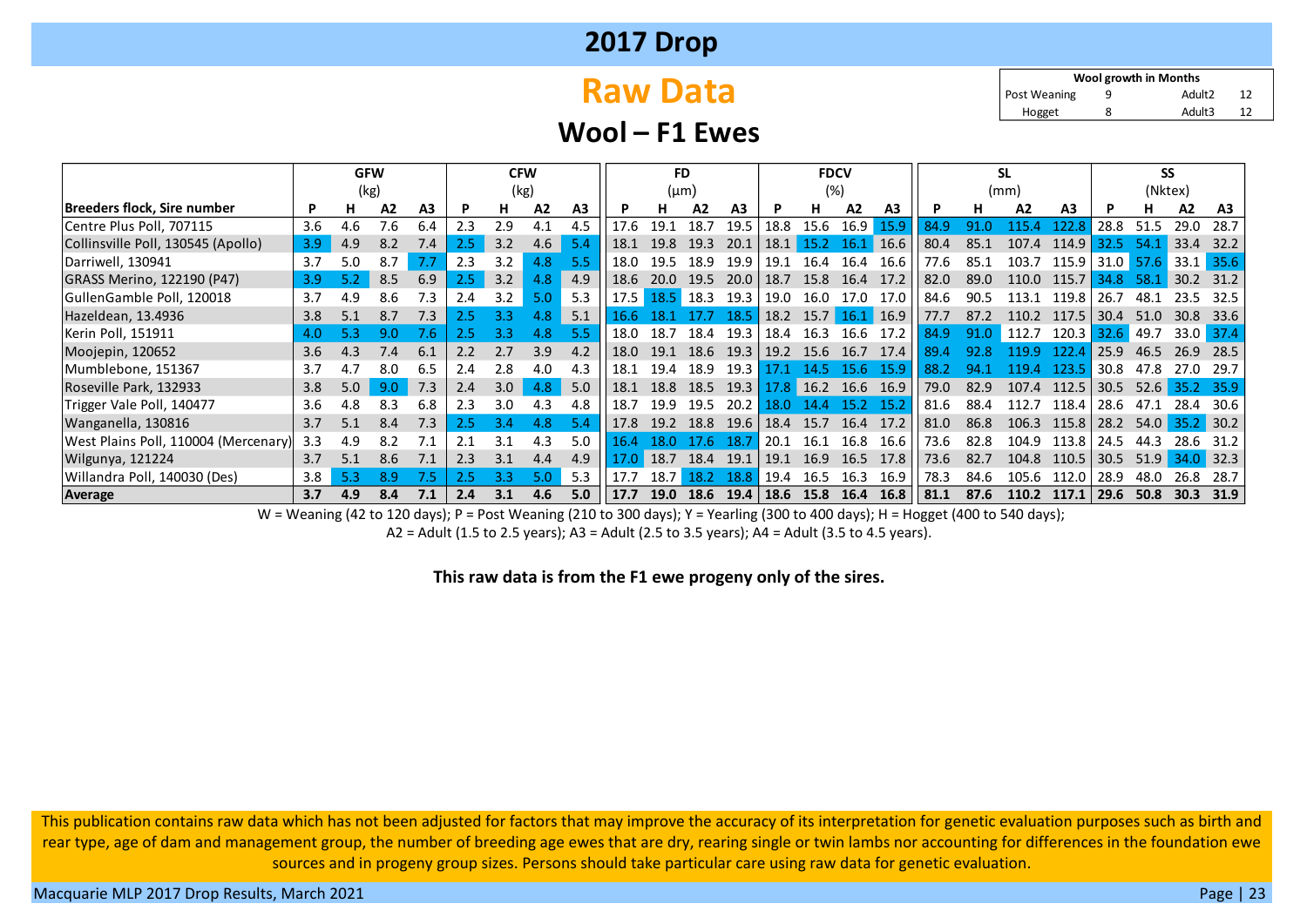# 2017 Drop

## Raw Data

### Wool – F1 Ewes

| Wool growth in Months | | | |
|---|---|---|---|
| Post Weaning | 9 | Adult2 | 12 |
| Hogget | 8 | Adult3 | 12 |

| | GFW | | | | CFW | | | | FD | | | | FDCV | | | | SL | | | | SS | | | |
|---|---|---|---|---|---|---|---|---|---|---|---|---|---|---|---|---|---|---|---|---|---|---|---|---|
| | (kg) | | | | (kg) | | | | (µm) | | | | (%) | | | | (mm) | | | | (Nktex) | | | |
| Breeders flock, Sire number | P | H | A2 | A3 | P | H | A2 | A3 | P | H | A2 | A3 | P | H | A2 | A3 | P | H | A2 | A3 | P | H | A2 | A3 |
| Centre Plus Poll, 707115 | 3.6 | 4.6 | 7.6 | 6.4 | 2.3 | 2.9 | 4.1 | 4.5 | 17.6 | 19.1 | 18.7 | 19.5 | 18.8 | 15.6 | 16.9 | 15.9 | 84.9 | 91.0 | 115.4 | 122.8 | 28.8 | 51.5 | 29.0 | 28.7 |
| Collinsville Poll, 130545 (Apollo) | 3.9 | 4.9 | 8.2 | 7.4 | 2.5 | 3.2 | 4.6 | 5.4 | 18.1 | 19.8 | 19.3 | 20.1 | 18.1 | 15.2 | 16.1 | 16.6 | 80.4 | 85.1 | 107.4 | 114.9 | 32.5 | 54.1 | 33.4 | 32.2 |
| Darriwell, 130941 | 3.7 | 5.0 | 8.7 | 7.7 | 2.3 | 3.2 | 4.8 | 5.5 | 18.0 | 19.5 | 18.9 | 19.9 | 19.1 | 16.4 | 16.4 | 16.6 | 77.6 | 85.1 | 103.7 | 115.9 | 31.0 | 57.6 | 33.1 | 35.6 |
| GRASS Merino, 122190 (P47) | 3.9 | 5.2 | 8.5 | 6.9 | 2.5 | 3.2 | 4.8 | 4.9 | 18.6 | 20.0 | 19.5 | 20.0 | 18.7 | 15.8 | 16.4 | 17.2 | 82.0 | 89.0 | 110.0 | 115.7 | 34.8 | 58.1 | 30.2 | 31.2 |
| GullenGamble Poll, 120018 | 3.7 | 4.9 | 8.6 | 7.3 | 2.4 | 3.2 | 5.0 | 5.3 | 17.5 | 18.5 | 18.3 | 19.3 | 19.0 | 16.0 | 17.0 | 17.0 | 84.6 | 90.5 | 113.1 | 119.8 | 26.7 | 48.1 | 23.5 | 32.5 |
| Hazeldean, 13.4936 | 3.8 | 5.1 | 8.7 | 7.3 | 2.5 | 3.3 | 4.8 | 5.1 | 16.6 | 18.1 | 17.7 | 18.5 | 18.2 | 15.7 | 16.1 | 16.9 | 77.7 | 87.2 | 110.2 | 117.5 | 30.4 | 51.0 | 30.8 | 33.6 |
| Kerin Poll, 151911 | 4.0 | 5.3 | 9.0 | 7.6 | 2.5 | 3.3 | 4.8 | 5.5 | 18.0 | 18.7 | 18.4 | 19.3 | 18.4 | 16.3 | 16.6 | 17.2 | 84.9 | 91.0 | 112.7 | 120.3 | 32.6 | 49.7 | 33.0 | 37.4 |
| Moojepin, 120652 | 3.6 | 4.3 | 7.4 | 6.1 | 2.2 | 2.7 | 3.9 | 4.2 | 18.0 | 19.1 | 18.6 | 19.3 | 19.2 | 15.6 | 16.7 | 17.4 | 89.4 | 92.8 | 119.9 | 122.4 | 25.9 | 46.5 | 26.9 | 28.5 |
| Mumblebone, 151367 | 3.7 | 4.7 | 8.0 | 6.5 | 2.4 | 2.8 | 4.0 | 4.3 | 18.1 | 19.4 | 18.9 | 19.3 | 17.1 | 14.5 | 15.6 | 15.9 | 88.2 | 94.1 | 119.4 | 123.5 | 30.8 | 47.8 | 27.0 | 29.7 |
| Roseville Park, 132933 | 3.8 | 5.0 | 9.0 | 7.3 | 2.4 | 3.0 | 4.8 | 5.0 | 18.1 | 18.8 | 18.5 | 19.3 | 17.8 | 16.2 | 16.6 | 16.9 | 79.0 | 82.9 | 107.4 | 112.5 | 30.5 | 52.6 | 35.2 | 35.9 |
| Trigger Vale Poll, 140477 | 3.6 | 4.8 | 8.3 | 6.8 | 2.3 | 3.0 | 4.3 | 4.8 | 18.7 | 19.9 | 19.5 | 20.2 | 18.0 | 14.4 | 15.2 | 15.2 | 81.6 | 88.4 | 112.7 | 118.4 | 28.6 | 47.1 | 28.4 | 30.6 |
| Wanganella, 130816 | 3.7 | 5.1 | 8.4 | 7.3 | 2.5 | 3.4 | 4.8 | 5.4 | 17.8 | 19.2 | 18.8 | 19.6 | 18.4 | 15.7 | 16.4 | 17.2 | 81.0 | 86.8 | 106.3 | 115.8 | 28.2 | 54.0 | 35.2 | 30.2 |
| West Plains Poll, 110004 (Mercenary) | 3.3 | 4.9 | 8.2 | 7.1 | 2.1 | 3.1 | 4.3 | 5.0 | 16.4 | 18.0 | 17.6 | 18.7 | 20.1 | 16.1 | 16.8 | 16.6 | 73.6 | 82.8 | 104.9 | 113.8 | 24.5 | 44.3 | 28.6 | 31.2 |
| Wilgunya, 121224 | 3.7 | 5.1 | 8.6 | 7.1 | 2.3 | 3.1 | 4.4 | 4.9 | 17.0 | 18.7 | 18.4 | 19.1 | 19.1 | 16.9 | 16.5 | 17.8 | 73.6 | 82.7 | 104.8 | 110.5 | 30.5 | 51.9 | 34.0 | 32.3 |
| Willandra Poll, 140030 (Des) | 3.8 | 5.3 | 8.9 | 7.5 | 2.5 | 3.3 | 5.0 | 5.3 | 17.7 | 18.7 | 18.2 | 18.8 | 19.4 | 16.5 | 16.3 | 16.9 | 78.3 | 84.6 | 105.6 | 112.0 | 28.9 | 48.0 | 26.8 | 28.7 |
| **Average** | **3.7** | **4.9** | **8.4** | **7.1** | **2.4** | **3.1** | **4.6** | **5.0** | **17.7** | **19.0** | **18.6** | **19.4** | **18.6** | **15.8** | **16.4** | **16.8** | **81.1** | **87.6** | **110.2** | **117.1** | **29.6** | **50.8** | **30.3** | **31.9** |

W = Weaning (42 to 120 days); P = Post Weaning (210 to 300 days); Y = Yearling (300 to 400 days); H = Hogget (400 to 540 days);
A2 = Adult (1.5 to 2.5 years); A3 = Adult (2.5 to 3.5 years); A4 = Adult (3.5 to 4.5 years).

**This raw data is from the F1 ewe progeny only of the sires.**

This publication contains raw data which has not been adjusted for factors that may improve the accuracy of its interpretation for genetic evaluation purposes such as birth and rear type, age of dam and management group, the number of breeding age ewes that are dry, rearing single or twin lambs nor accounting for differences in the foundation ewe sources and in progeny group sizes. Persons should take particular care using raw data for genetic evaluation.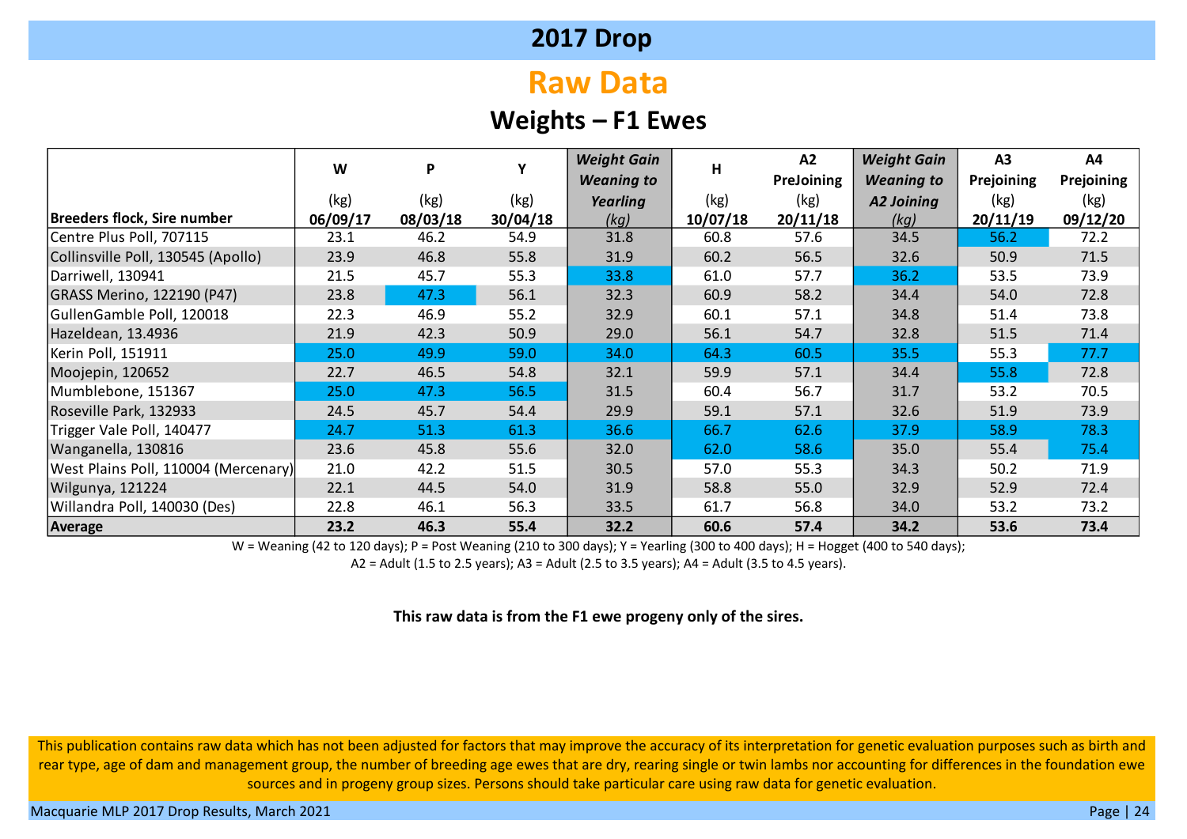# 2017 Drop

## Raw Data

### Weights – F1 Ewes

| Breeders flock, Sire number | W (kg) 06/09/17 | P (kg) 08/03/18 | Y (kg) 30/04/18 | *Weight Gain Weaning to Yearling (kg)* | H (kg) 10/07/18 | A2 PreJoining (kg) 20/11/18 | *Weight Gain Weaning to A2 Joining (kg)* | A3 Prejoining (kg) 20/11/19 | A4 Prejoining (kg) 09/12/20 |
|---|---|---|---|---|---|---|---|---|---|
| Centre Plus Poll, 707115 | 23.1 | 46.2 | 54.9 | 31.8 | 60.8 | 57.6 | 34.5 | 56.2 | 72.2 |
| Collinsville Poll, 130545 (Apollo) | 23.9 | 46.8 | 55.8 | 31.9 | 60.2 | 56.5 | 32.6 | 50.9 | 71.5 |
| Darriwell, 130941 | 21.5 | 45.7 | 55.3 | 33.8 | 61.0 | 57.7 | 36.2 | 53.5 | 73.9 |
| GRASS Merino, 122190 (P47) | 23.8 | 47.3 | 56.1 | 32.3 | 60.9 | 58.2 | 34.4 | 54.0 | 72.8 |
| GullenGamble Poll, 120018 | 22.3 | 46.9 | 55.2 | 32.9 | 60.1 | 57.1 | 34.8 | 51.4 | 73.8 |
| Hazeldean, 13.4936 | 21.9 | 42.3 | 50.9 | 29.0 | 56.1 | 54.7 | 32.8 | 51.5 | 71.4 |
| Kerin Poll, 151911 | 25.0 | 49.9 | 59.0 | 34.0 | 64.3 | 60.5 | 35.5 | 55.3 | 77.7 |
| Moojepin, 120652 | 22.7 | 46.5 | 54.8 | 32.1 | 59.9 | 57.1 | 34.4 | 55.8 | 72.8 |
| Mumblebone, 151367 | 25.0 | 47.3 | 56.5 | 31.5 | 60.4 | 56.7 | 31.7 | 53.2 | 70.5 |
| Roseville Park, 132933 | 24.5 | 45.7 | 54.4 | 29.9 | 59.1 | 57.1 | 32.6 | 51.9 | 73.9 |
| Trigger Vale Poll, 140477 | 24.7 | 51.3 | 61.3 | 36.6 | 66.7 | 62.6 | 37.9 | 58.9 | 78.3 |
| Wanganella, 130816 | 23.6 | 45.8 | 55.6 | 32.0 | 62.0 | 58.6 | 35.0 | 55.4 | 75.4 |
| West Plains Poll, 110004 (Mercenary) | 21.0 | 42.2 | 51.5 | 30.5 | 57.0 | 55.3 | 34.3 | 50.2 | 71.9 |
| Wilgunya, 121224 | 22.1 | 44.5 | 54.0 | 31.9 | 58.8 | 55.0 | 32.9 | 52.9 | 72.4 |
| Willandra Poll, 140030 (Des) | 22.8 | 46.1 | 56.3 | 33.5 | 61.7 | 56.8 | 34.0 | 53.2 | 73.2 |
| **Average** | **23.2** | **46.3** | **55.4** | **32.2** | **60.6** | **57.4** | **34.2** | **53.6** | **73.4** |

W = Weaning (42 to 120 days); P = Post Weaning (210 to 300 days); Y = Yearling (300 to 400 days); H = Hogget (400 to 540 days); A2 = Adult (1.5 to 2.5 years); A3 = Adult (2.5 to 3.5 years); A4 = Adult (3.5 to 4.5 years).

**This raw data is from the F1 ewe progeny only of the sires.**

This publication contains raw data which has not been adjusted for factors that may improve the accuracy of its interpretation for genetic evaluation purposes such as birth and rear type, age of dam and management group, the number of breeding age ewes that are dry, rearing single or twin lambs nor accounting for differences in the foundation ewe sources and in progeny group sizes. Persons should take particular care using raw data for genetic evaluation.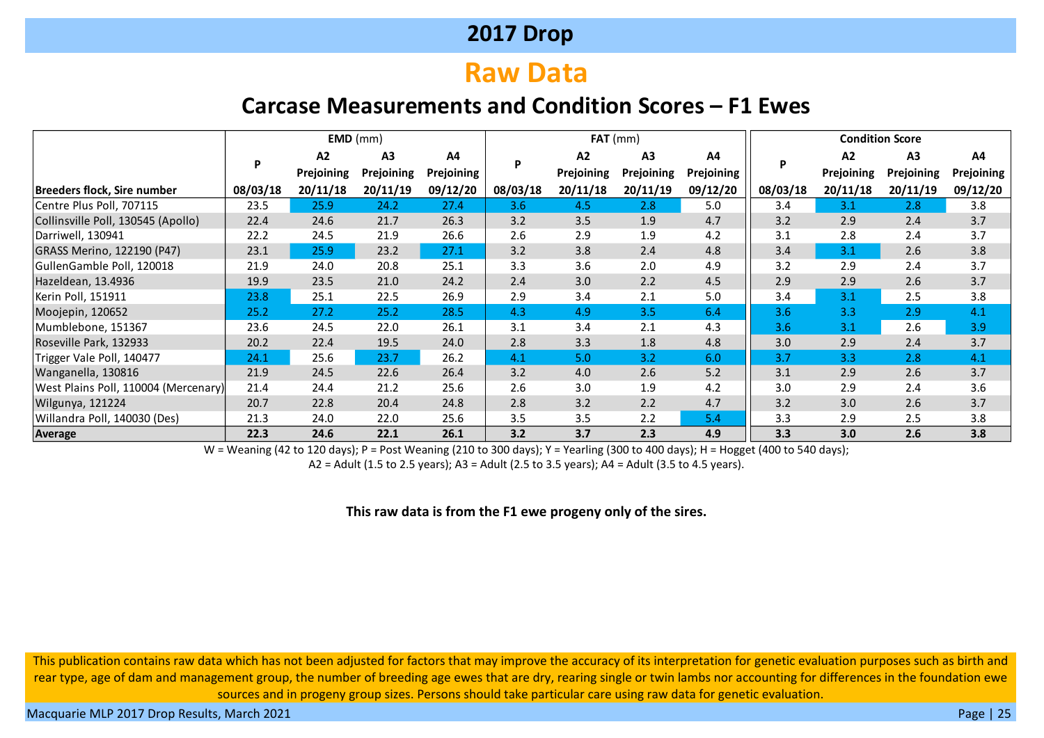# 2017 Drop

## Raw Data

### Carcase Measurements and Condition Scores – F1 Ewes

| | **EMD** (mm) | | | | **FAT** (mm) | | | | **Condition Score** | | | |
|---|---|---|---|---|---|---|---|---|---|---|---|---|
| | **P** | **A2 Prejoining** | **A3 Prejoining** | **A4 Prejoining** | **P** | **A2 Prejoining** | **A3 Prejoining** | **A4 Prejoining** | **P** | **A2 Prejoining** | **A3 Prejoining** | **A4 Prejoining** |
| **Breeders flock, Sire number** | **08/03/18** | **20/11/18** | **20/11/19** | **09/12/20** | **08/03/18** | **20/11/18** | **20/11/19** | **09/12/20** | **08/03/18** | **20/11/18** | **20/11/19** | **09/12/20** |
| Centre Plus Poll, 707115 | 23.5 | 25.9 | 24.2 | 27.4 | 3.6 | 4.5 | 2.8 | 5.0 | 3.4 | 3.1 | 2.8 | 3.8 |
| Collinsville Poll, 130545 (Apollo) | 22.4 | 24.6 | 21.7 | 26.3 | 3.2 | 3.5 | 1.9 | 4.7 | 3.2 | 2.9 | 2.4 | 3.7 |
| Darriwell, 130941 | 22.2 | 24.5 | 21.9 | 26.6 | 2.6 | 2.9 | 1.9 | 4.2 | 3.1 | 2.8 | 2.4 | 3.7 |
| GRASS Merino, 122190 (P47) | 23.1 | 25.9 | 23.2 | 27.1 | 3.2 | 3.8 | 2.4 | 4.8 | 3.4 | 3.1 | 2.6 | 3.8 |
| GullenGamble Poll, 120018 | 21.9 | 24.0 | 20.8 | 25.1 | 3.3 | 3.6 | 2.0 | 4.9 | 3.2 | 2.9 | 2.4 | 3.7 |
| Hazeldean, 13.4936 | 19.9 | 23.5 | 21.0 | 24.2 | 2.4 | 3.0 | 2.2 | 4.5 | 2.9 | 2.9 | 2.6 | 3.7 |
| Kerin Poll, 151911 | 23.8 | 25.1 | 22.5 | 26.9 | 2.9 | 3.4 | 2.1 | 5.0 | 3.4 | 3.1 | 2.5 | 3.8 |
| Moojepin, 120652 | 25.2 | 27.2 | 25.2 | 28.5 | 4.3 | 4.9 | 3.5 | 6.4 | 3.6 | 3.3 | 2.9 | 4.1 |
| Mumblebone, 151367 | 23.6 | 24.5 | 22.0 | 26.1 | 3.1 | 3.4 | 2.1 | 4.3 | 3.6 | 3.1 | 2.6 | 3.9 |
| Roseville Park, 132933 | 20.2 | 22.4 | 19.5 | 24.0 | 2.8 | 3.3 | 1.8 | 4.8 | 3.0 | 2.9 | 2.4 | 3.7 |
| Trigger Vale Poll, 140477 | 24.1 | 25.6 | 23.7 | 26.2 | 4.1 | 5.0 | 3.2 | 6.0 | 3.7 | 3.3 | 2.8 | 4.1 |
| Wanganella, 130816 | 21.9 | 24.5 | 22.6 | 26.4 | 3.2 | 4.0 | 2.6 | 5.2 | 3.1 | 2.9 | 2.6 | 3.7 |
| West Plains Poll, 110004 (Mercenary) | 21.4 | 24.4 | 21.2 | 25.6 | 2.6 | 3.0 | 1.9 | 4.2 | 3.0 | 2.9 | 2.4 | 3.6 |
| Wilgunya, 121224 | 20.7 | 22.8 | 20.4 | 24.8 | 2.8 | 3.2 | 2.2 | 4.7 | 3.2 | 3.0 | 2.6 | 3.7 |
| Willandra Poll, 140030 (Des) | 21.3 | 24.0 | 22.0 | 25.6 | 3.5 | 3.5 | 2.2 | 5.4 | 3.3 | 2.9 | 2.5 | 3.8 |
| **Average** | **22.3** | **24.6** | **22.1** | **26.1** | **3.2** | **3.7** | **2.3** | **4.9** | **3.3** | **3.0** | **2.6** | **3.8** |

W = Weaning (42 to 120 days); P = Post Weaning (210 to 300 days); Y = Yearling (300 to 400 days); H = Hogget (400 to 540 days);
A2 = Adult (1.5 to 2.5 years); A3 = Adult (2.5 to 3.5 years); A4 = Adult (3.5 to 4.5 years).

**This raw data is from the F1 ewe progeny only of the sires.**

This publication contains raw data which has not been adjusted for factors that may improve the accuracy of its interpretation for genetic evaluation purposes such as birth and rear type, age of dam and management group, the number of breeding age ewes that are dry, rearing single or twin lambs nor accounting for differences in the foundation ewe sources and in progeny group sizes. Persons should take particular care using raw data for genetic evaluation.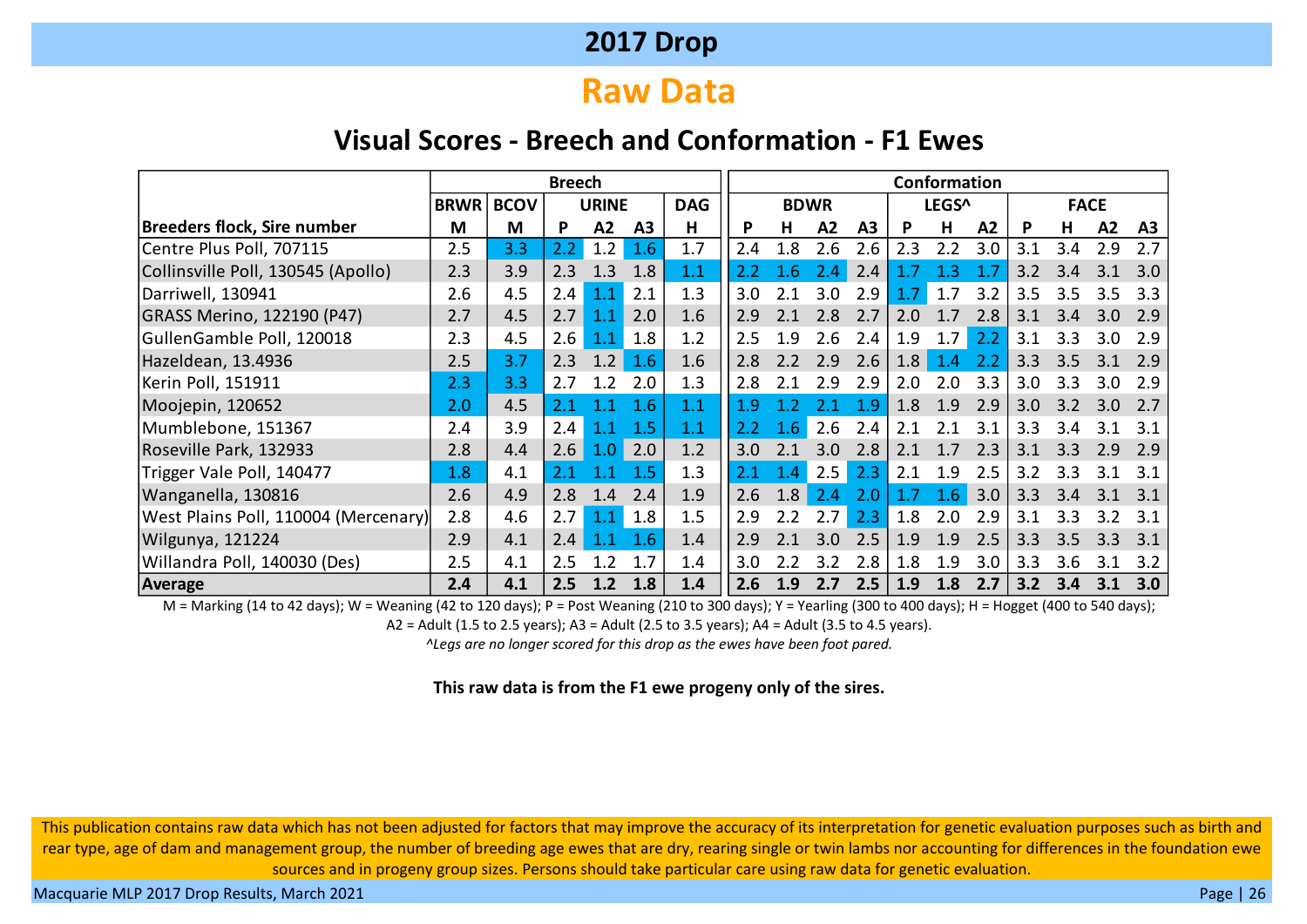## 2017 Drop

# Raw Data

### Visual Scores - Breech and Conformation - F1 Ewes

| | Breech | | | | | | Conformation | | | | | | | | | | |
|---|---|---|---|---|---|---|---|---|---|---|---|---|---|---|---|---|---|
| | BRWR | BCOV | URINE | | | DAG | BDWR | | | | LEGS^ | | | FACE | | | |
| **Breeders flock, Sire number** | M | M | P | A2 | A3 | H | P | H | A2 | A3 | P | H | A2 | P | H | A2 | A3 |
| Centre Plus Poll, 707115 | 2.5 | 3.3 | 2.2 | 1.2 | 1.6 | 1.7 | 2.4 | 1.8 | 2.6 | 2.6 | 2.3 | 2.2 | 3.0 | 3.1 | 3.4 | 2.9 | 2.7 |
| Collinsville Poll, 130545 (Apollo) | 2.3 | 3.9 | 2.3 | 1.3 | 1.8 | 1.1 | 2.2 | 1.6 | 2.4 | 2.4 | 1.7 | 1.3 | 1.7 | 3.2 | 3.4 | 3.1 | 3.0 |
| Darriwell, 130941 | 2.6 | 4.5 | 2.4 | 1.1 | 2.1 | 1.3 | 3.0 | 2.1 | 3.0 | 2.9 | 1.7 | 1.7 | 3.2 | 3.5 | 3.5 | 3.5 | 3.3 |
| GRASS Merino, 122190 (P47) | 2.7 | 4.5 | 2.7 | 1.1 | 2.0 | 1.6 | 2.9 | 2.1 | 2.8 | 2.7 | 2.0 | 1.7 | 2.8 | 3.1 | 3.4 | 3.0 | 2.9 |
| GullenGamble Poll, 120018 | 2.3 | 4.5 | 2.6 | 1.1 | 1.8 | 1.2 | 2.5 | 1.9 | 2.6 | 2.4 | 1.9 | 1.7 | 2.2 | 3.1 | 3.3 | 3.0 | 2.9 |
| Hazeldean, 13.4936 | 2.5 | 3.7 | 2.3 | 1.2 | 1.6 | 1.6 | 2.8 | 2.2 | 2.9 | 2.6 | 1.8 | 1.4 | 2.2 | 3.3 | 3.5 | 3.1 | 2.9 |
| Kerin Poll, 151911 | 2.3 | 3.3 | 2.7 | 1.2 | 2.0 | 1.3 | 2.8 | 2.1 | 2.9 | 2.9 | 2.0 | 2.0 | 3.3 | 3.0 | 3.3 | 3.0 | 2.9 |
| Moojepin, 120652 | 2.0 | 4.5 | 2.1 | 1.1 | 1.6 | 1.1 | 1.9 | 1.2 | 2.1 | 1.9 | 1.8 | 1.9 | 2.9 | 3.0 | 3.2 | 3.0 | 2.7 |
| Mumblebone, 151367 | 2.4 | 3.9 | 2.4 | 1.1 | 1.5 | 1.1 | 2.2 | 1.6 | 2.6 | 2.4 | 2.1 | 2.1 | 3.1 | 3.3 | 3.4 | 3.1 | 3.1 |
| Roseville Park, 132933 | 2.8 | 4.4 | 2.6 | 1.0 | 2.0 | 1.2 | 3.0 | 2.1 | 3.0 | 2.8 | 2.1 | 1.7 | 2.3 | 3.1 | 3.3 | 2.9 | 2.9 |
| Trigger Vale Poll, 140477 | 1.8 | 4.1 | 2.1 | 1.1 | 1.5 | 1.3 | 2.1 | 1.4 | 2.5 | 2.3 | 2.1 | 1.9 | 2.5 | 3.2 | 3.3 | 3.1 | 3.1 |
| Wanganella, 130816 | 2.6 | 4.9 | 2.8 | 1.4 | 2.4 | 1.9 | 2.6 | 1.8 | 2.4 | 2.0 | 1.7 | 1.6 | 3.0 | 3.3 | 3.4 | 3.1 | 3.1 |
| West Plains Poll, 110004 (Mercenary) | 2.8 | 4.6 | 2.7 | 1.1 | 1.8 | 1.5 | 2.9 | 2.2 | 2.7 | 2.3 | 1.8 | 2.0 | 2.9 | 3.1 | 3.3 | 3.2 | 3.1 |
| Wilgunya, 121224 | 2.9 | 4.1 | 2.4 | 1.1 | 1.6 | 1.4 | 2.9 | 2.1 | 3.0 | 2.5 | 1.9 | 1.9 | 2.5 | 3.3 | 3.5 | 3.3 | 3.1 |
| Willandra Poll, 140030 (Des) | 2.5 | 4.1 | 2.5 | 1.2 | 1.7 | 1.4 | 3.0 | 2.2 | 3.2 | 2.8 | 1.8 | 1.9 | 3.0 | 3.3 | 3.6 | 3.1 | 3.2 |
| **Average** | **2.4** | **4.1** | **2.5** | **1.2** | **1.8** | **1.4** | **2.6** | **1.9** | **2.7** | **2.5** | **1.9** | **1.8** | **2.7** | **3.2** | **3.4** | **3.1** | **3.0** |

M = Marking (14 to 42 days); W = Weaning (42 to 120 days); P = Post Weaning (210 to 300 days); Y = Yearling (300 to 400 days); H = Hogget (400 to 540 days); A2 = Adult (1.5 to 2.5 years); A3 = Adult (2.5 to 3.5 years); A4 = Adult (3.5 to 4.5 years).

*^Legs are no longer scored for this drop as the ewes have been foot pared.*

**This raw data is from the F1 ewe progeny only of the sires.**

This publication contains raw data which has not been adjusted for factors that may improve the accuracy of its interpretation for genetic evaluation purposes such as birth and rear type, age of dam and management group, the number of breeding age ewes that are dry, rearing single or twin lambs nor accounting for differences in the foundation ewe sources and in progeny group sizes. Persons should take particular care using raw data for genetic evaluation.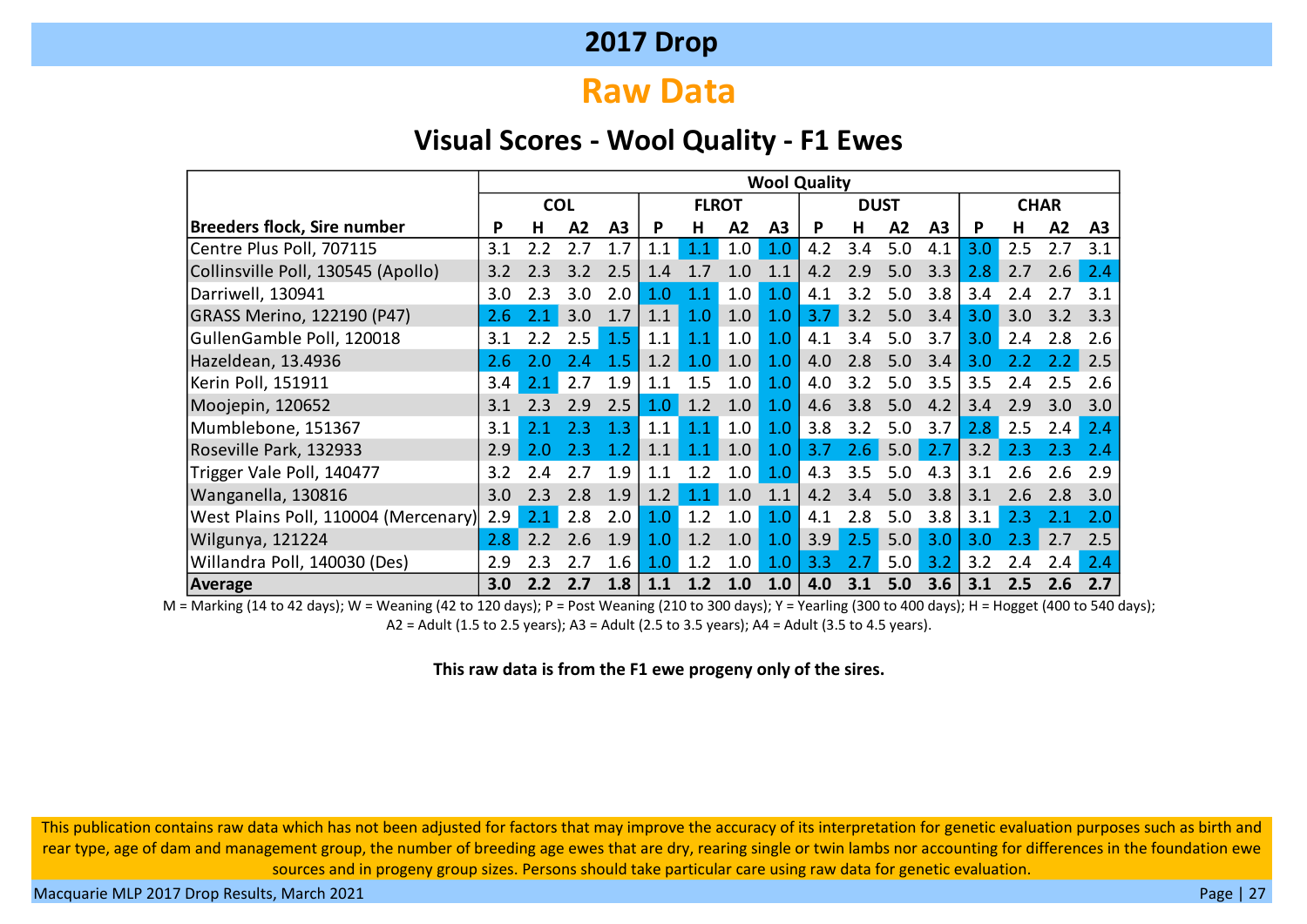# 2017 Drop

## Raw Data

### Visual Scores - Wool Quality - F1 Ewes

| Breeders flock, Sire number | COL | | | | FLROT | | | | DUST | | | | CHAR | | | |
|---|---|---|---|---|---|---|---|---|---|---|---|---|---|---|---|---|
| | P | H | A2 | A3 | P | H | A2 | A3 | P | H | A2 | A3 | P | H | A2 | A3 |
| Centre Plus Poll, 707115 | 3.1 | 2.2 | 2.7 | 1.7 | 1.1 | 1.1 | 1.0 | 1.0 | 4.2 | 3.4 | 5.0 | 4.1 | 3.0 | 2.5 | 2.7 | 3.1 |
| Collinsville Poll, 130545 (Apollo) | 3.2 | 2.3 | 3.2 | 2.5 | 1.4 | 1.7 | 1.0 | 1.1 | 4.2 | 2.9 | 5.0 | 3.3 | 2.8 | 2.7 | 2.6 | 2.4 |
| Darriwell, 130941 | 3.0 | 2.3 | 3.0 | 2.0 | 1.0 | 1.1 | 1.0 | 1.0 | 4.1 | 3.2 | 5.0 | 3.8 | 3.4 | 2.4 | 2.7 | 3.1 |
| GRASS Merino, 122190 (P47) | 2.6 | 2.1 | 3.0 | 1.7 | 1.1 | 1.0 | 1.0 | 1.0 | 3.7 | 3.2 | 5.0 | 3.4 | 3.0 | 3.0 | 3.2 | 3.3 |
| GullenGamble Poll, 120018 | 3.1 | 2.2 | 2.5 | 1.5 | 1.1 | 1.1 | 1.0 | 1.0 | 4.1 | 3.4 | 5.0 | 3.7 | 3.0 | 2.4 | 2.8 | 2.6 |
| Hazeldean, 13.4936 | 2.6 | 2.0 | 2.4 | 1.5 | 1.2 | 1.0 | 1.0 | 1.0 | 4.0 | 2.8 | 5.0 | 3.4 | 3.0 | 2.2 | 2.2 | 2.5 |
| Kerin Poll, 151911 | 3.4 | 2.1 | 2.7 | 1.9 | 1.1 | 1.5 | 1.0 | 1.0 | 4.0 | 3.2 | 5.0 | 3.5 | 3.5 | 2.4 | 2.5 | 2.6 |
| Moojepin, 120652 | 3.1 | 2.3 | 2.9 | 2.5 | 1.0 | 1.2 | 1.0 | 1.0 | 4.6 | 3.8 | 5.0 | 4.2 | 3.4 | 2.9 | 3.0 | 3.0 |
| Mumblebone, 151367 | 3.1 | 2.1 | 2.3 | 1.3 | 1.1 | 1.1 | 1.0 | 1.0 | 3.8 | 3.2 | 5.0 | 3.7 | 2.8 | 2.5 | 2.4 | 2.4 |
| Roseville Park, 132933 | 2.9 | 2.0 | 2.3 | 1.2 | 1.1 | 1.1 | 1.0 | 1.0 | 3.7 | 2.6 | 5.0 | 2.7 | 3.2 | 2.3 | 2.3 | 2.4 |
| Trigger Vale Poll, 140477 | 3.2 | 2.4 | 2.7 | 1.9 | 1.1 | 1.2 | 1.0 | 1.0 | 4.3 | 3.5 | 5.0 | 4.3 | 3.1 | 2.6 | 2.6 | 2.9 |
| Wanganella, 130816 | 3.0 | 2.3 | 2.8 | 1.9 | 1.2 | 1.1 | 1.0 | 1.1 | 4.2 | 3.4 | 5.0 | 3.8 | 3.1 | 2.6 | 2.8 | 3.0 |
| West Plains Poll, 110004 (Mercenary) | 2.9 | 2.1 | 2.8 | 2.0 | 1.0 | 1.2 | 1.0 | 1.0 | 4.1 | 2.8 | 5.0 | 3.8 | 3.1 | 2.3 | 2.1 | 2.0 |
| Wilgunya, 121224 | 2.8 | 2.2 | 2.6 | 1.9 | 1.0 | 1.2 | 1.0 | 1.0 | 3.9 | 2.5 | 5.0 | 3.0 | 3.0 | 2.3 | 2.7 | 2.5 |
| Willandra Poll, 140030 (Des) | 2.9 | 2.3 | 2.7 | 1.6 | 1.0 | 1.2 | 1.0 | 1.0 | 3.3 | 2.7 | 5.0 | 3.2 | 3.2 | 2.4 | 2.4 | 2.4 |
| **Average** | **3.0** | **2.2** | **2.7** | **1.8** | **1.1** | **1.2** | **1.0** | **1.0** | **4.0** | **3.1** | **5.0** | **3.6** | **3.1** | **2.5** | **2.6** | **2.7** |

M = Marking (14 to 42 days); W = Weaning (42 to 120 days); P = Post Weaning (210 to 300 days); Y = Yearling (300 to 400 days); H = Hogget (400 to 540 days); A2 = Adult (1.5 to 2.5 years); A3 = Adult (2.5 to 3.5 years); A4 = Adult (3.5 to 4.5 years).

**This raw data is from the F1 ewe progeny only of the sires.**

This publication contains raw data which has not been adjusted for factors that may improve the accuracy of its interpretation for genetic evaluation purposes such as birth and rear type, age of dam and management group, the number of breeding age ewes that are dry, rearing single or twin lambs nor accounting for differences in the foundation ewe sources and in progeny group sizes. Persons should take particular care using raw data for genetic evaluation.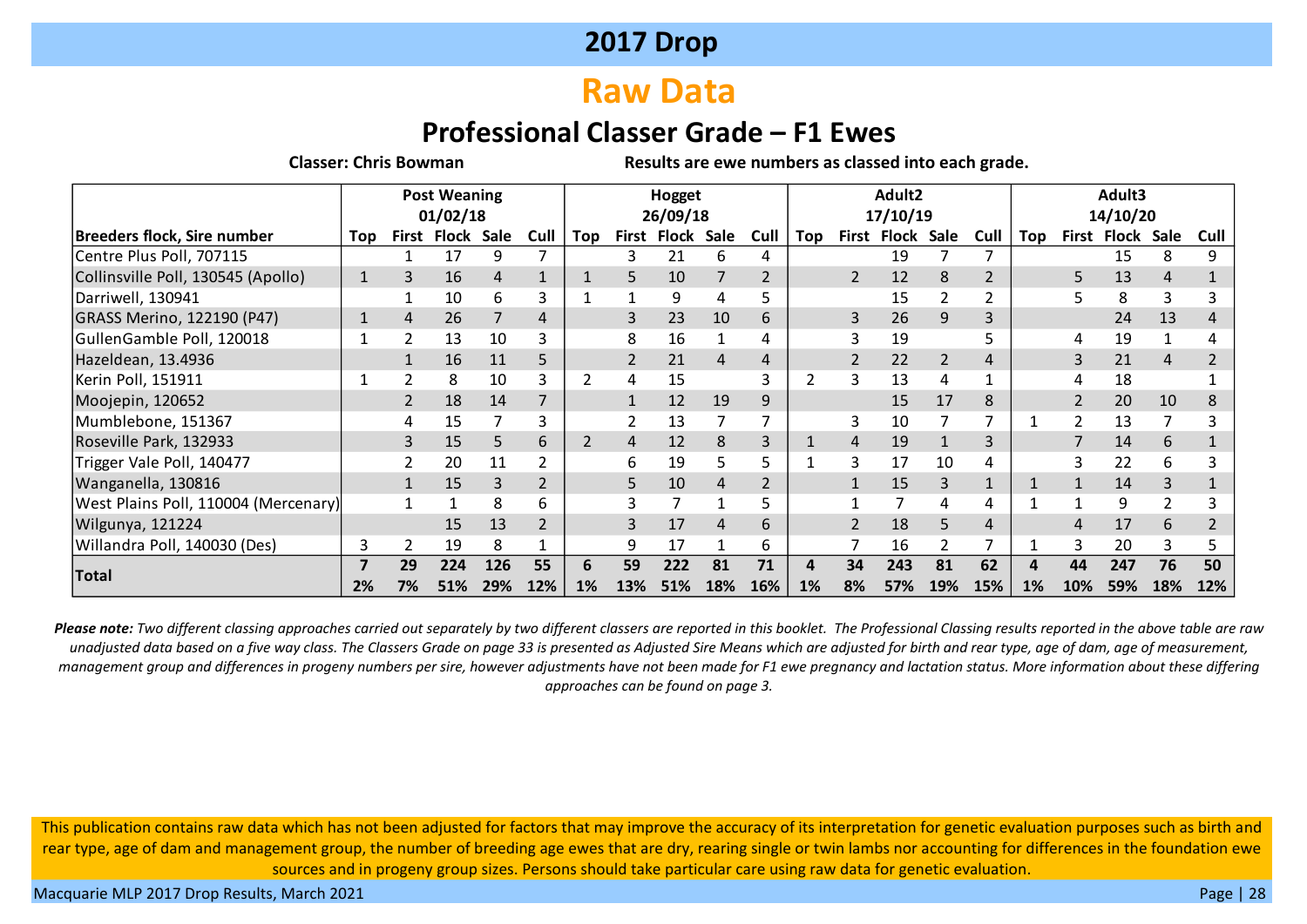## 2017 Drop

# Raw Data

### Professional Classer Grade – F1 Ewes

**Classer: Chris Bowman** — **Results are ewe numbers as classed into each grade.**

| | Post Weaning 01/02/18 | | | | | Hogget 26/09/18 | | | | | Adult2 17/10/19 | | | | | Adult3 14/10/20 | | | | |
|---|---|---|---|---|---|---|---|---|---|---|---|---|---|---|---|---|---|---|---|---|
| **Breeders flock, Sire number** | **Top** | **First** | **Flock** | **Sale** | **Cull** | **Top** | **First** | **Flock** | **Sale** | **Cull** | **Top** | **First** | **Flock** | **Sale** | **Cull** | **Top** | **First** | **Flock** | **Sale** | **Cull** |
| Centre Plus Poll, 707115 | | 1 | 17 | 9 | 7 | | 3 | 21 | 6 | 4 | | | 19 | 7 | 7 | | | 15 | 8 | 9 |
| Collinsville Poll, 130545 (Apollo) | 1 | 3 | 16 | 4 | 1 | 1 | 5 | 10 | 7 | 2 | | 2 | 12 | 8 | 2 | | 5 | 13 | 4 | 1 |
| Darriwell, 130941 | | 1 | 10 | 6 | 3 | 1 | 1 | 9 | 4 | 5 | | | 15 | 2 | 2 | | 5 | 8 | 3 | 3 |
| GRASS Merino, 122190 (P47) | 1 | 4 | 26 | 7 | 4 | | 3 | 23 | 10 | 6 | | 3 | 26 | 9 | 3 | | | 24 | 13 | 4 |
| GullenGamble Poll, 120018 | 1 | 2 | 13 | 10 | 3 | | 8 | 16 | 1 | 4 | | 3 | 19 | | 5 | | 4 | 19 | 1 | 4 |
| Hazeldean, 13.4936 | | 1 | 16 | 11 | 5 | | 2 | 21 | 4 | 4 | | 2 | 22 | 2 | 4 | | 3 | 21 | 4 | 2 |
| Kerin Poll, 151911 | 1 | 2 | 8 | 10 | 3 | 2 | 4 | 15 | | 3 | 2 | 3 | 13 | 4 | 1 | | 4 | 18 | | 1 |
| Moojepin, 120652 | | 2 | 18 | 14 | 7 | | 1 | 12 | 19 | 9 | | | 15 | 17 | 8 | | 2 | 20 | 10 | 8 |
| Mumblebone, 151367 | | 4 | 15 | 7 | 3 | | 2 | 13 | 7 | 7 | | 3 | 10 | 7 | 7 | 1 | 2 | 13 | 7 | 3 |
| Roseville Park, 132933 | | 3 | 15 | 5 | 6 | 2 | 4 | 12 | 8 | 3 | 1 | 4 | 19 | 1 | 3 | | 7 | 14 | 6 | 1 |
| Trigger Vale Poll, 140477 | | 2 | 20 | 11 | 2 | | 6 | 19 | 5 | 5 | 1 | 3 | 17 | 10 | 4 | | 3 | 22 | 6 | 3 |
| Wanganella, 130816 | | 1 | 15 | 3 | 2 | | 5 | 10 | 4 | 2 | | 1 | 15 | 3 | 1 | 1 | 1 | 14 | 3 | 1 |
| West Plains Poll, 110004 (Mercenary) | | 1 | 1 | 8 | 6 | | 3 | 7 | 1 | 5 | | 1 | 7 | 4 | 4 | 1 | 1 | 9 | 2 | 3 |
| Wilgunya, 121224 | | | 15 | 13 | 2 | | 3 | 17 | 4 | 6 | | 2 | 18 | 5 | 4 | | 4 | 17 | 6 | 2 |
| Willandra Poll, 140030 (Des) | 3 | 2 | 19 | 8 | 1 | | 9 | 17 | 1 | 6 | | 7 | 16 | 2 | 7 | 1 | 3 | 20 | 3 | 5 |
| **Total** | **7** | **29** | **224** | **126** | **55** | **6** | **59** | **222** | **81** | **71** | **4** | **34** | **243** | **81** | **62** | **4** | **44** | **247** | **76** | **50** |
| | **2%** | **7%** | **51%** | **29%** | **12%** | **1%** | **13%** | **51%** | **18%** | **16%** | **1%** | **8%** | **57%** | **19%** | **15%** | **1%** | **10%** | **59%** | **18%** | **12%** |

***Please note:*** *Two different classing approaches carried out separately by two different classers are reported in this booklet. The Professional Classing results reported in the above table are raw unadjusted data based on a five way class. The Classers Grade on page 33 is presented as Adjusted Sire Means which are adjusted for birth and rear type, age of dam, age of measurement, management group and differences in progeny numbers per sire, however adjustments have not been made for F1 ewe pregnancy and lactation status. More information about these differing approaches can be found on page 3.*

This publication contains raw data which has not been adjusted for factors that may improve the accuracy of its interpretation for genetic evaluation purposes such as birth and rear type, age of dam and management group, the number of breeding age ewes that are dry, rearing single or twin lambs nor accounting for differences in the foundation ewe sources and in progeny group sizes. Persons should take particular care using raw data for genetic evaluation.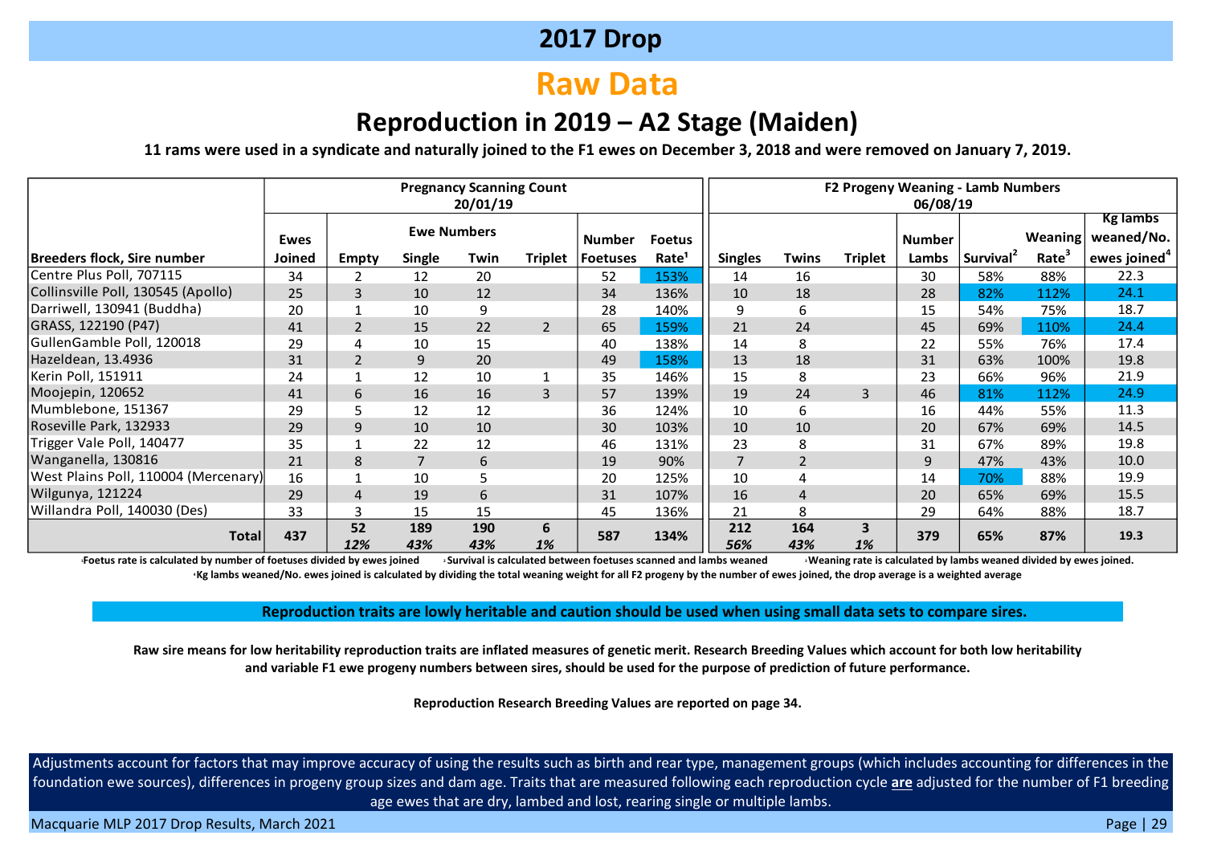# 2017 Drop

# Raw Data

## Reproduction in 2019 – A2 Stage (Maiden)

**11 rams were used in a syndicate and naturally joined to the F1 ewes on December 3, 2018 and were removed on January 7, 2019.**

| | Pregnancy Scanning Count 20/01/19 | | | | | | | F2 Progeny Weaning - Lamb Numbers 06/08/19 | | | | | | |
|---|---|---|---|---|---|---|---|---|---|---|---|---|---|---|
| | | Ewe Numbers | | | | | | | | | | | | |
| Breeders flock, Sire number | Ewes Joined | Empty | Single | Twin | Triplet | Number Foetuses | Foetus Rate[1] | Singles | Twins | Triplet | Number Lambs | Survival[2] | Weaning Rate[3] | Kg lambs weaned/No. ewes joined[4] |
| Centre Plus Poll, 707115 | 34 | 2 | 12 | 20 | | 52 | 153% | 14 | 16 | | 30 | 58% | 88% | 22.3 |
| Collinsville Poll, 130545 (Apollo) | 25 | 3 | 10 | 12 | | 34 | 136% | 10 | 18 | | 28 | 82% | 112% | 24.1 |
| Darriwell, 130941 (Buddha) | 20 | 1 | 10 | 9 | | 28 | 140% | 9 | 6 | | 15 | 54% | 75% | 18.7 |
| GRASS, 122190 (P47) | 41 | 2 | 15 | 22 | 2 | 65 | 159% | 21 | 24 | | 45 | 69% | 110% | 24.4 |
| GullenGamble Poll, 120018 | 29 | 4 | 10 | 15 | | 40 | 138% | 14 | 8 | | 22 | 55% | 76% | 17.4 |
| Hazeldean, 13.4936 | 31 | 2 | 9 | 20 | | 49 | 158% | 13 | 18 | | 31 | 63% | 100% | 19.8 |
| Kerin Poll, 151911 | 24 | 1 | 12 | 10 | 1 | 35 | 146% | 15 | 8 | | 23 | 66% | 96% | 21.9 |
| Moojepin, 120652 | 41 | 6 | 16 | 16 | 3 | 57 | 139% | 19 | 24 | 3 | 46 | 81% | 112% | 24.9 |
| Mumblebone, 151367 | 29 | 5 | 12 | 12 | | 36 | 124% | 10 | 6 | | 16 | 44% | 55% | 11.3 |
| Roseville Park, 132933 | 29 | 9 | 10 | 10 | | 30 | 103% | 10 | 10 | | 20 | 67% | 69% | 14.5 |
| Trigger Vale Poll, 140477 | 35 | 1 | 22 | 12 | | 46 | 131% | 23 | 8 | | 31 | 67% | 89% | 19.8 |
| Wanganella, 130816 | 21 | 8 | 7 | 6 | | 19 | 90% | 7 | 2 | | 9 | 47% | 43% | 10.0 |
| West Plains Poll, 110004 (Mercenary) | 16 | 1 | 10 | 5 | | 20 | 125% | 10 | 4 | | 14 | 70% | 88% | 19.9 |
| Wilgunya, 121224 | 29 | 4 | 19 | 6 | | 31 | 107% | 16 | 4 | | 20 | 65% | 69% | 15.5 |
| Willandra Poll, 140030 (Des) | 33 | 3 | 15 | 15 | | 45 | 136% | 21 | 8 | | 29 | 64% | 88% | 18.7 |
| **Total** | **437** | **52** *12%* | **189** *43%* | **190** *43%* | **6** *1%* | **587** | **134%** | **212** *56%* | **164** *43%* | **3** *1%* | **379** | **65%** | **87%** | **19.3** |

[1]Foetus rate is calculated by number of foetuses divided by ewes joined [2]Survival is calculated between foetuses scanned and lambs weaned [3]Weaning rate is calculated by lambs weaned divided by ewes joined.
[4]Kg lambs weaned/No. ewes joined is calculated by dividing the total weaning weight for all F2 progeny by the number of ewes joined, the drop average is a weighted average

**Reproduction traits are lowly heritable and caution should be used when using small data sets to compare sires.**

**Raw sire means for low heritability reproduction traits are inflated measures of genetic merit. Research Breeding Values which account for both low heritability and variable F1 ewe progeny numbers between sires, should be used for the purpose of prediction of future performance.**

**Reproduction Research Breeding Values are reported on page 34.**

Adjustments account for factors that may improve accuracy of using the results such as birth and rear type, management groups (which includes accounting for differences in the foundation ewe sources), differences in progeny group sizes and dam age. Traits that are measured following each reproduction cycle **are** adjusted for the number of F1 breeding age ewes that are dry, lambed and lost, rearing single or multiple lambs.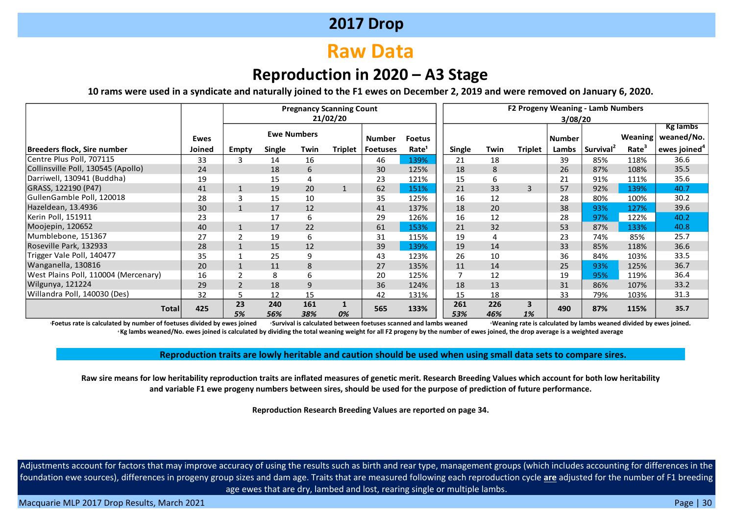# 2017 Drop

## Raw Data

### Reproduction in 2020 – A3 Stage

**10 rams were used in a syndicate and naturally joined to the F1 ewes on December 2, 2019 and were removed on January 6, 2020.**

| Breeders flock, Sire number | Ewes Joined | Pregnancy Scanning Count 21/02/20 | | | | | | F2 Progeny Weaning - Lamb Numbers 3/08/20 | | | | | | |
|---|---|---|---|---|---|---|---|---|---|---|---|---|---|---|
| | | Ewe Numbers | | | | | | | | | | | | |
| | | Empty | Single | Twin | Triplet | Number Foetuses | Foetus Rate[1] | Single | Twin | Triplet | Number Lambs | Survival[2] | Weaning Rate[3] | Kg lambs weaned/No. ewes joined[4] |
| Centre Plus Poll, 707115 | 33 | 3 | 14 | 16 | | 46 | 139% | 21 | 18 | | 39 | 85% | 118% | 36.6 |
| Collinsville Poll, 130545 (Apollo) | 24 | | 18 | 6 | | 30 | 125% | 18 | 8 | | 26 | 87% | 108% | 35.5 |
| Darriwell, 130941 (Buddha) | 19 | | 15 | 4 | | 23 | 121% | 15 | 6 | | 21 | 91% | 111% | 35.6 |
| GRASS, 122190 (P47) | 41 | 1 | 19 | 20 | 1 | 62 | 151% | 21 | 33 | 3 | 57 | 92% | 139% | 40.7 |
| GullenGamble Poll, 120018 | 28 | 3 | 15 | 10 | | 35 | 125% | 16 | 12 | | 28 | 80% | 100% | 30.2 |
| Hazeldean, 13.4936 | 30 | 1 | 17 | 12 | | 41 | 137% | 18 | 20 | | 38 | 93% | 127% | 39.6 |
| Kerin Poll, 151911 | 23 | | 17 | 6 | | 29 | 126% | 16 | 12 | | 28 | 97% | 122% | 40.2 |
| Moojepin, 120652 | 40 | 1 | 17 | 22 | | 61 | 153% | 21 | 32 | | 53 | 87% | 133% | 40.8 |
| Mumblebone, 151367 | 27 | 2 | 19 | 6 | | 31 | 115% | 19 | 4 | | 23 | 74% | 85% | 25.7 |
| Roseville Park, 132933 | 28 | 1 | 15 | 12 | | 39 | 139% | 19 | 14 | | 33 | 85% | 118% | 36.6 |
| Trigger Vale Poll, 140477 | 35 | 1 | 25 | 9 | | 43 | 123% | 26 | 10 | | 36 | 84% | 103% | 33.5 |
| Wanganella, 130816 | 20 | 1 | 11 | 8 | | 27 | 135% | 11 | 14 | | 25 | 93% | 125% | 36.7 |
| West Plains Poll, 110004 (Mercenary) | 16 | 2 | 8 | 6 | | 20 | 125% | 7 | 12 | | 19 | 95% | 119% | 36.4 |
| Wilgunya, 121224 | 29 | 2 | 18 | 9 | | 36 | 124% | 18 | 13 | | 31 | 86% | 107% | 33.2 |
| Willandra Poll, 140030 (Des) | 32 | 5 | 12 | 15 | | 42 | 131% | 15 | 18 | | 33 | 79% | 103% | 31.3 |
| **Total** | **425** | **23** *5%* | **240** *56%* | **161** *38%* | **1** *0%* | **565** | **133%** | **261** *53%* | **226** *46%* | **3** *1%* | **490** | **87%** | **115%** | **35.7** |

[1]Foetus rate is calculated by number of foetuses divided by ewes joined [2]Survival is calculated between foetuses scanned and lambs weaned [3]Weaning rate is calculated by lambs weaned divided by ewes joined.
[4]Kg lambs weaned/No. ewes joined is calculated by dividing the total weaning weight for all F2 progeny by the number of ewes joined, the drop average is a weighted average

**Reproduction traits are lowly heritable and caution should be used when using small data sets to compare sires.**

**Raw sire means for low heritability reproduction traits are inflated measures of genetic merit. Research Breeding Values which account for both low heritability and variable F1 ewe progeny numbers between sires, should be used for the purpose of prediction of future performance.**

**Reproduction Research Breeding Values are reported on page 34.**

Adjustments account for factors that may improve accuracy of using the results such as birth and rear type, management groups (which includes accounting for differences in the foundation ewe sources), differences in progeny group sizes and dam age. Traits that are measured following each reproduction cycle **are** adjusted for the number of F1 breeding age ewes that are dry, lambed and lost, rearing single or multiple lambs.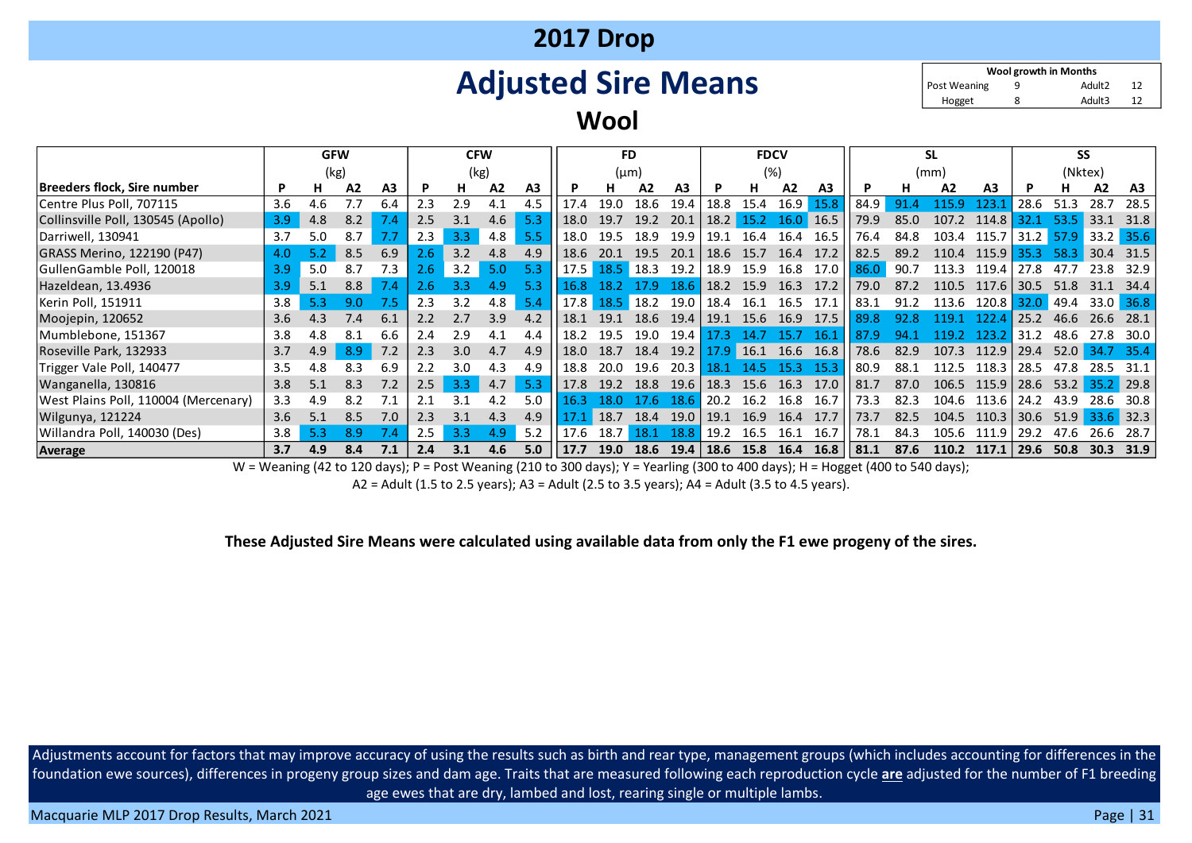# 2017 Drop

## Adjusted Sire Means

### Wool

| Wool growth in Months | | | |
|---|---|---|---|
| Post Weaning | 9 | Adult2 | 12 |
| Hogget | 8 | Adult3 | 12 |

| | GFW (kg) | | | | CFW (kg) | | | | FD (µm) | | | | FDCV (%) | | | | SL (mm) | | | | SS (Nktex) | | | |
|---|---|---|---|---|---|---|---|---|---|---|---|---|---|---|---|---|---|---|---|---|---|---|---|---|
| **Breeders flock, Sire number** | **P** | **H** | **A2** | **A3** | **P** | **H** | **A2** | **A3** | **P** | **H** | **A2** | **A3** | **P** | **H** | **A2** | **A3** | **P** | **H** | **A2** | **A3** | **P** | **H** | **A2** | **A3** |
| Centre Plus Poll, 707115 | 3.6 | 4.6 | 7.7 | 6.4 | 2.3 | 2.9 | 4.1 | 4.5 | 17.4 | 19.0 | 18.6 | 19.4 | 18.8 | 15.4 | 16.9 | 15.8 | 84.9 | 91.4 | 115.9 | 123.1 | 28.6 | 51.3 | 28.7 | 28.5 |
| Collinsville Poll, 130545 (Apollo) | 3.9 | 4.8 | 8.2 | 7.4 | 2.5 | 3.1 | 4.6 | 5.3 | 18.0 | 19.7 | 19.2 | 20.1 | 18.2 | 15.2 | 16.0 | 16.5 | 79.9 | 85.0 | 107.2 | 114.8 | 32.1 | 53.5 | 33.1 | 31.8 |
| Darriwell, 130941 | 3.7 | 5.0 | 8.7 | 7.7 | 2.3 | 3.3 | 4.8 | 5.5 | 18.0 | 19.5 | 18.9 | 19.9 | 19.1 | 16.4 | 16.4 | 16.5 | 76.4 | 84.8 | 103.4 | 115.7 | 31.2 | 57.9 | 33.2 | 35.6 |
| GRASS Merino, 122190 (P47) | 4.0 | 5.2 | 8.5 | 6.9 | 2.6 | 3.2 | 4.8 | 4.9 | 18.6 | 20.1 | 19.5 | 20.1 | 18.6 | 15.7 | 16.4 | 17.2 | 82.5 | 89.2 | 110.4 | 115.9 | 35.3 | 58.3 | 30.4 | 31.5 |
| GullenGamble Poll, 120018 | 3.9 | 5.0 | 8.7 | 7.3 | 2.6 | 3.2 | 5.0 | 5.3 | 17.5 | 18.5 | 18.3 | 19.2 | 18.9 | 15.9 | 16.8 | 17.0 | 86.0 | 90.7 | 113.3 | 119.4 | 27.8 | 47.7 | 23.8 | 32.9 |
| Hazeldean, 13.4936 | 3.9 | 5.1 | 8.8 | 7.4 | 2.6 | 3.3 | 4.9 | 5.3 | 16.8 | 18.2 | 17.9 | 18.6 | 18.2 | 15.9 | 16.3 | 17.2 | 79.0 | 87.2 | 110.5 | 117.6 | 30.5 | 51.8 | 31.1 | 34.4 |
| Kerin Poll, 151911 | 3.8 | 5.3 | 9.0 | 7.5 | 2.3 | 3.2 | 4.8 | 5.4 | 17.8 | 18.5 | 18.2 | 19.0 | 18.4 | 16.1 | 16.5 | 17.1 | 83.1 | 91.2 | 113.6 | 120.8 | 32.0 | 49.4 | 33.0 | 36.8 |
| Moojepin, 120652 | 3.6 | 4.3 | 7.4 | 6.1 | 2.2 | 2.7 | 3.9 | 4.2 | 18.1 | 19.1 | 18.6 | 19.4 | 19.1 | 15.6 | 16.9 | 17.5 | 89.8 | 92.8 | 119.1 | 122.4 | 25.2 | 46.6 | 26.6 | 28.1 |
| Mumblebone, 151367 | 3.8 | 4.8 | 8.1 | 6.6 | 2.4 | 2.9 | 4.1 | 4.4 | 18.2 | 19.5 | 19.0 | 19.4 | 17.3 | 14.7 | 15.7 | 16.1 | 87.9 | 94.1 | 119.2 | 123.2 | 31.2 | 48.6 | 27.8 | 30.0 |
| Roseville Park, 132933 | 3.7 | 4.9 | 8.9 | 7.2 | 2.3 | 3.0 | 4.7 | 4.9 | 18.0 | 18.7 | 18.4 | 19.2 | 17.9 | 16.1 | 16.6 | 16.8 | 78.6 | 82.9 | 107.3 | 112.9 | 29.4 | 52.0 | 34.7 | 35.4 |
| Trigger Vale Poll, 140477 | 3.5 | 4.8 | 8.3 | 6.9 | 2.2 | 3.0 | 4.3 | 4.9 | 18.8 | 20.0 | 19.6 | 20.3 | 18.1 | 14.5 | 15.3 | 15.3 | 80.9 | 88.1 | 112.5 | 118.3 | 28.5 | 47.8 | 28.5 | 31.1 |
| Wanganella, 130816 | 3.8 | 5.1 | 8.3 | 7.2 | 2.5 | 3.3 | 4.7 | 5.3 | 17.8 | 19.2 | 18.8 | 19.6 | 18.3 | 15.6 | 16.3 | 17.0 | 81.7 | 87.0 | 106.5 | 115.9 | 28.6 | 53.2 | 35.2 | 29.8 |
| West Plains Poll, 110004 (Mercenary) | 3.3 | 4.9 | 8.2 | 7.1 | 2.1 | 3.1 | 4.2 | 5.0 | 16.3 | 18.0 | 17.6 | 18.6 | 20.2 | 16.2 | 16.8 | 16.7 | 73.3 | 82.3 | 104.6 | 113.6 | 24.2 | 43.9 | 28.6 | 30.8 |
| Wilgunya, 121224 | 3.6 | 5.1 | 8.5 | 7.0 | 2.3 | 3.1 | 4.3 | 4.9 | 17.1 | 18.7 | 18.4 | 19.0 | 19.1 | 16.9 | 16.4 | 17.7 | 73.7 | 82.5 | 104.5 | 110.3 | 30.6 | 51.9 | 33.6 | 32.3 |
| Willandra Poll, 140030 (Des) | 3.8 | 5.3 | 8.9 | 7.4 | 2.5 | 3.3 | 4.9 | 5.2 | 17.6 | 18.7 | 18.1 | 18.8 | 19.2 | 16.5 | 16.1 | 16.7 | 78.1 | 84.3 | 105.6 | 111.9 | 29.2 | 47.6 | 26.6 | 28.7 |
| **Average** | **3.7** | **4.9** | **8.4** | **7.1** | **2.4** | **3.1** | **4.6** | **5.0** | **17.7** | **19.0** | **18.6** | **19.4** | **18.6** | **15.8** | **16.4** | **16.8** | **81.1** | **87.6** | **110.2** | **117.1** | **29.6** | **50.8** | **30.3** | **31.9** |

W = Weaning (42 to 120 days); P = Post Weaning (210 to 300 days); Y = Yearling (300 to 400 days); H = Hogget (400 to 540 days);
A2 = Adult (1.5 to 2.5 years); A3 = Adult (2.5 to 3.5 years); A4 = Adult (3.5 to 4.5 years).

**These Adjusted Sire Means were calculated using available data from only the F1 ewe progeny of the sires.**

Adjustments account for factors that may improve accuracy of using the results such as birth and rear type, management groups (which includes accounting for differences in the foundation ewe sources), differences in progeny group sizes and dam age. Traits that are measured following each reproduction cycle **are** adjusted for the number of F1 breeding age ewes that are dry, lambed and lost, rearing single or multiple lambs.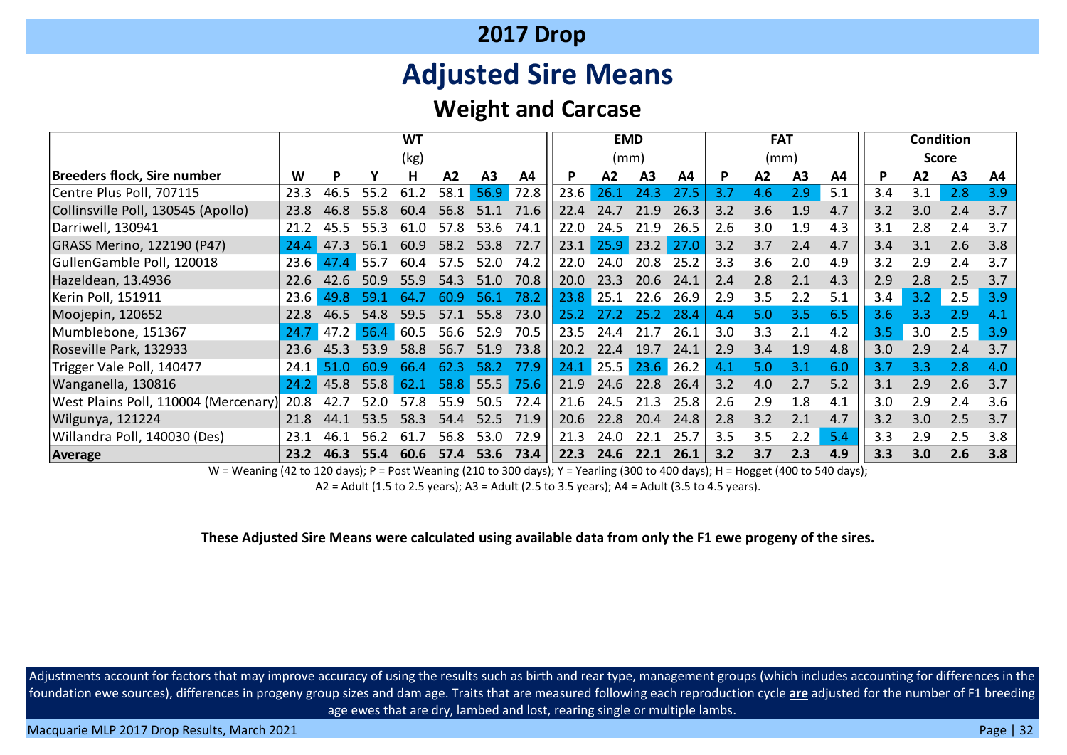## 2017 Drop

# Adjusted Sire Means

### Weight and Carcase

| | WT (kg) | | | | | | | EMD (mm) | | | | FAT (mm) | | | | Condition Score | | | |
|---|---|---|---|---|---|---|---|---|---|---|---|---|---|---|---|---|---|---|---|
| Breeders flock, Sire number | W | P | Y | H | A2 | A3 | A4 | P | A2 | A3 | A4 | P | A2 | A3 | A4 | P | A2 | A3 | A4 |
| Centre Plus Poll, 707115 | 23.3 | 46.5 | 55.2 | 61.2 | 58.1 | 56.9 | 72.8 | 23.6 | 26.1 | 24.3 | 27.5 | 3.7 | 4.6 | 2.9 | 5.1 | 3.4 | 3.1 | 2.8 | 3.9 |
| Collinsville Poll, 130545 (Apollo) | 23.8 | 46.8 | 55.8 | 60.4 | 56.8 | 51.1 | 71.6 | 22.4 | 24.7 | 21.9 | 26.3 | 3.2 | 3.6 | 1.9 | 4.7 | 3.2 | 3.0 | 2.4 | 3.7 |
| Darriwell, 130941 | 21.2 | 45.5 | 55.3 | 61.0 | 57.8 | 53.6 | 74.1 | 22.0 | 24.5 | 21.9 | 26.5 | 2.6 | 3.0 | 1.9 | 4.3 | 3.1 | 2.8 | 2.4 | 3.7 |
| GRASS Merino, 122190 (P47) | 24.4 | 47.3 | 56.1 | 60.9 | 58.2 | 53.8 | 72.7 | 23.1 | 25.9 | 23.2 | 27.0 | 3.2 | 3.7 | 2.4 | 4.7 | 3.4 | 3.1 | 2.6 | 3.8 |
| GullenGamble Poll, 120018 | 23.6 | 47.4 | 55.7 | 60.4 | 57.5 | 52.0 | 74.2 | 22.0 | 24.0 | 20.8 | 25.2 | 3.3 | 3.6 | 2.0 | 4.9 | 3.2 | 2.9 | 2.4 | 3.7 |
| Hazeldean, 13.4936 | 22.6 | 42.6 | 50.9 | 55.9 | 54.3 | 51.0 | 70.8 | 20.0 | 23.3 | 20.6 | 24.1 | 2.4 | 2.8 | 2.1 | 4.3 | 2.9 | 2.8 | 2.5 | 3.7 |
| Kerin Poll, 151911 | 23.6 | 49.8 | 59.1 | 64.7 | 60.9 | 56.1 | 78.2 | 23.8 | 25.1 | 22.6 | 26.9 | 2.9 | 3.5 | 2.2 | 5.1 | 3.4 | 3.2 | 2.5 | 3.9 |
| Moojepin, 120652 | 22.8 | 46.5 | 54.8 | 59.5 | 57.1 | 55.8 | 73.0 | 25.2 | 27.2 | 25.2 | 28.4 | 4.4 | 5.0 | 3.5 | 6.5 | 3.6 | 3.3 | 2.9 | 4.1 |
| Mumblebone, 151367 | 24.7 | 47.2 | 56.4 | 60.5 | 56.6 | 52.9 | 70.5 | 23.5 | 24.4 | 21.7 | 26.1 | 3.0 | 3.3 | 2.1 | 4.2 | 3.5 | 3.0 | 2.5 | 3.9 |
| Roseville Park, 132933 | 23.6 | 45.3 | 53.9 | 58.8 | 56.7 | 51.9 | 73.8 | 20.2 | 22.4 | 19.7 | 24.1 | 2.9 | 3.4 | 1.9 | 4.8 | 3.0 | 2.9 | 2.4 | 3.7 |
| Trigger Vale Poll, 140477 | 24.1 | 51.0 | 60.9 | 66.4 | 62.3 | 58.2 | 77.9 | 24.1 | 25.5 | 23.6 | 26.2 | 4.1 | 5.0 | 3.1 | 6.0 | 3.7 | 3.3 | 2.8 | 4.0 |
| Wanganella, 130816 | 24.2 | 45.8 | 55.8 | 62.1 | 58.8 | 55.5 | 75.6 | 21.9 | 24.6 | 22.8 | 26.4 | 3.2 | 4.0 | 2.7 | 5.2 | 3.1 | 2.9 | 2.6 | 3.7 |
| West Plains Poll, 110004 (Mercenary) | 20.8 | 42.7 | 52.0 | 57.8 | 55.9 | 50.5 | 72.4 | 21.6 | 24.5 | 21.3 | 25.8 | 2.6 | 2.9 | 1.8 | 4.1 | 3.0 | 2.9 | 2.4 | 3.6 |
| Wilgunya, 121224 | 21.8 | 44.1 | 53.5 | 58.3 | 54.4 | 52.5 | 71.9 | 20.6 | 22.8 | 20.4 | 24.8 | 2.8 | 3.2 | 2.1 | 4.7 | 3.2 | 3.0 | 2.5 | 3.7 |
| Willandra Poll, 140030 (Des) | 23.1 | 46.1 | 56.2 | 61.7 | 56.8 | 53.0 | 72.9 | 21.3 | 24.0 | 22.1 | 25.7 | 3.5 | 3.5 | 2.2 | 5.4 | 3.3 | 2.9 | 2.5 | 3.8 |
| **Average** | **23.2** | **46.3** | **55.4** | **60.6** | **57.4** | **53.6** | **73.4** | **22.3** | **24.6** | **22.1** | **26.1** | **3.2** | **3.7** | **2.3** | **4.9** | **3.3** | **3.0** | **2.6** | **3.8** |

W = Weaning (42 to 120 days); P = Post Weaning (210 to 300 days); Y = Yearling (300 to 400 days); H = Hogget (400 to 540 days);
A2 = Adult (1.5 to 2.5 years); A3 = Adult (2.5 to 3.5 years); A4 = Adult (3.5 to 4.5 years).

**These Adjusted Sire Means were calculated using available data from only the F1 ewe progeny of the sires.**

Adjustments account for factors that may improve accuracy of using the results such as birth and rear type, management groups (which includes accounting for differences in the foundation ewe sources), differences in progeny group sizes and dam age. Traits that are measured following each reproduction cycle **are** adjusted for the number of F1 breeding age ewes that are dry, lambed and lost, rearing single or multiple lambs.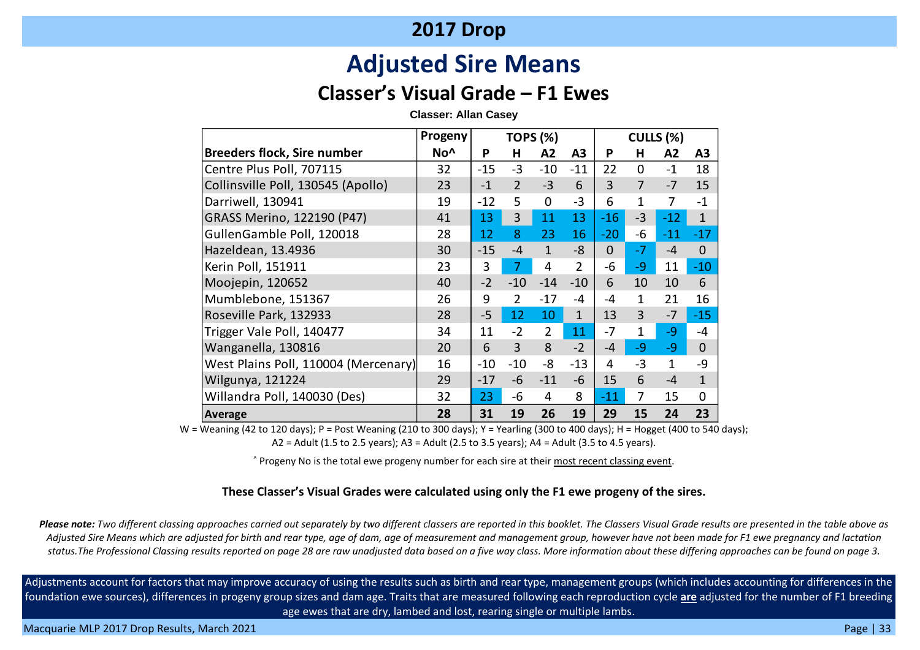# 2017 Drop

## Adjusted Sire Means

### Classer's Visual Grade – F1 Ewes

**Classer: Allan Casey**

| Breeders flock, Sire number | Progeny No^ | TOPS (%) | | | | CULLS (%) | | | |
|---|---|---|---|---|---|---|---|---|---|
| | | P | H | A2 | A3 | P | H | A2 | A3 |
| Centre Plus Poll, 707115 | 32 | -15 | -3 | -10 | -11 | 22 | 0 | -1 | 18 |
| Collinsville Poll, 130545 (Apollo) | 23 | -1 | 2 | -3 | 6 | 3 | 7 | -7 | 15 |
| Darriwell, 130941 | 19 | -12 | 5 | 0 | -3 | 6 | 1 | 7 | -1 |
| GRASS Merino, 122190 (P47) | 41 | 13 | 3 | 11 | 13 | -16 | -3 | -12 | 1 |
| GullenGamble Poll, 120018 | 28 | 12 | 8 | 23 | 16 | -20 | -6 | -11 | -17 |
| Hazeldean, 13.4936 | 30 | -15 | -4 | 1 | -8 | 0 | -7 | -4 | 0 |
| Kerin Poll, 151911 | 23 | 3 | 7 | 4 | 2 | -6 | -9 | 11 | -10 |
| Moojepin, 120652 | 40 | -2 | -10 | -14 | -10 | 6 | 10 | 10 | 6 |
| Mumblebone, 151367 | 26 | 9 | 2 | -17 | -4 | -4 | 1 | 21 | 16 |
| Roseville Park, 132933 | 28 | -5 | 12 | 10 | 1 | 13 | 3 | -7 | -15 |
| Trigger Vale Poll, 140477 | 34 | 11 | -2 | 2 | 11 | -7 | 1 | -9 | -4 |
| Wanganella, 130816 | 20 | 6 | 3 | 8 | -2 | -4 | -9 | -9 | 0 |
| West Plains Poll, 110004 (Mercenary) | 16 | -10 | -10 | -8 | -13 | 4 | -3 | 1 | -9 |
| Wilgunya, 121224 | 29 | -17 | -6 | -11 | -6 | 15 | 6 | -4 | 1 |
| Willandra Poll, 140030 (Des) | 32 | 23 | -6 | 4 | 8 | -11 | 7 | 15 | 0 |
| **Average** | **28** | **31** | **19** | **26** | **19** | **29** | **15** | **24** | **23** |

W = Weaning (42 to 120 days); P = Post Weaning (210 to 300 days); Y = Yearling (300 to 400 days); H = Hogget (400 to 540 days); A2 = Adult (1.5 to 2.5 years); A3 = Adult (2.5 to 3.5 years); A4 = Adult (3.5 to 4.5 years).

^ Progeny No is the total ewe progeny number for each sire at their most recent classing event.

**These Classer's Visual Grades were calculated using only the F1 ewe progeny of the sires.**

***Please note:*** *Two different classing approaches carried out separately by two different classers are reported in this booklet. The Classers Visual Grade results are presented in the table above as Adjusted Sire Means which are adjusted for birth and rear type, age of dam, age of measurement and management group, however have not been made for F1 ewe pregnancy and lactation status. The Professional Classing results reported on page 28 are raw unadjusted data based on a five way class. More information about these differing approaches can be found on page 3.*

Adjustments account for factors that may improve accuracy of using the results such as birth and rear type, management groups (which includes accounting for differences in the foundation ewe sources), differences in progeny group sizes and dam age. Traits that are measured following each reproduction cycle **are** adjusted for the number of F1 breeding age ewes that are dry, lambed and lost, rearing single or multiple lambs.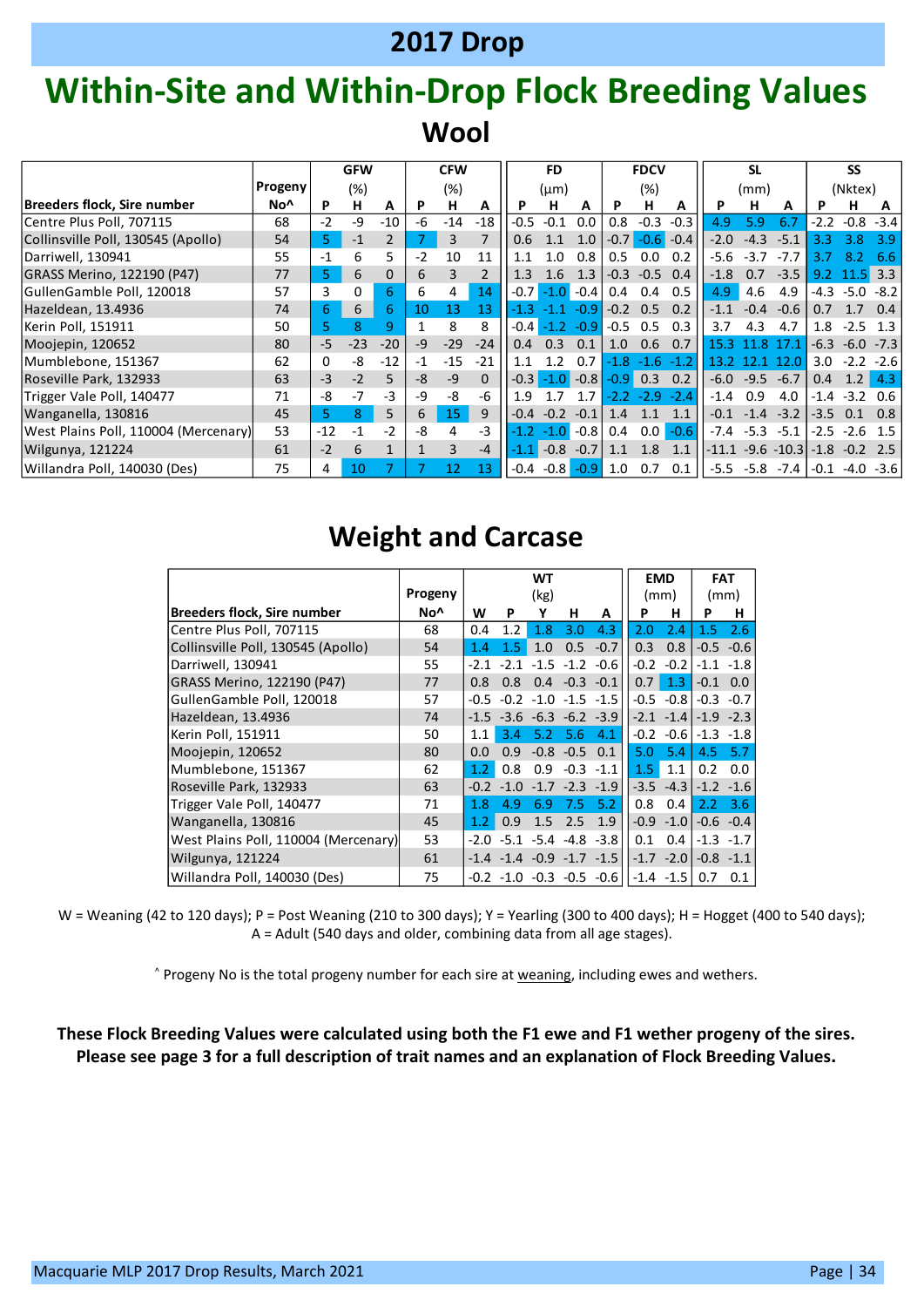## 2017 Drop

# Within-Site and Within-Drop Flock Breeding Values

### Wool

| Breeders flock, Sire number | Progeny No^ | GFW (%) P | GFW H | GFW A | CFW (%) P | CFW H | CFW A | FD (µm) P | FD H | FD A | FDCV (%) P | FDCV H | FDCV A | SL (mm) P | SL H | SL A | SS (Nktex) P | SS H | SS A |
|---|---|---|---|---|---|---|---|---|---|---|---|---|---|---|---|---|---|---|---|
| Centre Plus Poll, 707115 | 68 | -2 | -9 | -10 | -6 | -14 | -18 | -0.5 | -0.1 | 0.0 | 0.8 | -0.3 | -0.3 | 4.9 | 5.9 | 6.7 | -2.2 | -0.8 | -3.4 |
| Collinsville Poll, 130545 (Apollo) | 54 | 5 | -1 | 2 | 7 | 3 | 7 | 0.6 | 1.1 | 1.0 | -0.7 | -0.6 | -0.4 | -2.0 | -4.3 | -5.1 | 3.3 | 3.8 | 3.9 |
| Darriwell, 130941 | 55 | -1 | 6 | 5 | -2 | 10 | 11 | 1.1 | 1.0 | 0.8 | 0.5 | 0.0 | 0.2 | -5.6 | -3.7 | -7.7 | 3.7 | 8.2 | 6.6 |
| GRASS Merino, 122190 (P47) | 77 | 5 | 6 | 0 | 6 | 3 | 2 | 1.3 | 1.6 | 1.3 | -0.3 | -0.5 | 0.4 | -1.8 | 0.7 | -3.5 | 9.2 | 11.5 | 3.3 |
| GullenGamble Poll, 120018 | 57 | 3 | 0 | 6 | 6 | 4 | 14 | -0.7 | -1.0 | -0.4 | 0.4 | 0.4 | 0.5 | 4.9 | 4.6 | 4.9 | -4.3 | -5.0 | -8.2 |
| Hazeldean, 13.4936 | 74 | 6 | 6 | 6 | 10 | 13 | 13 | -1.3 | -1.1 | -0.9 | -0.2 | 0.5 | 0.2 | -1.1 | -0.4 | -0.6 | 0.7 | 1.7 | 0.4 |
| Kerin Poll, 151911 | 50 | 5 | 8 | 9 | 1 | 8 | 8 | -0.4 | -1.2 | -0.9 | -0.5 | 0.5 | 0.3 | 3.7 | 4.3 | 4.7 | 1.8 | -2.5 | 1.3 |
| Moojepin, 120652 | 80 | -5 | -23 | -20 | -9 | -29 | -24 | 0.4 | 0.3 | 0.1 | 1.0 | 0.6 | 0.7 | 15.3 | 11.8 | 17.1 | -6.3 | -6.0 | -7.3 |
| Mumblebone, 151367 | 62 | 0 | -8 | -12 | -1 | -15 | -21 | 1.1 | 1.2 | 0.7 | -1.8 | -1.6 | -1.2 | 13.2 | 12.1 | 12.0 | 3.0 | -2.2 | -2.6 |
| Roseville Park, 132933 | 63 | -3 | -2 | 5 | -8 | -9 | 0 | -0.3 | -1.0 | -0.8 | -0.9 | 0.3 | 0.2 | -6.0 | -9.5 | -6.7 | 0.4 | 1.2 | 4.3 |
| Trigger Vale Poll, 140477 | 71 | -8 | -7 | -3 | -9 | -8 | -6 | 1.9 | 1.7 | 1.7 | -2.2 | -2.9 | -2.4 | -1.4 | 0.9 | 4.0 | -1.4 | -3.2 | 0.6 |
| Wanganella, 130816 | 45 | 5 | 8 | 5 | 6 | 15 | 9 | -0.4 | -0.2 | -0.1 | 1.4 | 1.1 | 1.1 | -0.1 | -1.4 | -3.2 | -3.5 | 0.1 | 0.8 |
| West Plains Poll, 110004 (Mercenary) | 53 | -12 | -1 | -2 | -8 | 4 | -3 | -1.2 | -1.0 | -0.8 | 0.4 | 0.0 | -0.6 | -7.4 | -5.3 | -5.1 | -2.5 | -2.6 | 1.5 |
| Wilgunya, 121224 | 61 | -2 | 6 | 1 | 1 | 3 | -4 | -1.1 | -0.8 | -0.7 | 1.1 | 1.8 | 1.1 | -11.1 | -9.6 | -10.3 | -1.8 | -0.2 | 2.5 |
| Willandra Poll, 140030 (Des) | 75 | 4 | 10 | 7 | 7 | 12 | 13 | -0.4 | -0.8 | -0.9 | 1.0 | 0.7 | 0.1 | -5.5 | -5.8 | -7.4 | -0.1 | -4.0 | -3.6 |

## Weight and Carcase

| Breeders flock, Sire number | Progeny No^ | WT (kg) W | WT P | WT Y | WT H | WT A | EMD (mm) P | EMD H | FAT (mm) P | FAT H |
|---|---|---|---|---|---|---|---|---|---|---|
| Centre Plus Poll, 707115 | 68 | 0.4 | 1.2 | 1.8 | 3.0 | 4.3 | 2.0 | 2.4 | 1.5 | 2.6 |
| Collinsville Poll, 130545 (Apollo) | 54 | 1.4 | 1.5 | 1.0 | 0.5 | -0.7 | 0.3 | 0.8 | -0.5 | -0.6 |
| Darriwell, 130941 | 55 | -2.1 | -2.1 | -1.5 | -1.2 | -0.6 | -0.2 | -0.2 | -1.1 | -1.8 |
| GRASS Merino, 122190 (P47) | 77 | 0.8 | 0.8 | 0.4 | -0.3 | -0.1 | 0.7 | 1.3 | -0.1 | 0.0 |
| GullenGamble Poll, 120018 | 57 | -0.5 | -0.2 | -1.0 | -1.5 | -1.5 | -0.5 | -0.8 | -0.3 | -0.7 |
| Hazeldean, 13.4936 | 74 | -1.5 | -3.6 | -6.3 | -6.2 | -3.9 | -2.1 | -1.4 | -1.9 | -2.3 |
| Kerin Poll, 151911 | 50 | 1.1 | 3.4 | 5.2 | 5.6 | 4.1 | -0.2 | -0.6 | -1.3 | -1.8 |
| Moojepin, 120652 | 80 | 0.0 | 0.9 | -0.8 | -0.5 | 0.1 | 5.0 | 5.4 | 4.5 | 5.7 |
| Mumblebone, 151367 | 62 | 1.2 | 0.8 | 0.9 | -0.3 | -1.1 | 1.5 | 1.1 | 0.2 | 0.0 |
| Roseville Park, 132933 | 63 | -0.2 | -1.0 | -1.7 | -2.3 | -1.9 | -3.5 | -4.3 | -1.2 | -1.6 |
| Trigger Vale Poll, 140477 | 71 | 1.8 | 4.9 | 6.9 | 7.5 | 5.2 | 0.8 | 0.4 | 2.2 | 3.6 |
| Wanganella, 130816 | 45 | 1.2 | 0.9 | 1.5 | 2.5 | 1.9 | -0.9 | -1.0 | -0.6 | -0.4 |
| West Plains Poll, 110004 (Mercenary) | 53 | -2.0 | -5.1 | -5.4 | -4.8 | -3.8 | 0.1 | 0.4 | -1.3 | -1.7 |
| Wilgunya, 121224 | 61 | -1.4 | -1.4 | -0.9 | -1.7 | -1.5 | -1.7 | -2.0 | -0.8 | -1.1 |
| Willandra Poll, 140030 (Des) | 75 | -0.2 | -1.0 | -0.3 | -0.5 | -0.6 | -1.4 | -1.5 | 0.7 | 0.1 |

W = Weaning (42 to 120 days); P = Post Weaning (210 to 300 days); Y = Yearling (300 to 400 days); H = Hogget (400 to 540 days); A = Adult (540 days and older, combining data from all age stages).

^ Progeny No is the total progeny number for each sire at weaning, including ewes and wethers.

**These Flock Breeding Values were calculated using both the F1 ewe and F1 wether progeny of the sires. Please see page 3 for a full description of trait names and an explanation of Flock Breeding Values.**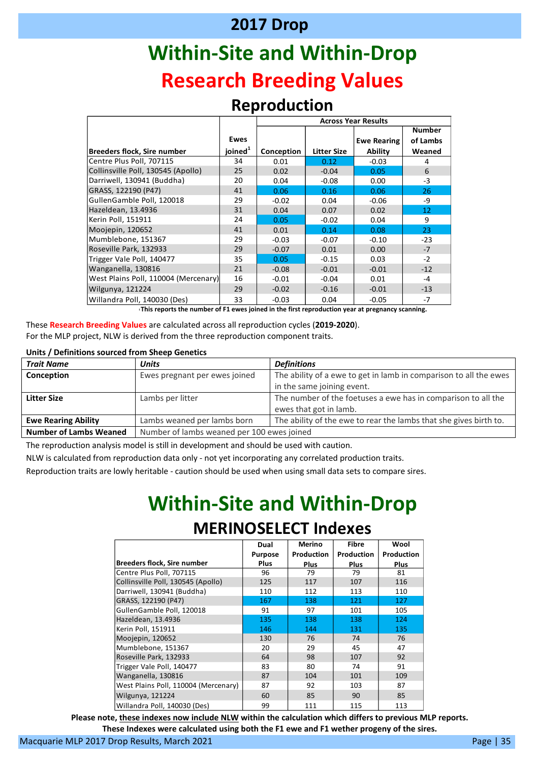# 2017 Drop

# Within-Site and Within-Drop

# Research Breeding Values

## Reproduction

| Breeders flock, Sire number | Ewes joined[1] | Across Year Results | | | |
|---|---|---|---|---|---|
| | | Conception | Litter Size | Ewe Rearing Ability | Number of Lambs Weaned |
| Centre Plus Poll, 707115 | 34 | 0.01 | 0.12 | -0.03 | 4 |
| Collinsville Poll, 130545 (Apollo) | 25 | 0.02 | -0.04 | 0.05 | 6 |
| Darriwell, 130941 (Buddha) | 20 | 0.04 | -0.08 | 0.00 | -3 |
| GRASS, 122190 (P47) | 41 | 0.06 | 0.16 | 0.06 | 26 |
| GullenGamble Poll, 120018 | 29 | -0.02 | 0.04 | -0.06 | -9 |
| Hazeldean, 13.4936 | 31 | 0.04 | 0.07 | 0.02 | 12 |
| Kerin Poll, 151911 | 24 | 0.05 | -0.02 | 0.04 | 9 |
| Moojepin, 120652 | 41 | 0.01 | 0.14 | 0.08 | 23 |
| Mumblebone, 151367 | 29 | -0.03 | -0.07 | -0.10 | -23 |
| Roseville Park, 132933 | 29 | -0.07 | 0.01 | 0.00 | -7 |
| Trigger Vale Poll, 140477 | 35 | 0.05 | -0.15 | 0.03 | -2 |
| Wanganella, 130816 | 21 | -0.08 | -0.01 | -0.01 | -12 |
| West Plains Poll, 110004 (Mercenary) | 16 | -0.01 | -0.04 | 0.01 | -4 |
| Wilgunya, 121224 | 29 | -0.02 | -0.16 | -0.01 | -13 |
| Willandra Poll, 140030 (Des) | 33 | -0.03 | 0.04 | -0.05 | -7 |

[1] **This reports the number of F1 ewes joined in the first reproduction year at pregnancy scanning.**

These **Research Breeding Values** are calculated across all reproduction cycles (**2019-2020**).
For the MLP project, NLW is derived from the three reproduction component traits.

**Units / Definitions sourced from Sheep Genetics**

| *Trait Name* | *Units* | *Definitions* |
|---|---|---|
| **Conception** | Ewes pregnant per ewes joined | The ability of a ewe to get in lamb in comparison to all the ewes in the same joining event. |
| **Litter Size** | Lambs per litter | The number of the foetuses a ewe has in comparison to all the ewes that got in lamb. |
| **Ewe Rearing Ability** | Lambs weaned per lambs born | The ability of the ewe to rear the lambs that she gives birth to. |
| **Number of Lambs Weaned** | Number of lambs weaned per 100 ewes joined | |

The reproduction analysis model is still in development and should be used with caution.

NLW is calculated from reproduction data only - not yet incorporating any correlated production traits.

Reproduction traits are lowly heritable - caution should be used when using small data sets to compare sires.

# Within-Site and Within-Drop

## MERINOSELECT Indexes

| Breeders flock, Sire number | Dual Purpose Plus | Merino Production Plus | Fibre Production Plus | Wool Production Plus |
|---|---|---|---|---|
| Centre Plus Poll, 707115 | 96 | 79 | 79 | 81 |
| Collinsville Poll, 130545 (Apollo) | 125 | 117 | 107 | 116 |
| Darriwell, 130941 (Buddha) | 110 | 112 | 113 | 110 |
| GRASS, 122190 (P47) | 167 | 138 | 121 | 127 |
| GullenGamble Poll, 120018 | 91 | 97 | 101 | 105 |
| Hazeldean, 13.4936 | 135 | 138 | 138 | 124 |
| Kerin Poll, 151911 | 146 | 144 | 131 | 135 |
| Moojepin, 120652 | 130 | 76 | 74 | 76 |
| Mumblebone, 151367 | 20 | 29 | 45 | 47 |
| Roseville Park, 132933 | 64 | 98 | 107 | 92 |
| Trigger Vale Poll, 140477 | 83 | 80 | 74 | 91 |
| Wanganella, 130816 | 87 | 104 | 101 | 109 |
| West Plains Poll, 110004 (Mercenary) | 87 | 92 | 103 | 87 |
| Wilgunya, 121224 | 60 | 85 | 90 | 85 |
| Willandra Poll, 140030 (Des) | 99 | 111 | 115 | 113 |

**Please note, these indexes now include NLW within the calculation which differs to previous MLP reports.**
**These Indexes were calculated using both the F1 ewe and F1 wether progeny of the sires.**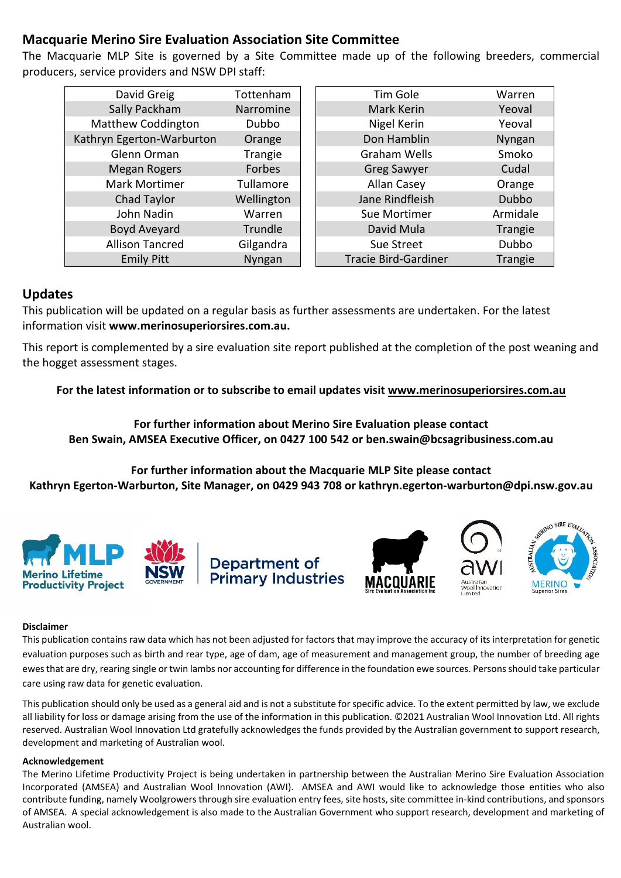## Macquarie Merino Sire Evaluation Association Site Committee

The Macquarie MLP Site is governed by a Site Committee made up of the following breeders, commercial producers, service providers and NSW DPI staff:

| | | | |
|---|---|---|---|
| David Greig | Tottenham | Tim Gole | Warren |
| Sally Packham | Narromine | Mark Kerin | Yeoval |
| Matthew Coddington | Dubbo | Nigel Kerin | Yeoval |
| Kathryn Egerton-Warburton | Orange | Don Hamblin | Nyngan |
| Glenn Orman | Trangie | Graham Wells | Smoko |
| Megan Rogers | Forbes | Greg Sawyer | Cudal |
| Mark Mortimer | Tullamore | Allan Casey | Orange |
| Chad Taylor | Wellington | Jane Rindfleish | Dubbo |
| John Nadin | Warren | Sue Mortimer | Armidale |
| Boyd Aveyard | Trundle | David Mula | Trangie |
| Allison Tancred | Gilgandra | Sue Street | Dubbo |
| Emily Pitt | Nyngan | Tracie Bird-Gardiner | Trangie |

## Updates

This publication will be updated on a regular basis as further assessments are undertaken. For the latest information visit **www.merinosuperiorsires.com.au.**

This report is complemented by a sire evaluation site report published at the completion of the post weaning and the hogget assessment stages.

**For the latest information or to subscribe to email updates visit www.merinosuperiorsires.com.au**

**For further information about Merino Sire Evaluation please contact**
**Ben Swain, AMSEA Executive Officer, on 0427 100 542 or ben.swain@bcsagribusiness.com.au**

**For further information about the Macquarie MLP Site please contact**
**Kathryn Egerton-Warburton, Site Manager, on 0429 943 708 or kathryn.egerton-warburton@dpi.nsw.gov.au**

MLP Merino Lifetime Productivity Project | NSW Government Department of Primary Industries | Macquarie Sire Evaluation Association Inc | AWI Australian Wool Innovation Limited | Australian Merino Sire Evaluation Association Merino Superior Sires

**Disclaimer**

This publication contains raw data which has not been adjusted for factors that may improve the accuracy of its interpretation for genetic evaluation purposes such as birth and rear type, age of dam, age of measurement and management group, the number of breeding age ewes that are dry, rearing single or twin lambs nor accounting for difference in the foundation ewe sources. Persons should take particular care using raw data for genetic evaluation.

This publication should only be used as a general aid and is not a substitute for specific advice. To the extent permitted by law, we exclude all liability for loss or damage arising from the use of the information in this publication. ©2021 Australian Wool Innovation Ltd. All rights reserved. Australian Wool Innovation Ltd gratefully acknowledges the funds provided by the Australian government to support research, development and marketing of Australian wool.

**Acknowledgement**

The Merino Lifetime Productivity Project is being undertaken in partnership between the Australian Merino Sire Evaluation Association Incorporated (AMSEA) and Australian Wool Innovation (AWI). AMSEA and AWI would like to acknowledge those entities who also contribute funding, namely Woolgrowers through sire evaluation entry fees, site hosts, site committee in-kind contributions, and sponsors of AMSEA. A special acknowledgement is also made to the Australian Government who support research, development and marketing of Australian wool.